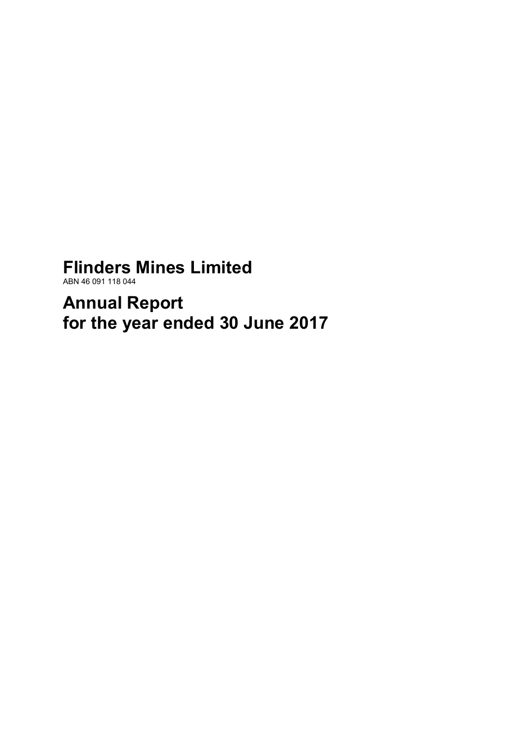# Flinders Mines Limited

ABN 46 091 118 044

# Annual Report
# for the year ended 30 June 2017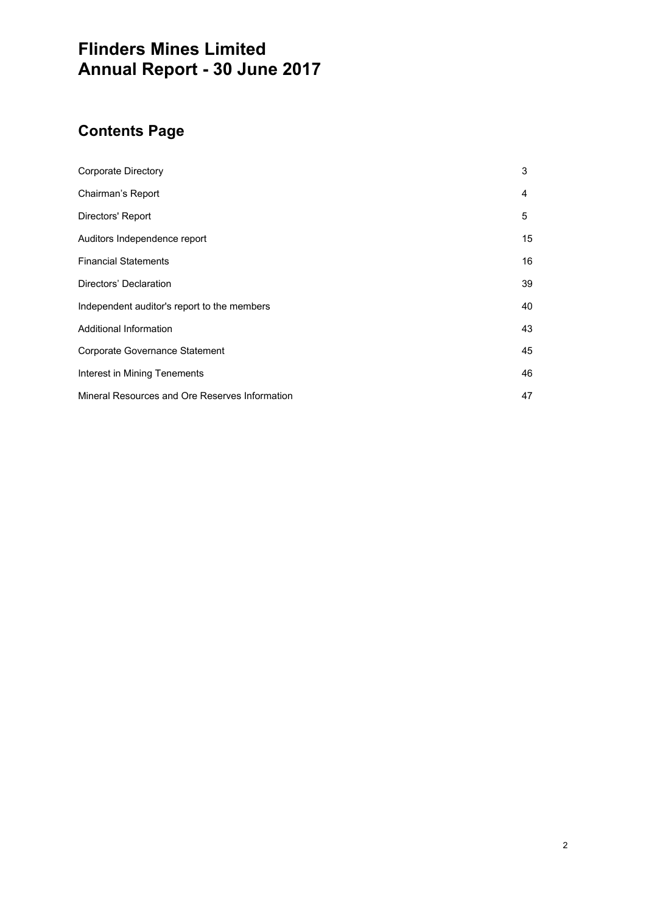# Flinders Mines Limited
# Annual Report - 30 June 2017

## Contents Page

| | |
|---|---|
| Corporate Directory | 3 |
| Chairman's Report | 4 |
| Directors' Report | 5 |
| Auditors Independence report | 15 |
| Financial Statements | 16 |
| Directors' Declaration | 39 |
| Independent auditor's report to the members | 40 |
| Additional Information | 43 |
| Corporate Governance Statement | 45 |
| Interest in Mining Tenements | 46 |
| Mineral Resources and Ore Reserves Information | 47 |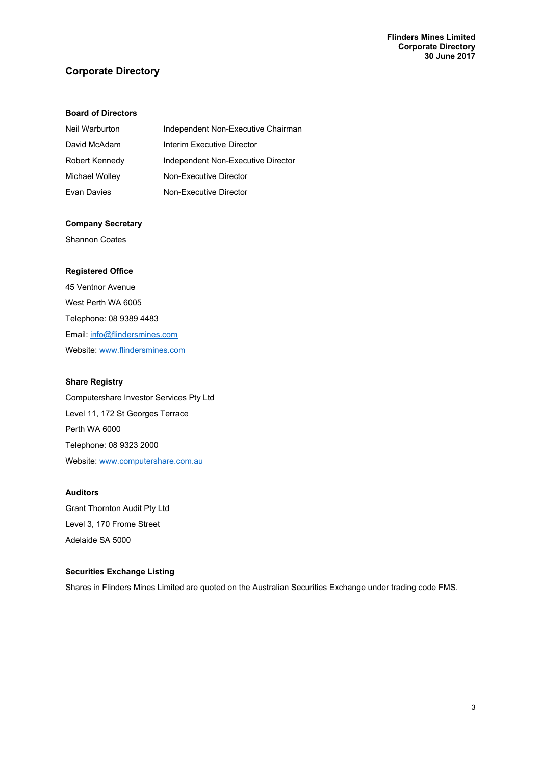# Corporate Directory

### Board of Directors

| | |
|---|---|
| Neil Warburton | Independent Non-Executive Chairman |
| David McAdam | Interim Executive Director |
| Robert Kennedy | Independent Non-Executive Director |
| Michael Wolley | Non-Executive Director |
| Evan Davies | Non-Executive Director |

### Company Secretary

Shannon Coates

### Registered Office

45 Ventnor Avenue

West Perth WA 6005

Telephone: 08 9389 4483

Email: info@flindersmines.com

Website: www.flindersmines.com

### Share Registry

Computershare Investor Services Pty Ltd

Level 11, 172 St Georges Terrace

Perth WA 6000

Telephone: 08 9323 2000

Website: www.computershare.com.au

### Auditors

Grant Thornton Audit Pty Ltd

Level 3, 170 Frome Street

Adelaide SA 5000

### Securities Exchange Listing

Shares in Flinders Mines Limited are quoted on the Australian Securities Exchange under trading code FMS.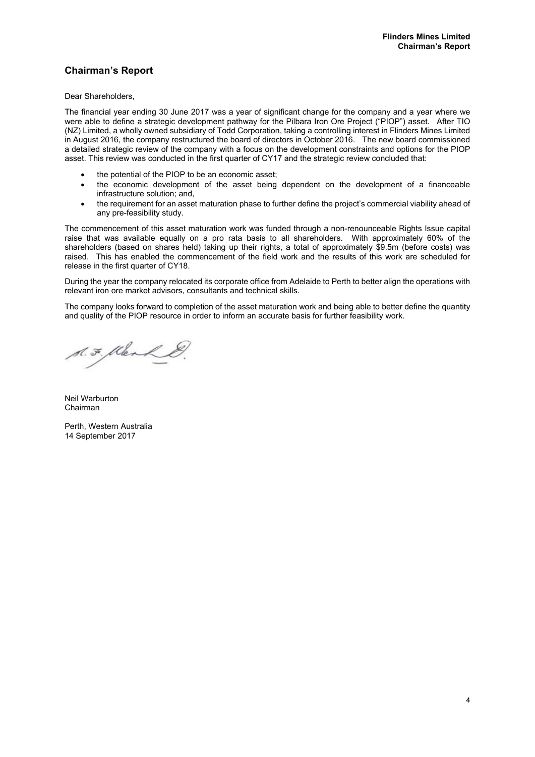## Chairman's Report

Dear Shareholders,

The financial year ending 30 June 2017 was a year of significant change for the company and a year where we were able to define a strategic development pathway for the Pilbara Iron Ore Project ("PIOP") asset. After TIO (NZ) Limited, a wholly owned subsidiary of Todd Corporation, taking a controlling interest in Flinders Mines Limited in August 2016, the company restructured the board of directors in October 2016. The new board commissioned a detailed strategic review of the company with a focus on the development constraints and options for the PIOP asset. This review was conducted in the first quarter of CY17 and the strategic review concluded that:

- the potential of the PIOP to be an economic asset;
- the economic development of the asset being dependent on the development of a financeable infrastructure solution; and,
- the requirement for an asset maturation phase to further define the project's commercial viability ahead of any pre-feasibility study.

The commencement of this asset maturation work was funded through a non-renounceable Rights Issue capital raise that was available equally on a pro rata basis to all shareholders. With approximately 60% of the shareholders (based on shares held) taking up their rights, a total of approximately $9.5m (before costs) was raised. This has enabled the commencement of the field work and the results of this work are scheduled for release in the first quarter of CY18.

During the year the company relocated its corporate office from Adelaide to Perth to better align the operations with relevant iron ore market advisors, consultants and technical skills.

The company looks forward to completion of the asset maturation work and being able to better define the quantity and quality of the PIOP resource in order to inform an accurate basis for further feasibility work.

Neil Warburton
Chairman

Perth, Western Australia
14 September 2017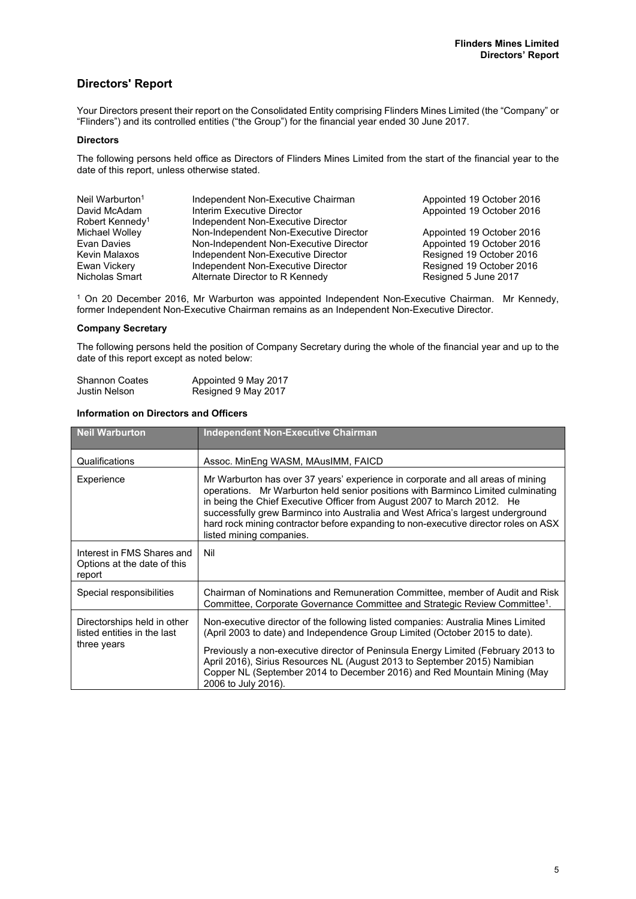# Directors' Report

Your Directors present their report on the Consolidated Entity comprising Flinders Mines Limited (the "Company" or "Flinders") and its controlled entities ("the Group") for the financial year ended 30 June 2017.

**Directors**

The following persons held office as Directors of Flinders Mines Limited from the start of the financial year to the date of this report, unless otherwise stated.

| | | |
|---|---|---|
| Neil Warburton[1] | Independent Non-Executive Chairman | Appointed 19 October 2016 |
| David McAdam | Interim Executive Director | Appointed 19 October 2016 |
| Robert Kennedy[1] | Independent Non-Executive Director | |
| Michael Wolley | Non-Independent Non-Executive Director | Appointed 19 October 2016 |
| Evan Davies | Non-Independent Non-Executive Director | Appointed 19 October 2016 |
| Kevin Malaxos | Independent Non-Executive Director | Resigned 19 October 2016 |
| Ewan Vickery | Independent Non-Executive Director | Resigned 19 October 2016 |
| Nicholas Smart | Alternate Director to R Kennedy | Resigned 5 June 2017 |

[1] On 20 December 2016, Mr Warburton was appointed Independent Non-Executive Chairman. Mr Kennedy, former Independent Non-Executive Chairman remains as an Independent Non-Executive Director.

**Company Secretary**

The following persons held the position of Company Secretary during the whole of the financial year and up to the date of this report except as noted below:

| | |
|---|---|
| Shannon Coates | Appointed 9 May 2017 |
| Justin Nelson | Resigned 9 May 2017 |

**Information on Directors and Officers**

| Neil Warburton | Independent Non-Executive Chairman |
|---|---|
| Qualifications | Assoc. MinEng WASM, MAusIMM, FAICD |
| Experience | Mr Warburton has over 37 years' experience in corporate and all areas of mining operations. Mr Warburton held senior positions with Barminco Limited culminating in being the Chief Executive Officer from August 2007 to March 2012. He successfully grew Barminco into Australia and West Africa's largest underground hard rock mining contractor before expanding to non-executive director roles on ASX listed mining companies. |
| Interest in FMS Shares and Options at the date of this report | Nil |
| Special responsibilities | Chairman of Nominations and Remuneration Committee, member of Audit and Risk Committee, Corporate Governance Committee and Strategic Review Committee[1]. |
| Directorships held in other listed entities in the last three years | Non-executive director of the following listed companies: Australia Mines Limited (April 2003 to date) and Independence Group Limited (October 2015 to date).<br><br>Previously a non-executive director of Peninsula Energy Limited (February 2013 to April 2016), Sirius Resources NL (August 2013 to September 2015) Namibian Copper NL (September 2014 to December 2016) and Red Mountain Mining (May 2006 to July 2016). |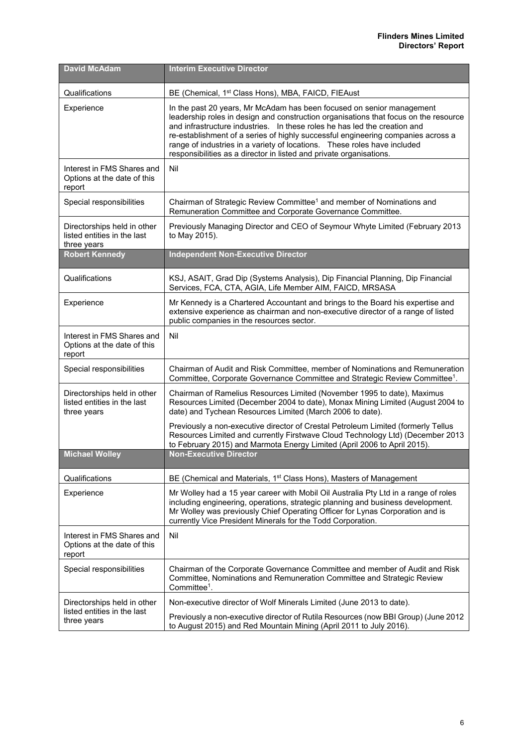| David McAdam | Interim Executive Director |
|---|---|
| Qualifications | BE (Chemical, 1st Class Hons), MBA, FAICD, FIEAust |
| Experience | In the past 20 years, Mr McAdam has been focused on senior management leadership roles in design and construction organisations that focus on the resource and infrastructure industries. In these roles he has led the creation and re-establishment of a series of highly successful engineering companies across a range of industries in a variety of locations. These roles have included responsibilities as a director in listed and private organisations. |
| Interest in FMS Shares and Options at the date of this report | Nil |
| Special responsibilities | Chairman of Strategic Review Committee[1] and member of Nominations and Remuneration Committee and Corporate Governance Committee. |
| Directorships held in other listed entities in the last three years | Previously Managing Director and CEO of Seymour Whyte Limited (February 2013 to May 2015). |
| **Robert Kennedy** | **Independent Non-Executive Director** |
| Qualifications | KSJ, ASAIT, Grad Dip (Systems Analysis), Dip Financial Planning, Dip Financial Services, FCA, CTA, AGIA, Life Member AIM, FAICD, MRSASA |
| Experience | Mr Kennedy is a Chartered Accountant and brings to the Board his expertise and extensive experience as chairman and non-executive director of a range of listed public companies in the resources sector. |
| Interest in FMS Shares and Options at the date of this report | Nil |
| Special responsibilities | Chairman of Audit and Risk Committee, member of Nominations and Remuneration Committee, Corporate Governance Committee and Strategic Review Committee[1]. |
| Directorships held in other listed entities in the last three years | Chairman of Ramelius Resources Limited (November 1995 to date), Maximus Resources Limited (December 2004 to date), Monax Mining Limited (August 2004 to date) and Tychean Resources Limited (March 2006 to date).<br><br>Previously a non-executive director of Crestal Petroleum Limited (formerly Tellus Resources Limited and currently Firstwave Cloud Technology Ltd) (December 2013 to February 2015) and Marmota Energy Limited (April 2006 to April 2015). |
| **Michael Wolley** | **Non-Executive Director** |
| Qualifications | BE (Chemical and Materials, 1st Class Hons), Masters of Management |
| Experience | Mr Wolley had a 15 year career with Mobil Oil Australia Pty Ltd in a range of roles including engineering, operations, strategic planning and business development. Mr Wolley was previously Chief Operating Officer for Lynas Corporation and is currently Vice President Minerals for the Todd Corporation. |
| Interest in FMS Shares and Options at the date of this report | Nil |
| Special responsibilities | Chairman of the Corporate Governance Committee and member of Audit and Risk Committee, Nominations and Remuneration Committee and Strategic Review Committee[1]. |
| Directorships held in other listed entities in the last three years | Non-executive director of Wolf Minerals Limited (June 2013 to date).<br><br>Previously a non-executive director of Rutila Resources (now BBI Group) (June 2012 to August 2015) and Red Mountain Mining (April 2011 to July 2016). |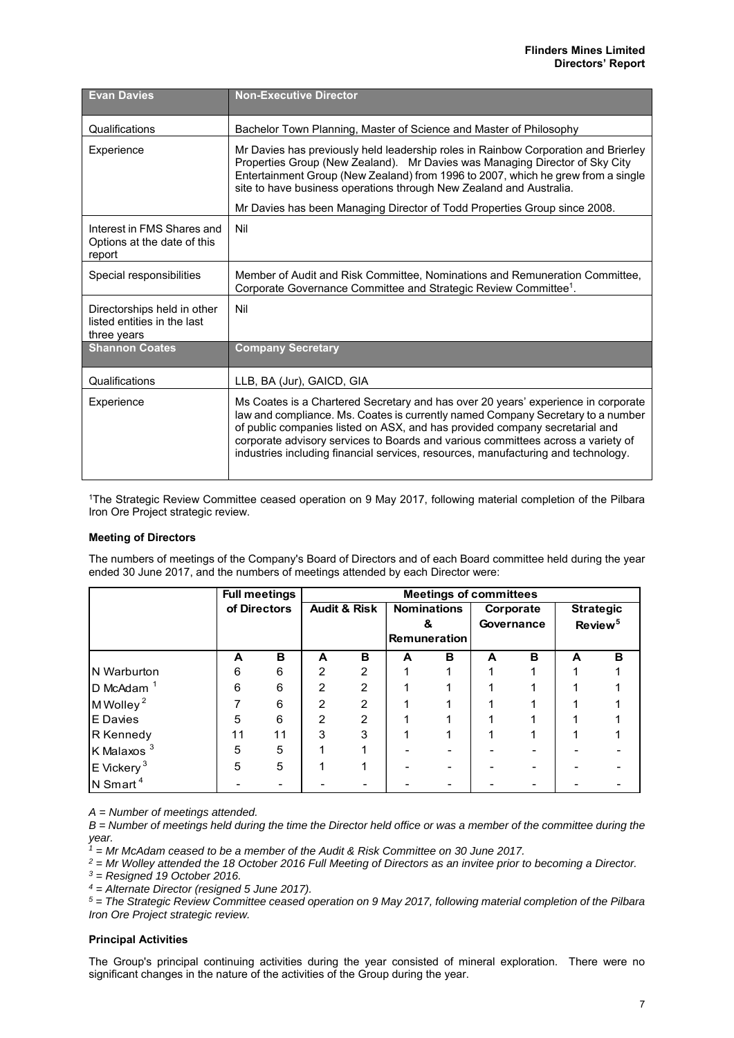| Evan Davies | Non-Executive Director |
|---|---|
| Qualifications | Bachelor Town Planning, Master of Science and Master of Philosophy |
| Experience | Mr Davies has previously held leadership roles in Rainbow Corporation and Brierley Properties Group (New Zealand). Mr Davies was Managing Director of Sky City Entertainment Group (New Zealand) from 1996 to 2007, which he grew from a single site to have business operations through New Zealand and Australia.<br><br>Mr Davies has been Managing Director of Todd Properties Group since 2008. |
| Interest in FMS Shares and Options at the date of this report | Nil |
| Special responsibilities | Member of Audit and Risk Committee, Nominations and Remuneration Committee, Corporate Governance Committee and Strategic Review Committee[1]. |
| Directorships held in other listed entities in the last three years | Nil |
| **Shannon Coates** | **Company Secretary** |
| Qualifications | LLB, BA (Jur), GAICD, GIA |
| Experience | Ms Coates is a Chartered Secretary and has over 20 years' experience in corporate law and compliance. Ms. Coates is currently named Company Secretary to a number of public companies listed on ASX, and has provided company secretarial and corporate advisory services to Boards and various committees across a variety of industries including financial services, resources, manufacturing and technology. |

[1]The Strategic Review Committee ceased operation on 9 May 2017, following material completion of the Pilbara Iron Ore Project strategic review.

**Meeting of Directors**

The numbers of meetings of the Company's Board of Directors and of each Board committee held during the year ended 30 June 2017, and the numbers of meetings attended by each Director were:

| | Full meetings of Directors | | Meetings of committees | | | | | | | |
|---|---|---|---|---|---|---|---|---|---|---|
| | | | Audit & Risk | | Nominations & Remuneration | | Corporate Governance | | Strategic Review[5] | |
| | A | B | A | B | A | B | A | B | A | B |
| N Warburton | 6 | 6 | 2 | 2 | 1 | 1 | 1 | 1 | 1 | 1 |
| D McAdam [1] | 6 | 6 | 2 | 2 | 1 | 1 | 1 | 1 | 1 | 1 |
| M Wolley[2] | 7 | 6 | 2 | 2 | 1 | 1 | 1 | 1 | 1 | 1 |
| E Davies | 5 | 6 | 2 | 2 | 1 | 1 | 1 | 1 | 1 | 1 |
| R Kennedy | 11 | 11 | 3 | 3 | 1 | 1 | 1 | 1 | 1 | 1 |
| K Malaxos [3] | 5 | 5 | 1 | 1 | - | - | - | - | - | - |
| E Vickery[3] | 5 | 5 | 1 | 1 | - | - | - | - | - | - |
| N Smart[4] | - | - | - | - | - | - | - | - | - | - |

*A = Number of meetings attended.*

*B = Number of meetings held during the time the Director held office or was a member of the committee during the year.*

*[1] = Mr McAdam ceased to be a member of the Audit & Risk Committee on 30 June 2017.*

*[2] = Mr Wolley attended the 18 October 2016 Full Meeting of Directors as an invitee prior to becoming a Director.*

*[3] = Resigned 19 October 2016.*

*[4] = Alternate Director (resigned 5 June 2017).*

*[5] = The Strategic Review Committee ceased operation on 9 May 2017, following material completion of the Pilbara Iron Ore Project strategic review.*

**Principal Activities**

The Group's principal continuing activities during the year consisted of mineral exploration. There were no significant changes in the nature of the activities of the Group during the year.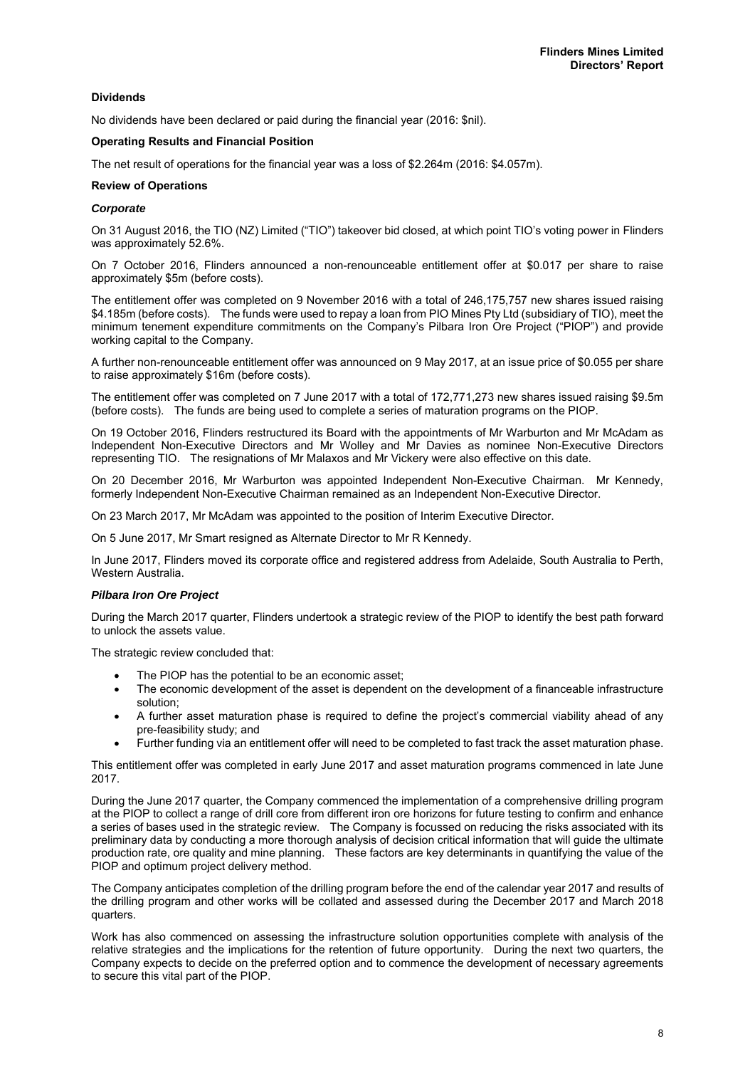### Dividends

No dividends have been declared or paid during the financial year (2016: $nil).

### Operating Results and Financial Position

The net result of operations for the financial year was a loss of $2.264m (2016: $4.057m).

### Review of Operations

#### *Corporate*

On 31 August 2016, the TIO (NZ) Limited ("TIO") takeover bid closed, at which point TIO's voting power in Flinders was approximately 52.6%.

On 7 October 2016, Flinders announced a non-renounceable entitlement offer at $0.017 per share to raise approximately $5m (before costs).

The entitlement offer was completed on 9 November 2016 with a total of 246,175,757 new shares issued raising $4.185m (before costs). The funds were used to repay a loan from PIO Mines Pty Ltd (subsidiary of TIO), meet the minimum tenement expenditure commitments on the Company's Pilbara Iron Ore Project ("PIOP") and provide working capital to the Company.

A further non-renounceable entitlement offer was announced on 9 May 2017, at an issue price of $0.055 per share to raise approximately $16m (before costs).

The entitlement offer was completed on 7 June 2017 with a total of 172,771,273 new shares issued raising $9.5m (before costs). The funds are being used to complete a series of maturation programs on the PIOP.

On 19 October 2016, Flinders restructured its Board with the appointments of Mr Warburton and Mr McAdam as Independent Non-Executive Directors and Mr Wolley and Mr Davies as nominee Non-Executive Directors representing TIO. The resignations of Mr Malaxos and Mr Vickery were also effective on this date.

On 20 December 2016, Mr Warburton was appointed Independent Non-Executive Chairman. Mr Kennedy, formerly Independent Non-Executive Chairman remained as an Independent Non-Executive Director.

On 23 March 2017, Mr McAdam was appointed to the position of Interim Executive Director.

On 5 June 2017, Mr Smart resigned as Alternate Director to Mr R Kennedy.

In June 2017, Flinders moved its corporate office and registered address from Adelaide, South Australia to Perth, Western Australia.

#### *Pilbara Iron Ore Project*

During the March 2017 quarter, Flinders undertook a strategic review of the PIOP to identify the best path forward to unlock the assets value.

The strategic review concluded that:

- The PIOP has the potential to be an economic asset;
- The economic development of the asset is dependent on the development of a financeable infrastructure solution;
- A further asset maturation phase is required to define the project's commercial viability ahead of any pre-feasibility study; and
- Further funding via an entitlement offer will need to be completed to fast track the asset maturation phase.

This entitlement offer was completed in early June 2017 and asset maturation programs commenced in late June 2017.

During the June 2017 quarter, the Company commenced the implementation of a comprehensive drilling program at the PIOP to collect a range of drill core from different iron ore horizons for future testing to confirm and enhance a series of bases used in the strategic review. The Company is focussed on reducing the risks associated with its preliminary data by conducting a more thorough analysis of decision critical information that will guide the ultimate production rate, ore quality and mine planning. These factors are key determinants in quantifying the value of the PIOP and optimum project delivery method.

The Company anticipates completion of the drilling program before the end of the calendar year 2017 and results of the drilling program and other works will be collated and assessed during the December 2017 and March 2018 quarters.

Work has also commenced on assessing the infrastructure solution opportunities complete with analysis of the relative strategies and the implications for the retention of future opportunity. During the next two quarters, the Company expects to decide on the preferred option and to commence the development of necessary agreements to secure this vital part of the PIOP.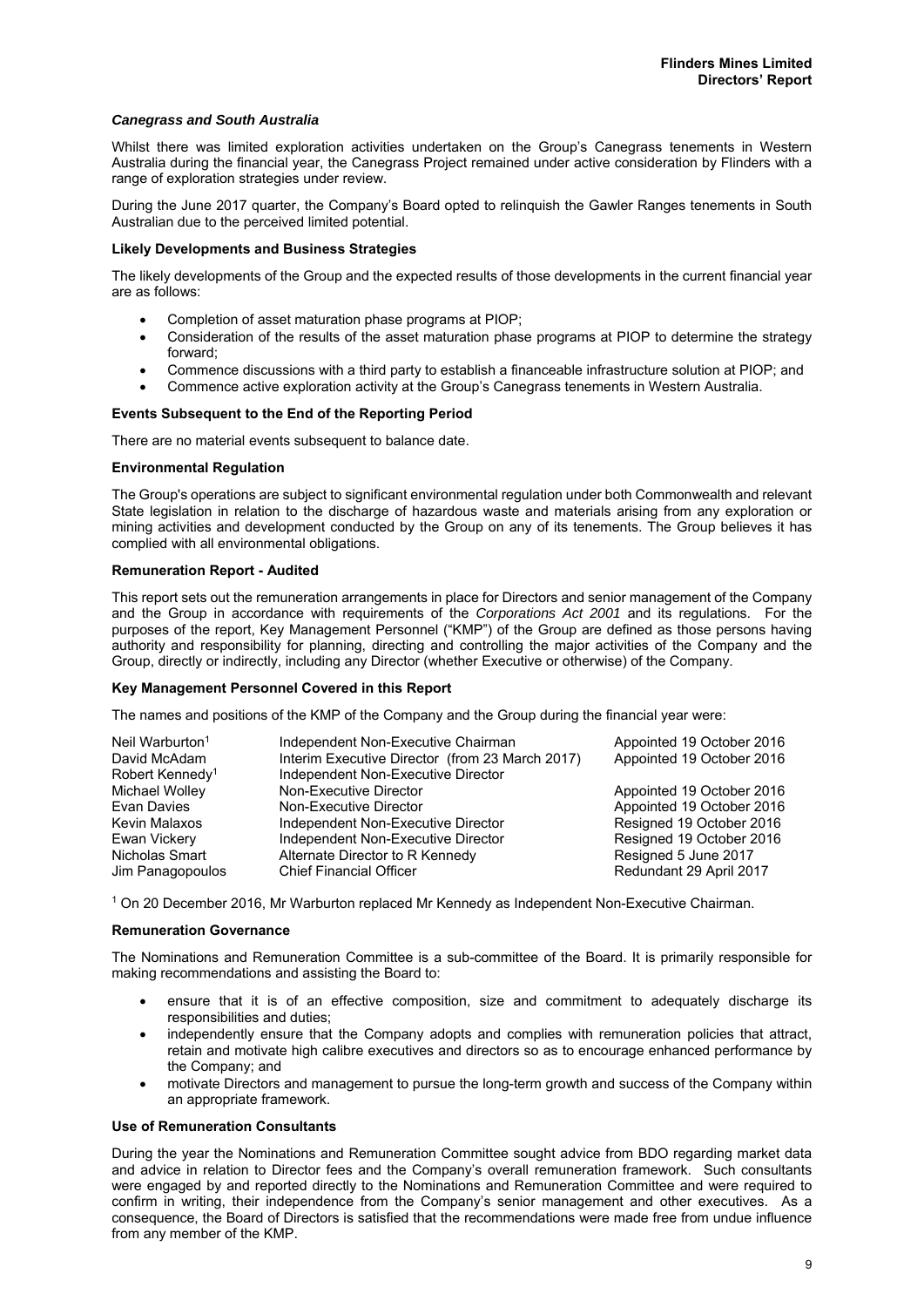### *Canegrass and South Australia*

Whilst there was limited exploration activities undertaken on the Group's Canegrass tenements in Western Australia during the financial year, the Canegrass Project remained under active consideration by Flinders with a range of exploration strategies under review.

During the June 2017 quarter, the Company's Board opted to relinquish the Gawler Ranges tenements in South Australian due to the perceived limited potential.

### Likely Developments and Business Strategies

The likely developments of the Group and the expected results of those developments in the current financial year are as follows:

- Completion of asset maturation phase programs at PIOP;
- Consideration of the results of the asset maturation phase programs at PIOP to determine the strategy forward;
- Commence discussions with a third party to establish a financeable infrastructure solution at PIOP; and
- Commence active exploration activity at the Group's Canegrass tenements in Western Australia.

### Events Subsequent to the End of the Reporting Period

There are no material events subsequent to balance date.

### Environmental Regulation

The Group's operations are subject to significant environmental regulation under both Commonwealth and relevant State legislation in relation to the discharge of hazardous waste and materials arising from any exploration or mining activities and development conducted by the Group on any of its tenements. The Group believes it has complied with all environmental obligations.

### Remuneration Report - Audited

This report sets out the remuneration arrangements in place for Directors and senior management of the Company and the Group in accordance with requirements of the *Corporations Act 2001* and its regulations. For the purposes of the report, Key Management Personnel ("KMP") of the Group are defined as those persons having authority and responsibility for planning, directing and controlling the major activities of the Company and the Group, directly or indirectly, including any Director (whether Executive or otherwise) of the Company.

### Key Management Personnel Covered in this Report

The names and positions of the KMP of the Company and the Group during the financial year were:

| | | |
|---|---|---|
| Neil Warburton[1] | Independent Non-Executive Chairman | Appointed 19 October 2016 |
| David McAdam | Interim Executive Director (from 23 March 2017) | Appointed 19 October 2016 |
| Robert Kennedy[1] | Independent Non-Executive Director | |
| Michael Wolley | Non-Executive Director | Appointed 19 October 2016 |
| Evan Davies | Non-Executive Director | Appointed 19 October 2016 |
| Kevin Malaxos | Independent Non-Executive Director | Resigned 19 October 2016 |
| Ewan Vickery | Independent Non-Executive Director | Resigned 19 October 2016 |
| Nicholas Smart | Alternate Director to R Kennedy | Resigned 5 June 2017 |
| Jim Panagopoulos | Chief Financial Officer | Redundant 29 April 2017 |

[1] On 20 December 2016, Mr Warburton replaced Mr Kennedy as Independent Non-Executive Chairman.

### Remuneration Governance

The Nominations and Remuneration Committee is a sub-committee of the Board. It is primarily responsible for making recommendations and assisting the Board to:

- ensure that it is of an effective composition, size and commitment to adequately discharge its responsibilities and duties;
- independently ensure that the Company adopts and complies with remuneration policies that attract, retain and motivate high calibre executives and directors so as to encourage enhanced performance by the Company; and
- motivate Directors and management to pursue the long-term growth and success of the Company within an appropriate framework.

### Use of Remuneration Consultants

During the year the Nominations and Remuneration Committee sought advice from BDO regarding market data and advice in relation to Director fees and the Company's overall remuneration framework. Such consultants were engaged by and reported directly to the Nominations and Remuneration Committee and were required to confirm in writing, their independence from the Company's senior management and other executives. As a consequence, the Board of Directors is satisfied that the recommendations were made free from undue influence from any member of the KMP.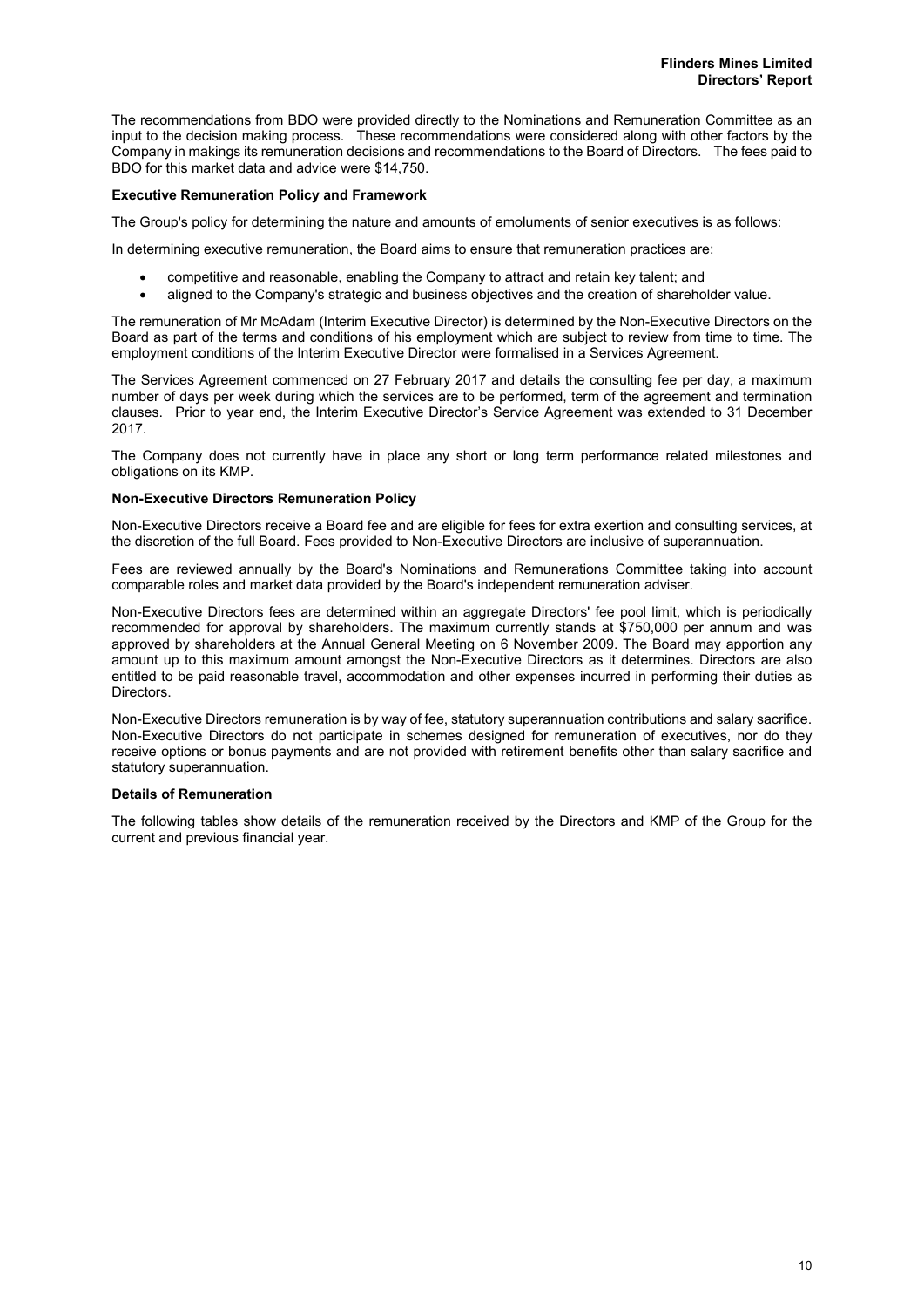The recommendations from BDO were provided directly to the Nominations and Remuneration Committee as an input to the decision making process. These recommendations were considered along with other factors by the Company in makings its remuneration decisions and recommendations to the Board of Directors. The fees paid to BDO for this market data and advice were $14,750.

**Executive Remuneration Policy and Framework**

The Group's policy for determining the nature and amounts of emoluments of senior executives is as follows:

In determining executive remuneration, the Board aims to ensure that remuneration practices are:

- competitive and reasonable, enabling the Company to attract and retain key talent; and
- aligned to the Company's strategic and business objectives and the creation of shareholder value.

The remuneration of Mr McAdam (Interim Executive Director) is determined by the Non-Executive Directors on the Board as part of the terms and conditions of his employment which are subject to review from time to time. The employment conditions of the Interim Executive Director were formalised in a Services Agreement.

The Services Agreement commenced on 27 February 2017 and details the consulting fee per day, a maximum number of days per week during which the services are to be performed, term of the agreement and termination clauses. Prior to year end, the Interim Executive Director's Service Agreement was extended to 31 December 2017.

The Company does not currently have in place any short or long term performance related milestones and obligations on its KMP.

**Non-Executive Directors Remuneration Policy**

Non-Executive Directors receive a Board fee and are eligible for fees for extra exertion and consulting services, at the discretion of the full Board. Fees provided to Non-Executive Directors are inclusive of superannuation.

Fees are reviewed annually by the Board's Nominations and Remunerations Committee taking into account comparable roles and market data provided by the Board's independent remuneration adviser.

Non-Executive Directors fees are determined within an aggregate Directors' fee pool limit, which is periodically recommended for approval by shareholders. The maximum currently stands at $750,000 per annum and was approved by shareholders at the Annual General Meeting on 6 November 2009. The Board may apportion any amount up to this maximum amount amongst the Non-Executive Directors as it determines. Directors are also entitled to be paid reasonable travel, accommodation and other expenses incurred in performing their duties as Directors.

Non-Executive Directors remuneration is by way of fee, statutory superannuation contributions and salary sacrifice. Non-Executive Directors do not participate in schemes designed for remuneration of executives, nor do they receive options or bonus payments and are not provided with retirement benefits other than salary sacrifice and statutory superannuation.

**Details of Remuneration**

The following tables show details of the remuneration received by the Directors and KMP of the Group for the current and previous financial year.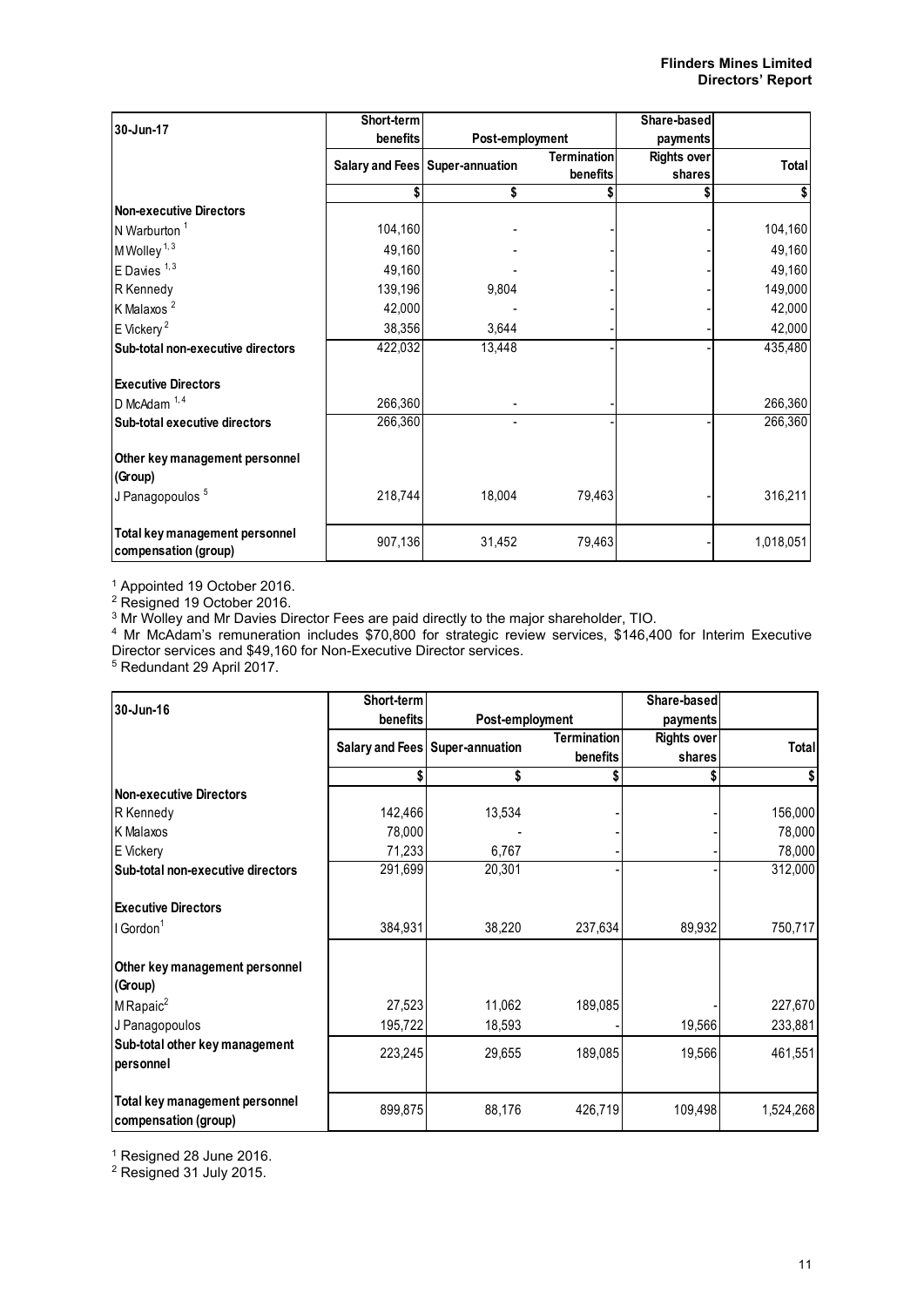| 30-Jun-17 | Short-term benefits | Post-employment | | Share-based payments | |
|---|---|---|---|---|---|
| | Salary and Fees | Super-annuation | Termination benefits | Rights over shares | Total |
| | $ | $ | $ | $ | $ |
| **Non-executive Directors** | | | | | |
| N Warburton [1] | 104,160 | - | - | - | 104,160 |
| M Wolley [1, 3] | 49,160 | - | - | - | 49,160 |
| E Davies [1, 3] | 49,160 | - | - | - | 49,160 |
| R Kennedy | 139,196 | 9,804 | - | - | 149,000 |
| K Malaxos [2] | 42,000 | - | - | - | 42,000 |
| E Vickery [2] | 38,356 | 3,644 | - | - | 42,000 |
| **Sub-total non-executive directors** | 422,032 | 13,448 | - | - | 435,480 |
| **Executive Directors** | | | | | |
| D McAdam [1, 4] | 266,360 | - | - | | 266,360 |
| **Sub-total executive directors** | 266,360 | - | - | - | 266,360 |
| **Other key management personnel (Group)** | | | | | |
| J Panagopoulos [5] | 218,744 | 18,004 | 79,463 | - | 316,211 |
| **Total key management personnel compensation (group)** | 907,136 | 31,452 | 79,463 | - | 1,018,051 |

[1] Appointed 19 October 2016.
[2] Resigned 19 October 2016.
[3] Mr Wolley and Mr Davies Director Fees are paid directly to the major shareholder, TIO.
[4] Mr McAdam's remuneration includes $70,800 for strategic review services, $146,400 for Interim Executive Director services and $49,160 for Non-Executive Director services.
[5] Redundant 29 April 2017.

| 30-Jun-16 | Short-term benefits | Post-employment | | Share-based payments | |
|---|---|---|---|---|---|
| | Salary and Fees | Super-annuation | Termination benefits | Rights over shares | Total |
| | $ | $ | $ | $ | $ |
| **Non-executive Directors** | | | | | |
| R Kennedy | 142,466 | 13,534 | - | - | 156,000 |
| K Malaxos | 78,000 | - | - | - | 78,000 |
| E Vickery | 71,233 | 6,767 | - | - | 78,000 |
| **Sub-total non-executive directors** | 291,699 | 20,301 | - | - | 312,000 |
| **Executive Directors** | | | | | |
| I Gordon [1] | 384,931 | 38,220 | 237,634 | 89,932 | 750,717 |
| **Other key management personnel (Group)** | | | | | |
| M Rapaic [2] | 27,523 | 11,062 | 189,085 | - | 227,670 |
| J Panagopoulos | 195,722 | 18,593 | - | 19,566 | 233,881 |
| **Sub-total other key management personnel** | 223,245 | 29,655 | 189,085 | 19,566 | 461,551 |
| **Total key management personnel compensation (group)** | 899,875 | 88,176 | 426,719 | 109,498 | 1,524,268 |

[1] Resigned 28 June 2016.
[2] Resigned 31 July 2015.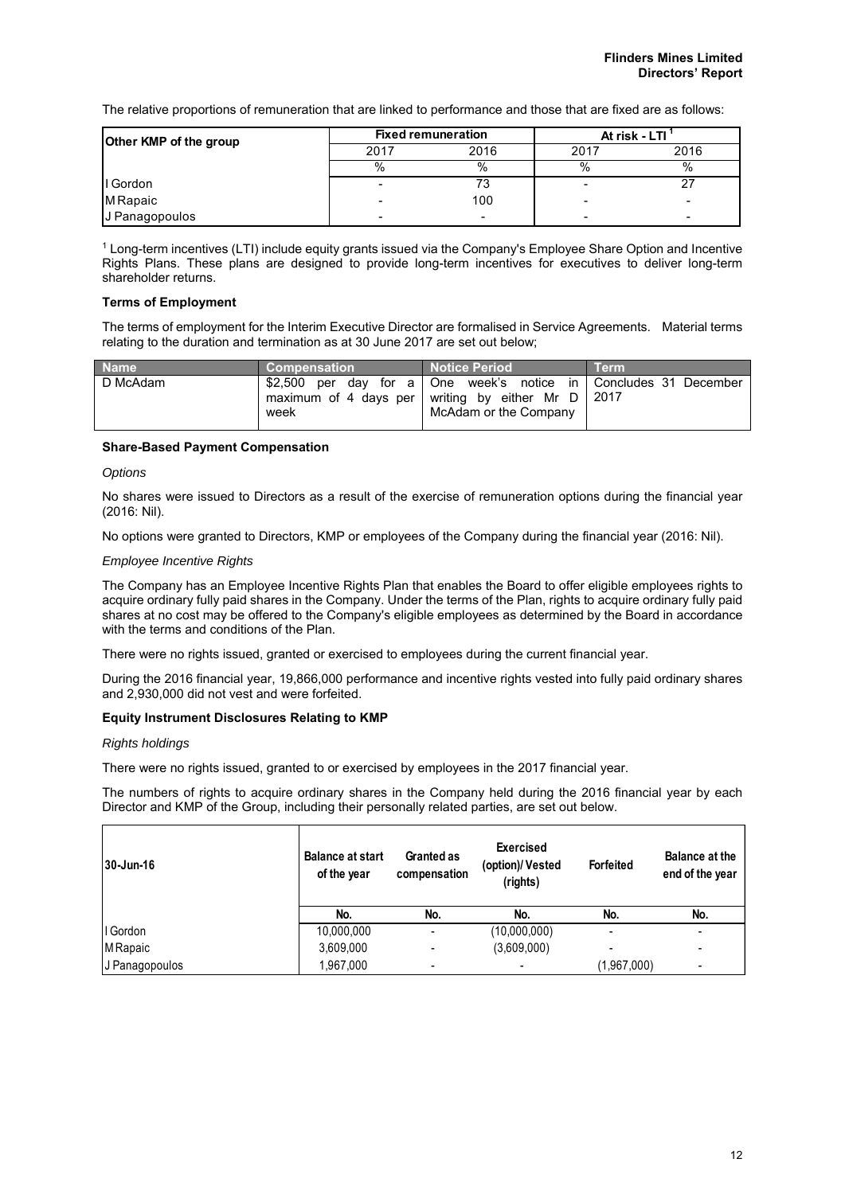The relative proportions of remuneration that are linked to performance and those that are fixed are as follows:

| Other KMP of the group | Fixed remuneration | | At risk - LTI [1] | |
|---|---|---|---|---|
| | 2017 | 2016 | 2017 | 2016 |
| | % | % | % | % |
| I Gordon | - | 73 | - | 27 |
| M Rapaic | - | 100 | - | - |
| J Panagopoulos | - | - | - | - |

[1] Long-term incentives (LTI) include equity grants issued via the Company's Employee Share Option and Incentive Rights Plans. These plans are designed to provide long-term incentives for executives to deliver long-term shareholder returns.

**Terms of Employment**

The terms of employment for the Interim Executive Director are formalised in Service Agreements. Material terms relating to the duration and termination as at 30 June 2017 are set out below;

| Name | Compensation | Notice Period | Term |
|---|---|---|---|
| D McAdam | $2,500 per day for a maximum of 4 days per week | One week's notice in writing by either Mr D McAdam or the Company | Concludes 31 December 2017 |

**Share-Based Payment Compensation**

*Options*

No shares were issued to Directors as a result of the exercise of remuneration options during the financial year (2016: Nil).

No options were granted to Directors, KMP or employees of the Company during the financial year (2016: Nil).

*Employee Incentive Rights*

The Company has an Employee Incentive Rights Plan that enables the Board to offer eligible employees rights to acquire ordinary fully paid shares in the Company. Under the terms of the Plan, rights to acquire ordinary fully paid shares at no cost may be offered to the Company's eligible employees as determined by the Board in accordance with the terms and conditions of the Plan.

There were no rights issued, granted or exercised to employees during the current financial year.

During the 2016 financial year, 19,866,000 performance and incentive rights vested into fully paid ordinary shares and 2,930,000 did not vest and were forfeited.

**Equity Instrument Disclosures Relating to KMP**

*Rights holdings*

There were no rights issued, granted to or exercised by employees in the 2017 financial year.

The numbers of rights to acquire ordinary shares in the Company held during the 2016 financial year by each Director and KMP of the Group, including their personally related parties, are set out below.

| 30-Jun-16 | Balance at start of the year | Granted as compensation | Exercised (option)/ Vested (rights) | Forfeited | Balance at the end of the year |
|---|---|---|---|---|---|
| | No. | No. | No. | No. | No. |
| I Gordon | 10,000,000 | - | (10,000,000) | - | - |
| M Rapaic | 3,609,000 | - | (3,609,000) | - | - |
| J Panagopoulos | 1,967,000 | - | - | (1,967,000) | - |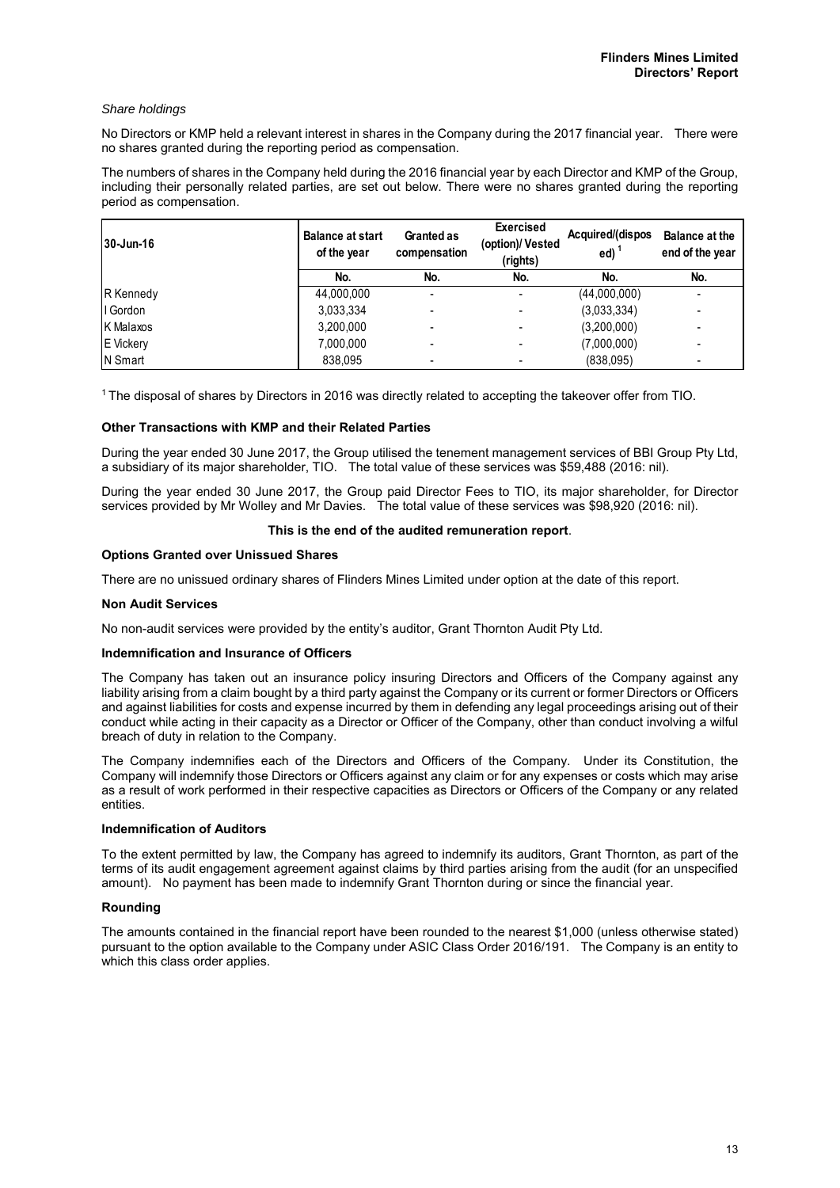*Share holdings*

No Directors or KMP held a relevant interest in shares in the Company during the 2017 financial year. There were no shares granted during the reporting period as compensation.

The numbers of shares in the Company held during the 2016 financial year by each Director and KMP of the Group, including their personally related parties, are set out below. There were no shares granted during the reporting period as compensation.

| 30-Jun-16 | Balance at start of the year | Granted as compensation | Exercised (option)/ Vested (rights) | Acquired/(disposed) [1] | Balance at the end of the year |
|---|---|---|---|---|---|
| | No. | No. | No. | No. | No. |
| R Kennedy | 44,000,000 | - | - | (44,000,000) | - |
| I Gordon | 3,033,334 | - | - | (3,033,334) | - |
| K Malaxos | 3,200,000 | - | - | (3,200,000) | - |
| E Vickery | 7,000,000 | - | - | (7,000,000) | - |
| N Smart | 838,095 | - | - | (838,095) | - |

[1] The disposal of shares by Directors in 2016 was directly related to accepting the takeover offer from TIO.

**Other Transactions with KMP and their Related Parties**

During the year ended 30 June 2017, the Group utilised the tenement management services of BBI Group Pty Ltd, a subsidiary of its major shareholder, TIO. The total value of these services was $59,488 (2016: nil).

During the year ended 30 June 2017, the Group paid Director Fees to TIO, its major shareholder, for Director services provided by Mr Wolley and Mr Davies. The total value of these services was $98,920 (2016: nil).

**This is the end of the audited remuneration report**.

**Options Granted over Unissued Shares**

There are no unissued ordinary shares of Flinders Mines Limited under option at the date of this report.

**Non Audit Services**

No non-audit services were provided by the entity's auditor, Grant Thornton Audit Pty Ltd.

**Indemnification and Insurance of Officers**

The Company has taken out an insurance policy insuring Directors and Officers of the Company against any liability arising from a claim bought by a third party against the Company or its current or former Directors or Officers and against liabilities for costs and expense incurred by them in defending any legal proceedings arising out of their conduct while acting in their capacity as a Director or Officer of the Company, other than conduct involving a wilful breach of duty in relation to the Company.

The Company indemnifies each of the Directors and Officers of the Company. Under its Constitution, the Company will indemnify those Directors or Officers against any claim or for any expenses or costs which may arise as a result of work performed in their respective capacities as Directors or Officers of the Company or any related entities.

**Indemnification of Auditors**

To the extent permitted by law, the Company has agreed to indemnify its auditors, Grant Thornton, as part of the terms of its audit engagement agreement against claims by third parties arising from the audit (for an unspecified amount). No payment has been made to indemnify Grant Thornton during or since the financial year.

**Rounding**

The amounts contained in the financial report have been rounded to the nearest $1,000 (unless otherwise stated) pursuant to the option available to the Company under ASIC Class Order 2016/191. The Company is an entity to which this class order applies.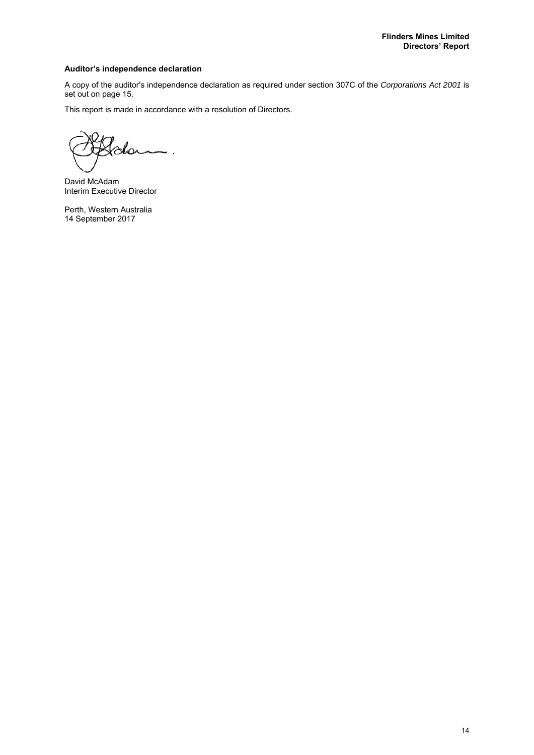### Auditor's independence declaration

A copy of the auditor's independence declaration as required under section 307C of the *Corporations Act 2001* is set out on page 15.

This report is made in accordance with a resolution of Directors.

David McAdam
Interim Executive Director

Perth, Western Australia
14 September 2017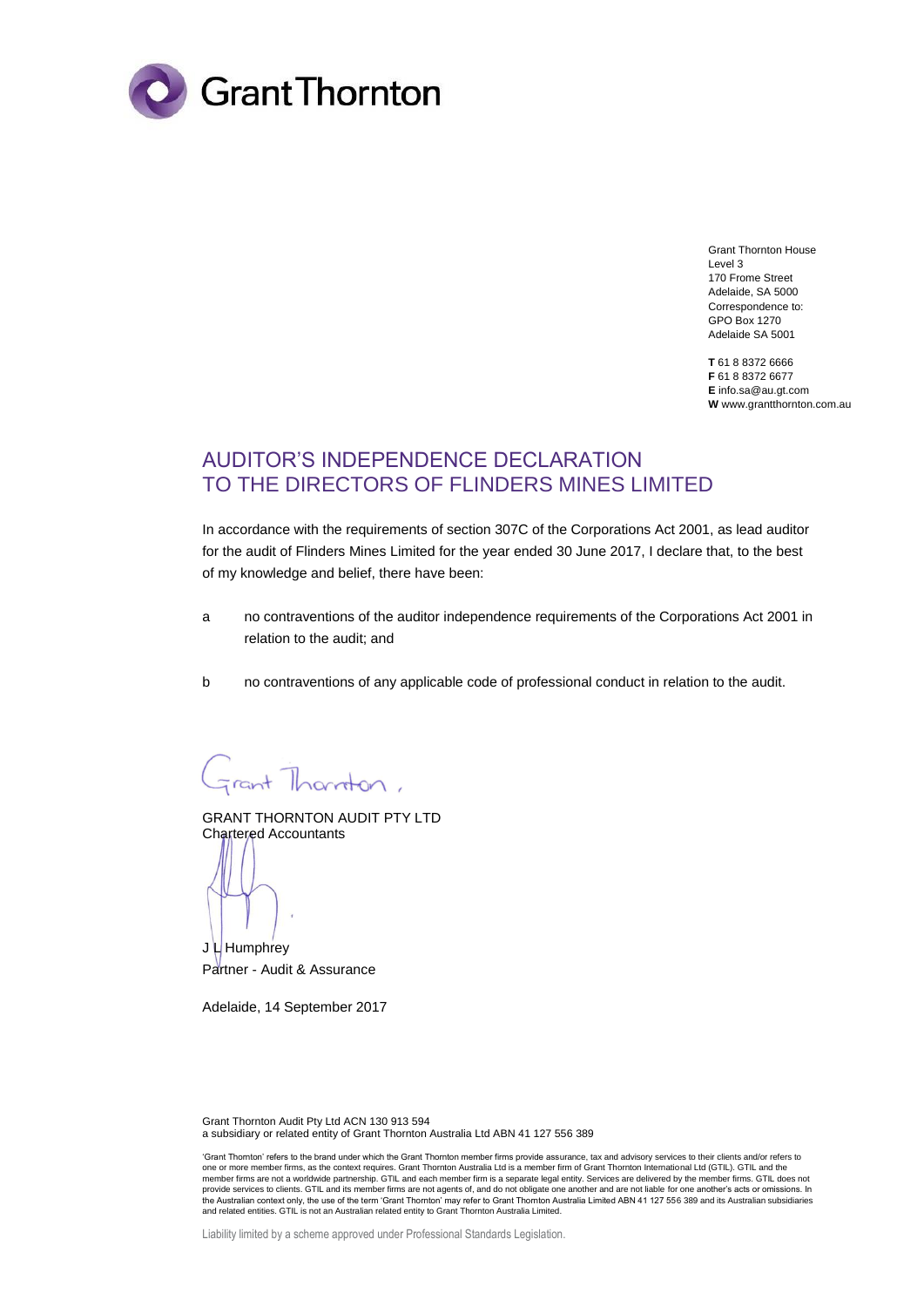Grant Thornton House
Level 3
170 Frome Street
Adelaide, SA 5000
Correspondence to:
GPO Box 1270
Adelaide SA 5001

**T** 61 8 8372 6666
**F** 61 8 8372 6677
**E** info.sa@au.gt.com
**W** www.grantthornton.com.au

# AUDITOR'S INDEPENDENCE DECLARATION TO THE DIRECTORS OF FLINDERS MINES LIMITED

In accordance with the requirements of section 307C of the Corporations Act 2001, as lead auditor for the audit of Flinders Mines Limited for the year ended 30 June 2017, I declare that, to the best of my knowledge and belief, there have been:

a no contraventions of the auditor independence requirements of the Corporations Act 2001 in relation to the audit; and

b no contraventions of any applicable code of professional conduct in relation to the audit.

GRANT THORNTON AUDIT PTY LTD
Chartered Accountants

J L Humphrey
Partner - Audit & Assurance

Adelaide, 14 September 2017

Grant Thornton Audit Pty Ltd ACN 130 913 594
a subsidiary or related entity of Grant Thornton Australia Ltd ABN 41 127 556 389

'Grant Thornton' refers to the brand under which the Grant Thornton member firms provide assurance, tax and advisory services to their clients and/or refers to one or more member firms, as the context requires. Grant Thornton Australia Ltd is a member firm of Grant Thornton International Ltd (GTIL). GTIL and the member firms are not a worldwide partnership. GTIL and each member firm is a separate legal entity. Services are delivered by the member firms. GTIL does not provide services to clients. GTIL and its member firms are not agents of, and do not obligate one another and are not liable for one another's acts or omissions. In the Australian context only, the use of the term 'Grant Thornton' may refer to Grant Thornton Australia Limited ABN 41 127 556 389 and its Australian subsidiaries and related entities. GTIL is not an Australian related entity to Grant Thornton Australia Limited.

Liability limited by a scheme approved under Professional Standards Legislation.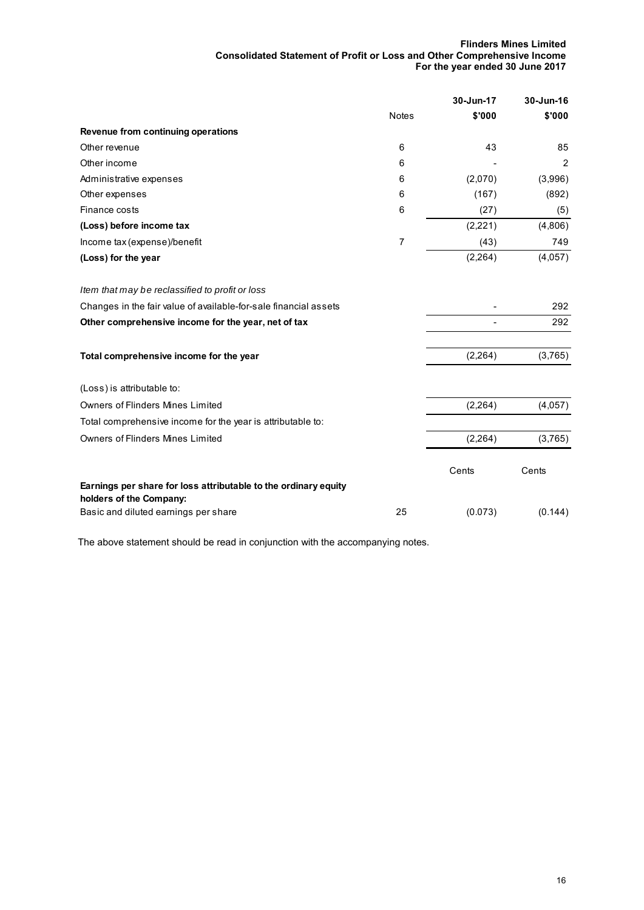**Flinders Mines Limited**
**Consolidated Statement of Profit or Loss and Other Comprehensive Income**
**For the year ended 30 June 2017**

| | Notes | 30-Jun-17 $'000 | 30-Jun-16 $'000 |
|---|---|---|---|
| **Revenue from continuing operations** | | | |
| Other revenue | 6 | 43 | 85 |
| Other income | 6 | - | 2 |
| Administrative expenses | 6 | (2,070) | (3,996) |
| Other expenses | 6 | (167) | (892) |
| Finance costs | 6 | (27) | (5) |
| **(Loss) before income tax** | | (2,221) | (4,806) |
| Income tax (expense)/benefit | 7 | (43) | 749 |
| **(Loss) for the year** | | (2,264) | (4,057) |
| | | | |
| *Item that may be reclassified to profit or loss* | | | |
| Changes in the fair value of available-for-sale financial assets | | - | 292 |
| **Other comprehensive income for the year, net of tax** | | - | 292 |
| | | | |
| **Total comprehensive income for the year** | | (2,264) | (3,765) |
| | | | |
| (Loss) is attributable to: | | | |
| Owners of Flinders Mines Limited | | (2,264) | (4,057) |
| Total comprehensive income for the year is attributable to: | | | |
| Owners of Flinders Mines Limited | | (2,264) | (3,765) |
| | | | |
| | | Cents | Cents |
| **Earnings per share for loss attributable to the ordinary equity holders of the Company:** | | | |
| Basic and diluted earnings per share | 25 | (0.073) | (0.144) |

The above statement should be read in conjunction with the accompanying notes.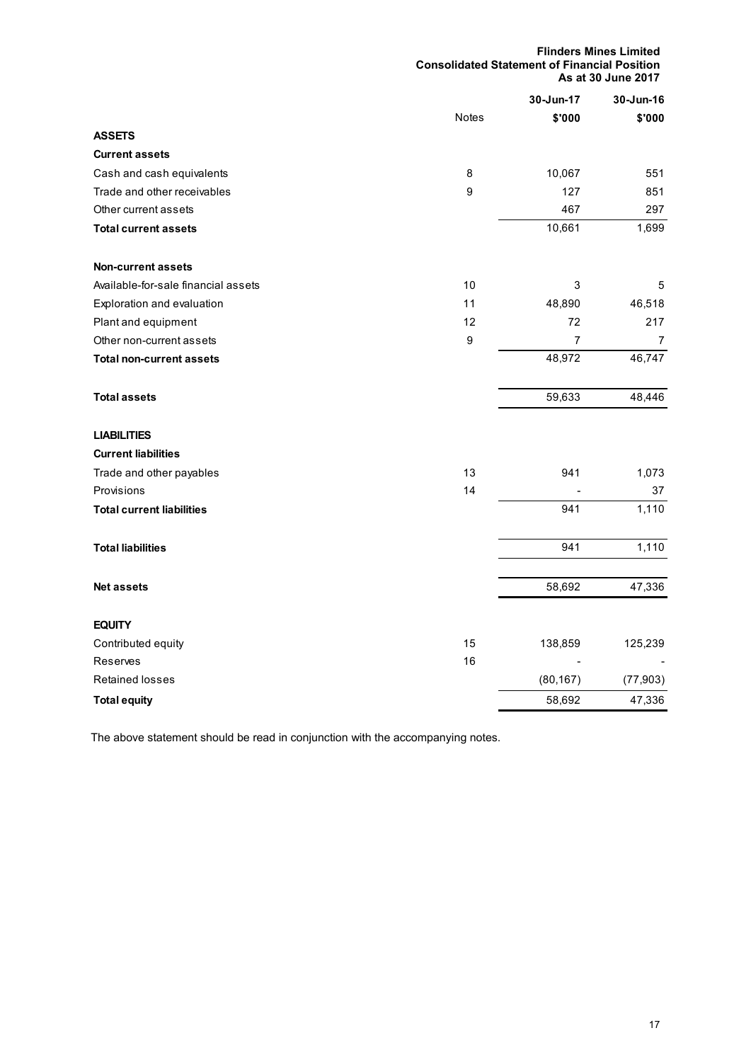**Flinders Mines Limited**
**Consolidated Statement of Financial Position**
**As at 30 June 2017**

| | Notes | 30-Jun-17<br>$'000 | 30-Jun-16<br>$'000 |
|---|---|---|---|
| **ASSETS** | | | |
| **Current assets** | | | |
| Cash and cash equivalents | 8 | 10,067 | 551 |
| Trade and other receivables | 9 | 127 | 851 |
| Other current assets | | 467 | 297 |
| **Total current assets** | | 10,661 | 1,699 |
| | | | |
| **Non-current assets** | | | |
| Available-for-sale financial assets | 10 | 3 | 5 |
| Exploration and evaluation | 11 | 48,890 | 46,518 |
| Plant and equipment | 12 | 72 | 217 |
| Other non-current assets | 9 | 7 | 7 |
| **Total non-current assets** | | 48,972 | 46,747 |
| | | | |
| **Total assets** | | 59,633 | 48,446 |
| | | | |
| **LIABILITIES** | | | |
| **Current liabilities** | | | |
| Trade and other payables | 13 | 941 | 1,073 |
| Provisions | 14 | - | 37 |
| **Total current liabilities** | | 941 | 1,110 |
| | | | |
| **Total liabilities** | | 941 | 1,110 |
| | | | |
| **Net assets** | | 58,692 | 47,336 |
| | | | |
| **EQUITY** | | | |
| Contributed equity | 15 | 138,859 | 125,239 |
| Reserves | 16 | - | - |
| Retained losses | | (80,167) | (77,903) |
| **Total equity** | | 58,692 | 47,336 |

The above statement should be read in conjunction with the accompanying notes.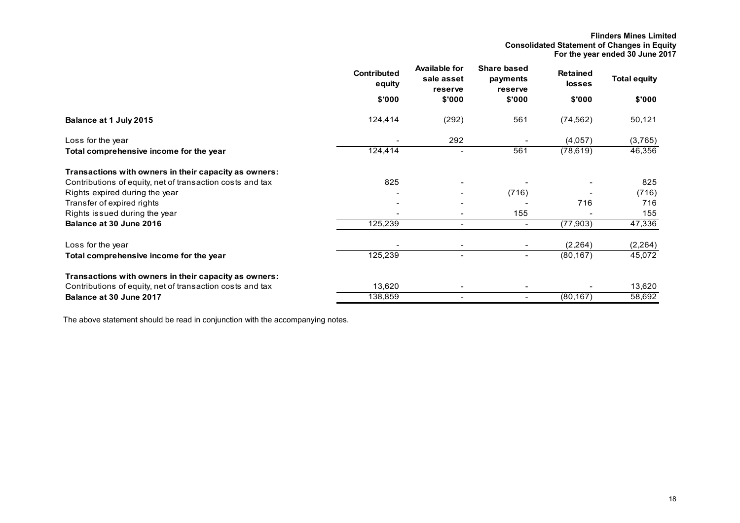**Flinders Mines Limited**
**Consolidated Statement of Changes in Equity**
**For the year ended 30 June 2017**

| | Contributed equity | Available for sale asset reserve | Share based payments reserve | Retained losses | Total equity |
|---|---|---|---|---|---|
| | $'000 | $'000 | $'000 | $'000 | $'000 |
| **Balance at 1 July 2015** | 124,414 | (292) | 561 | (74,562) | 50,121 |
| Loss for the year | - | 292 | - | (4,057) | (3,765) |
| **Total comprehensive income for the year** | 124,414 | - | 561 | (78,619) | 46,356 |
| **Transactions with owners in their capacity as owners:** | | | | | |
| Contributions of equity, net of transaction costs and tax | 825 | - | - | - | 825 |
| Rights expired during the year | - | - | (716) | - | (716) |
| Transfer of expired rights | - | - | - | 716 | 716 |
| Rights issued during the year | - | - | 155 | - | 155 |
| **Balance at 30 June 2016** | 125,239 | - | - | (77,903) | 47,336 |
| Loss for the year | - | - | - | (2,264) | (2,264) |
| **Total comprehensive income for the year** | 125,239 | - | - | (80,167) | 45,072 |
| **Transactions with owners in their capacity as owners:** | | | | | |
| Contributions of equity, net of transaction costs and tax | 13,620 | - | - | - | 13,620 |
| **Balance at 30 June 2017** | 138,859 | - | - | (80,167) | 58,692 |

The above statement should be read in conjunction with the accompanying notes.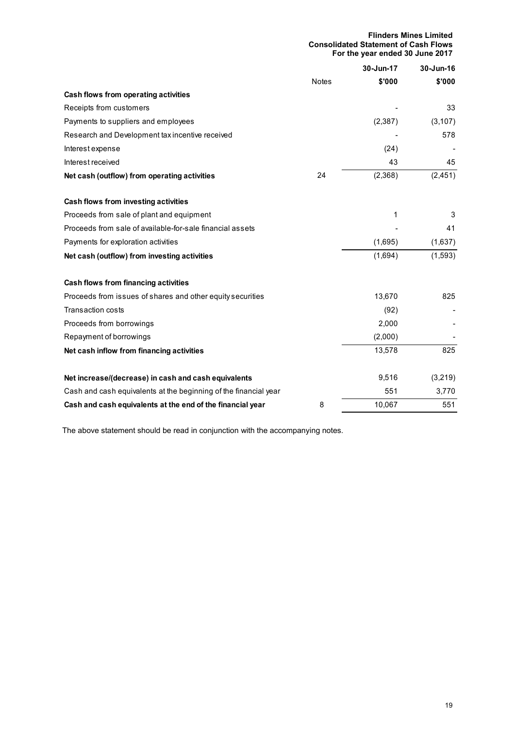**Flinders Mines Limited**
**Consolidated Statement of Cash Flows**
**For the year ended 30 June 2017**

| | Notes | 30-Jun-17 | 30-Jun-16 |
|---|---|---|---|
| | | $'000 | $'000 |
| **Cash flows from operating activities** | | | |
| Receipts from customers | | - | 33 |
| Payments to suppliers and employees | | (2,387) | (3,107) |
| Research and Development tax incentive received | | - | 578 |
| Interest expense | | (24) | - |
| Interest received | | 43 | 45 |
| **Net cash (outflow) from operating activities** | 24 | (2,368) | (2,451) |
| | | | |
| **Cash flows from investing activities** | | | |
| Proceeds from sale of plant and equipment | | 1 | 3 |
| Proceeds from sale of available-for-sale financial assets | | - | 41 |
| Payments for exploration activities | | (1,695) | (1,637) |
| **Net cash (outflow) from investing activities** | | (1,694) | (1,593) |
| | | | |
| **Cash flows from financing activities** | | | |
| Proceeds from issues of shares and other equity securities | | 13,670 | 825 |
| Transaction costs | | (92) | - |
| Proceeds from borrowings | | 2,000 | - |
| Repayment of borrowings | | (2,000) | - |
| **Net cash inflow from financing activities** | | 13,578 | 825 |
| | | | |
| **Net increase/(decrease) in cash and cash equivalents** | | 9,516 | (3,219) |
| Cash and cash equivalents at the beginning of the financial year | | 551 | 3,770 |
| **Cash and cash equivalents at the end of the financial year** | 8 | 10,067 | 551 |

The above statement should be read in conjunction with the accompanying notes.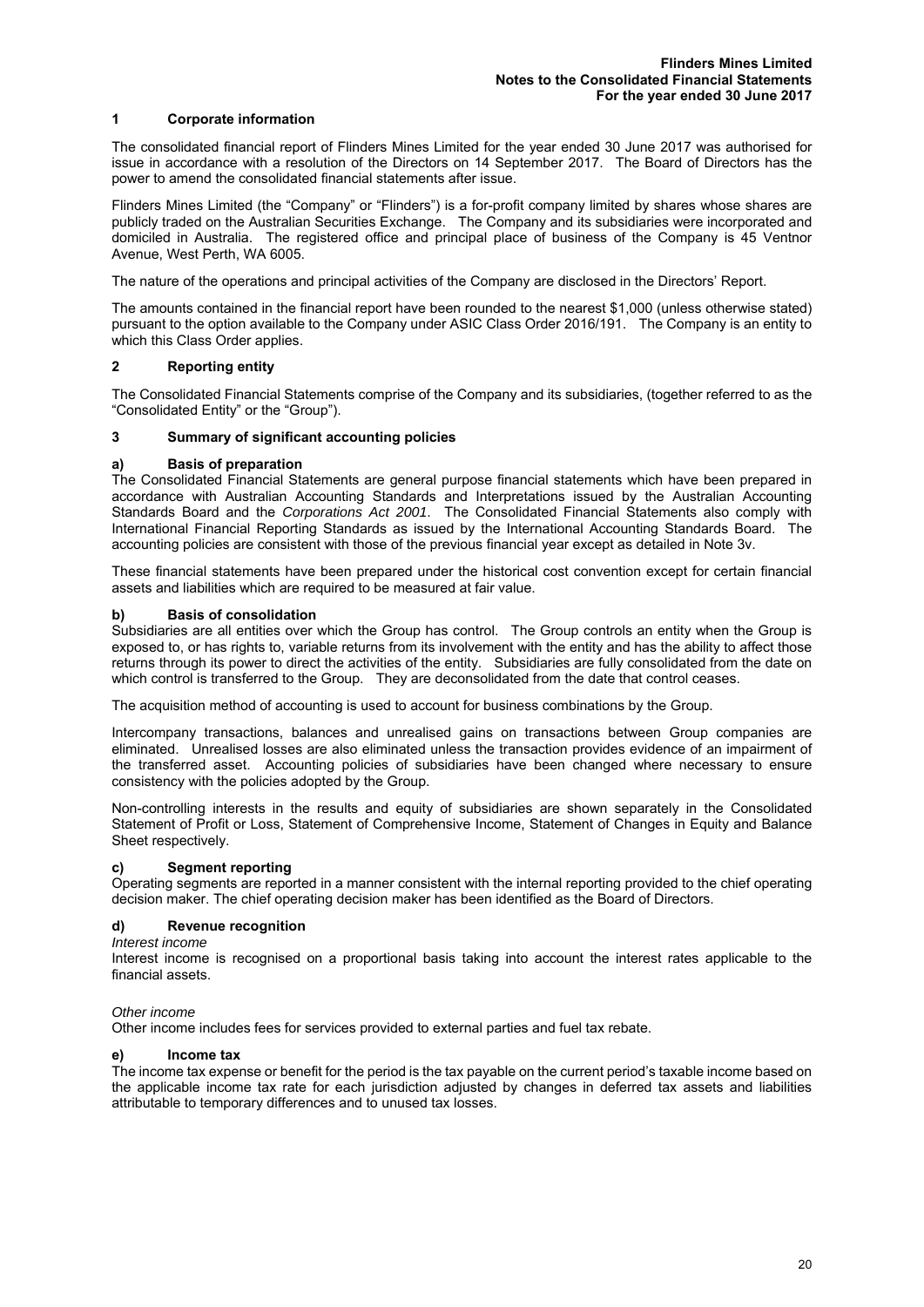## 1 Corporate information

The consolidated financial report of Flinders Mines Limited for the year ended 30 June 2017 was authorised for issue in accordance with a resolution of the Directors on 14 September 2017. The Board of Directors has the power to amend the consolidated financial statements after issue.

Flinders Mines Limited (the "Company" or "Flinders") is a for-profit company limited by shares whose shares are publicly traded on the Australian Securities Exchange. The Company and its subsidiaries were incorporated and domiciled in Australia. The registered office and principal place of business of the Company is 45 Ventnor Avenue, West Perth, WA 6005.

The nature of the operations and principal activities of the Company are disclosed in the Directors' Report.

The amounts contained in the financial report have been rounded to the nearest $1,000 (unless otherwise stated) pursuant to the option available to the Company under ASIC Class Order 2016/191. The Company is an entity to which this Class Order applies.

## 2 Reporting entity

The Consolidated Financial Statements comprise of the Company and its subsidiaries, (together referred to as the "Consolidated Entity" or the "Group").

## 3 Summary of significant accounting policies

### a) Basis of preparation

The Consolidated Financial Statements are general purpose financial statements which have been prepared in accordance with Australian Accounting Standards and Interpretations issued by the Australian Accounting Standards Board and the *Corporations Act 2001*. The Consolidated Financial Statements also comply with International Financial Reporting Standards as issued by the International Accounting Standards Board. The accounting policies are consistent with those of the previous financial year except as detailed in Note 3v.

These financial statements have been prepared under the historical cost convention except for certain financial assets and liabilities which are required to be measured at fair value.

### b) Basis of consolidation

Subsidiaries are all entities over which the Group has control. The Group controls an entity when the Group is exposed to, or has rights to, variable returns from its involvement with the entity and has the ability to affect those returns through its power to direct the activities of the entity. Subsidiaries are fully consolidated from the date on which control is transferred to the Group. They are deconsolidated from the date that control ceases.

The acquisition method of accounting is used to account for business combinations by the Group.

Intercompany transactions, balances and unrealised gains on transactions between Group companies are eliminated. Unrealised losses are also eliminated unless the transaction provides evidence of an impairment of the transferred asset. Accounting policies of subsidiaries have been changed where necessary to ensure consistency with the policies adopted by the Group.

Non-controlling interests in the results and equity of subsidiaries are shown separately in the Consolidated Statement of Profit or Loss, Statement of Comprehensive Income, Statement of Changes in Equity and Balance Sheet respectively.

### c) Segment reporting

Operating segments are reported in a manner consistent with the internal reporting provided to the chief operating decision maker. The chief operating decision maker has been identified as the Board of Directors.

### d) Revenue recognition

*Interest income*

Interest income is recognised on a proportional basis taking into account the interest rates applicable to the financial assets.

*Other income*

Other income includes fees for services provided to external parties and fuel tax rebate.

### e) Income tax

The income tax expense or benefit for the period is the tax payable on the current period's taxable income based on the applicable income tax rate for each jurisdiction adjusted by changes in deferred tax assets and liabilities attributable to temporary differences and to unused tax losses.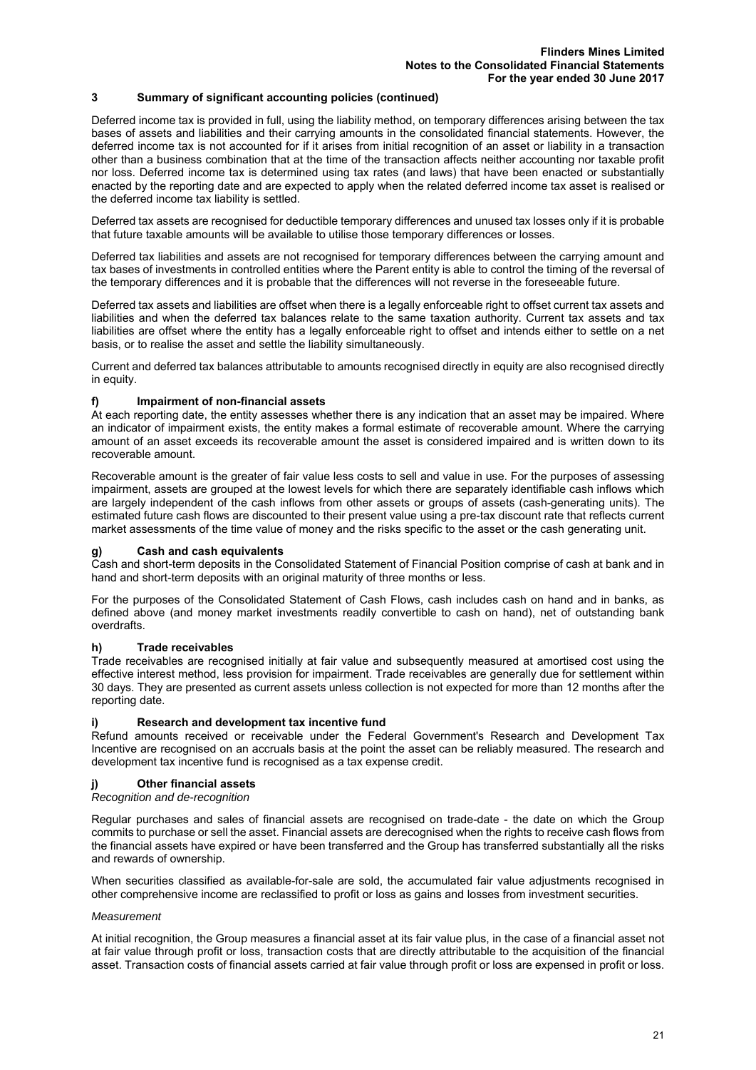## 3 Summary of significant accounting policies (continued)

Deferred income tax is provided in full, using the liability method, on temporary differences arising between the tax bases of assets and liabilities and their carrying amounts in the consolidated financial statements. However, the deferred income tax is not accounted for if it arises from initial recognition of an asset or liability in a transaction other than a business combination that at the time of the transaction affects neither accounting nor taxable profit nor loss. Deferred income tax is determined using tax rates (and laws) that have been enacted or substantially enacted by the reporting date and are expected to apply when the related deferred income tax asset is realised or the deferred income tax liability is settled.

Deferred tax assets are recognised for deductible temporary differences and unused tax losses only if it is probable that future taxable amounts will be available to utilise those temporary differences or losses.

Deferred tax liabilities and assets are not recognised for temporary differences between the carrying amount and tax bases of investments in controlled entities where the Parent entity is able to control the timing of the reversal of the temporary differences and it is probable that the differences will not reverse in the foreseeable future.

Deferred tax assets and liabilities are offset when there is a legally enforceable right to offset current tax assets and liabilities and when the deferred tax balances relate to the same taxation authority. Current tax assets and tax liabilities are offset where the entity has a legally enforceable right to offset and intends either to settle on a net basis, or to realise the asset and settle the liability simultaneously.

Current and deferred tax balances attributable to amounts recognised directly in equity are also recognised directly in equity.

### f) Impairment of non-financial assets

At each reporting date, the entity assesses whether there is any indication that an asset may be impaired. Where an indicator of impairment exists, the entity makes a formal estimate of recoverable amount. Where the carrying amount of an asset exceeds its recoverable amount the asset is considered impaired and is written down to its recoverable amount.

Recoverable amount is the greater of fair value less costs to sell and value in use. For the purposes of assessing impairment, assets are grouped at the lowest levels for which there are separately identifiable cash inflows which are largely independent of the cash inflows from other assets or groups of assets (cash-generating units). The estimated future cash flows are discounted to their present value using a pre-tax discount rate that reflects current market assessments of the time value of money and the risks specific to the asset or the cash generating unit.

### g) Cash and cash equivalents

Cash and short-term deposits in the Consolidated Statement of Financial Position comprise of cash at bank and in hand and short-term deposits with an original maturity of three months or less.

For the purposes of the Consolidated Statement of Cash Flows, cash includes cash on hand and in banks, as defined above (and money market investments readily convertible to cash on hand), net of outstanding bank overdrafts.

### h) Trade receivables

Trade receivables are recognised initially at fair value and subsequently measured at amortised cost using the effective interest method, less provision for impairment. Trade receivables are generally due for settlement within 30 days. They are presented as current assets unless collection is not expected for more than 12 months after the reporting date.

### i) Research and development tax incentive fund

Refund amounts received or receivable under the Federal Government's Research and Development Tax Incentive are recognised on an accruals basis at the point the asset can be reliably measured. The research and development tax incentive fund is recognised as a tax expense credit.

### j) Other financial assets

*Recognition and de-recognition*

Regular purchases and sales of financial assets are recognised on trade-date - the date on which the Group commits to purchase or sell the asset. Financial assets are derecognised when the rights to receive cash flows from the financial assets have expired or have been transferred and the Group has transferred substantially all the risks and rewards of ownership.

When securities classified as available-for-sale are sold, the accumulated fair value adjustments recognised in other comprehensive income are reclassified to profit or loss as gains and losses from investment securities.

*Measurement*

At initial recognition, the Group measures a financial asset at its fair value plus, in the case of a financial asset not at fair value through profit or loss, transaction costs that are directly attributable to the acquisition of the financial asset. Transaction costs of financial assets carried at fair value through profit or loss are expensed in profit or loss.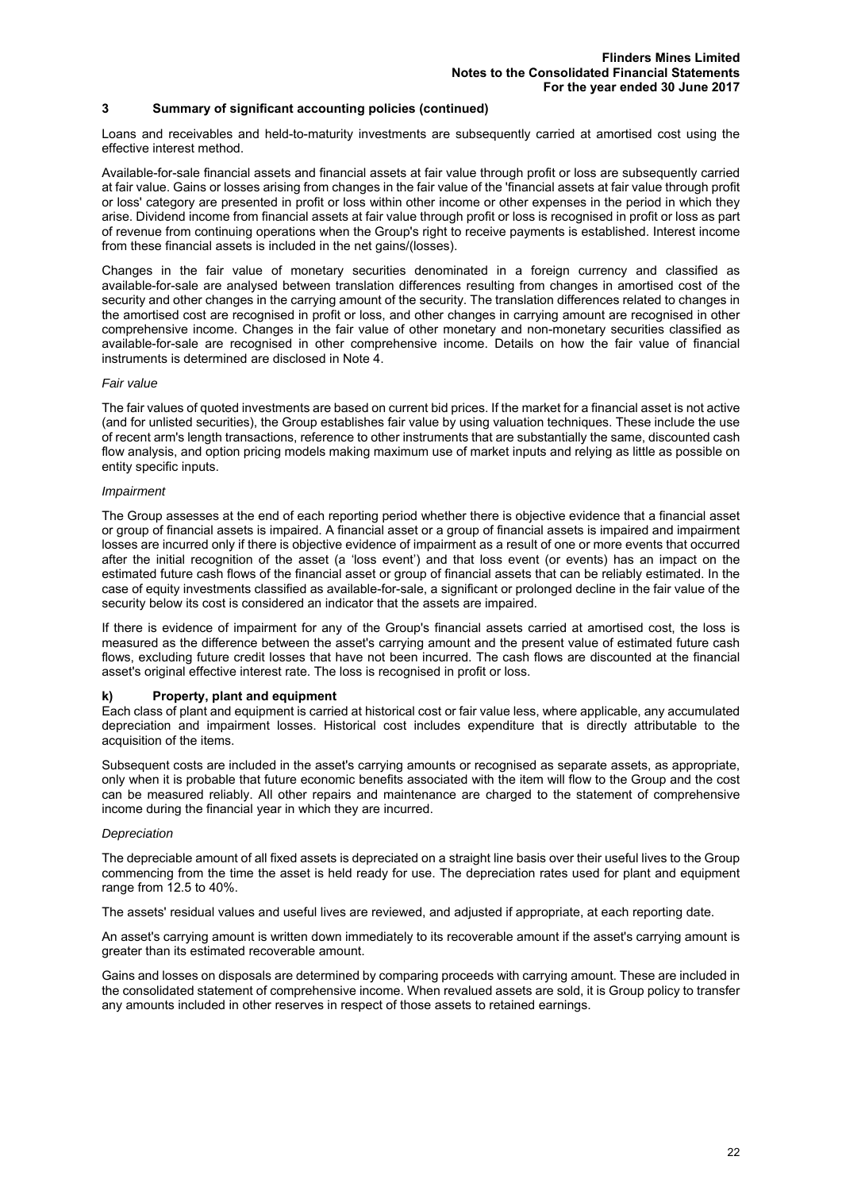## 3 Summary of significant accounting policies (continued)

Loans and receivables and held-to-maturity investments are subsequently carried at amortised cost using the effective interest method.

Available-for-sale financial assets and financial assets at fair value through profit or loss are subsequently carried at fair value. Gains or losses arising from changes in the fair value of the 'financial assets at fair value through profit or loss' category are presented in profit or loss within other income or other expenses in the period in which they arise. Dividend income from financial assets at fair value through profit or loss is recognised in profit or loss as part of revenue from continuing operations when the Group's right to receive payments is established. Interest income from these financial assets is included in the net gains/(losses).

Changes in the fair value of monetary securities denominated in a foreign currency and classified as available-for-sale are analysed between translation differences resulting from changes in amortised cost of the security and other changes in the carrying amount of the security. The translation differences related to changes in the amortised cost are recognised in profit or loss, and other changes in carrying amount are recognised in other comprehensive income. Changes in the fair value of other monetary and non-monetary securities classified as available-for-sale are recognised in other comprehensive income. Details on how the fair value of financial instruments is determined are disclosed in Note 4.

*Fair value*

The fair values of quoted investments are based on current bid prices. If the market for a financial asset is not active (and for unlisted securities), the Group establishes fair value by using valuation techniques. These include the use of recent arm's length transactions, reference to other instruments that are substantially the same, discounted cash flow analysis, and option pricing models making maximum use of market inputs and relying as little as possible on entity specific inputs.

*Impairment*

The Group assesses at the end of each reporting period whether there is objective evidence that a financial asset or group of financial assets is impaired. A financial asset or a group of financial assets is impaired and impairment losses are incurred only if there is objective evidence of impairment as a result of one or more events that occurred after the initial recognition of the asset (a 'loss event') and that loss event (or events) has an impact on the estimated future cash flows of the financial asset or group of financial assets that can be reliably estimated. In the case of equity investments classified as available-for-sale, a significant or prolonged decline in the fair value of the security below its cost is considered an indicator that the assets are impaired.

If there is evidence of impairment for any of the Group's financial assets carried at amortised cost, the loss is measured as the difference between the asset's carrying amount and the present value of estimated future cash flows, excluding future credit losses that have not been incurred. The cash flows are discounted at the financial asset's original effective interest rate. The loss is recognised in profit or loss.

### k) Property, plant and equipment

Each class of plant and equipment is carried at historical cost or fair value less, where applicable, any accumulated depreciation and impairment losses. Historical cost includes expenditure that is directly attributable to the acquisition of the items.

Subsequent costs are included in the asset's carrying amounts or recognised as separate assets, as appropriate, only when it is probable that future economic benefits associated with the item will flow to the Group and the cost can be measured reliably. All other repairs and maintenance are charged to the statement of comprehensive income during the financial year in which they are incurred.

*Depreciation*

The depreciable amount of all fixed assets is depreciated on a straight line basis over their useful lives to the Group commencing from the time the asset is held ready for use. The depreciation rates used for plant and equipment range from 12.5 to 40%.

The assets' residual values and useful lives are reviewed, and adjusted if appropriate, at each reporting date.

An asset's carrying amount is written down immediately to its recoverable amount if the asset's carrying amount is greater than its estimated recoverable amount.

Gains and losses on disposals are determined by comparing proceeds with carrying amount. These are included in the consolidated statement of comprehensive income. When revalued assets are sold, it is Group policy to transfer any amounts included in other reserves in respect of those assets to retained earnings.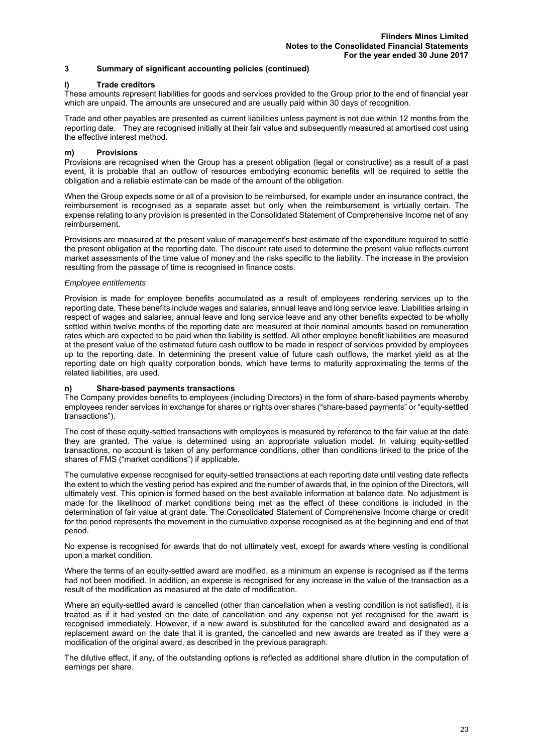## 3 Summary of significant accounting policies (continued)

### l) Trade creditors

These amounts represent liabilities for goods and services provided to the Group prior to the end of financial year which are unpaid. The amounts are unsecured and are usually paid within 30 days of recognition.

Trade and other payables are presented as current liabilities unless payment is not due within 12 months from the reporting date. They are recognised initially at their fair value and subsequently measured at amortised cost using the effective interest method.

### m) Provisions

Provisions are recognised when the Group has a present obligation (legal or constructive) as a result of a past event, it is probable that an outflow of resources embodying economic benefits will be required to settle the obligation and a reliable estimate can be made of the amount of the obligation.

When the Group expects some or all of a provision to be reimbursed, for example under an insurance contract, the reimbursement is recognised as a separate asset but only when the reimbursement is virtually certain. The expense relating to any provision is presented in the Consolidated Statement of Comprehensive Income net of any reimbursement.

Provisions are measured at the present value of management's best estimate of the expenditure required to settle the present obligation at the reporting date. The discount rate used to determine the present value reflects current market assessments of the time value of money and the risks specific to the liability. The increase in the provision resulting from the passage of time is recognised in finance costs.

*Employee entitlements*

Provision is made for employee benefits accumulated as a result of employees rendering services up to the reporting date. These benefits include wages and salaries, annual leave and long service leave. Liabilities arising in respect of wages and salaries, annual leave and long service leave and any other benefits expected to be wholly settled within twelve months of the reporting date are measured at their nominal amounts based on remuneration rates which are expected to be paid when the liability is settled. All other employee benefit liabilities are measured at the present value of the estimated future cash outflow to be made in respect of services provided by employees up to the reporting date. In determining the present value of future cash outflows, the market yield as at the reporting date on high quality corporation bonds, which have terms to maturity approximating the terms of the related liabilities, are used.

### n) Share-based payments transactions

The Company provides benefits to employees (including Directors) in the form of share-based payments whereby employees render services in exchange for shares or rights over shares ("share-based payments" or "equity-settled transactions").

The cost of these equity-settled transactions with employees is measured by reference to the fair value at the date they are granted. The value is determined using an appropriate valuation model. In valuing equity-settled transactions, no account is taken of any performance conditions, other than conditions linked to the price of the shares of FMS ("market conditions") if applicable.

The cumulative expense recognised for equity-settled transactions at each reporting date until vesting date reflects the extent to which the vesting period has expired and the number of awards that, in the opinion of the Directors, will ultimately vest. This opinion is formed based on the best available information at balance date. No adjustment is made for the likelihood of market conditions being met as the effect of these conditions is included in the determination of fair value at grant date. The Consolidated Statement of Comprehensive Income charge or credit for the period represents the movement in the cumulative expense recognised as at the beginning and end of that period.

No expense is recognised for awards that do not ultimately vest, except for awards where vesting is conditional upon a market condition.

Where the terms of an equity-settled award are modified, as a minimum an expense is recognised as if the terms had not been modified. In addition, an expense is recognised for any increase in the value of the transaction as a result of the modification as measured at the date of modification.

Where an equity-settled award is cancelled (other than cancellation when a vesting condition is not satisfied), it is treated as if it had vested on the date of cancellation and any expense not yet recognised for the award is recognised immediately. However, if a new award is substituted for the cancelled award and designated as a replacement award on the date that it is granted, the cancelled and new awards are treated as if they were a modification of the original award, as described in the previous paragraph.

The dilutive effect, if any, of the outstanding options is reflected as additional share dilution in the computation of earnings per share.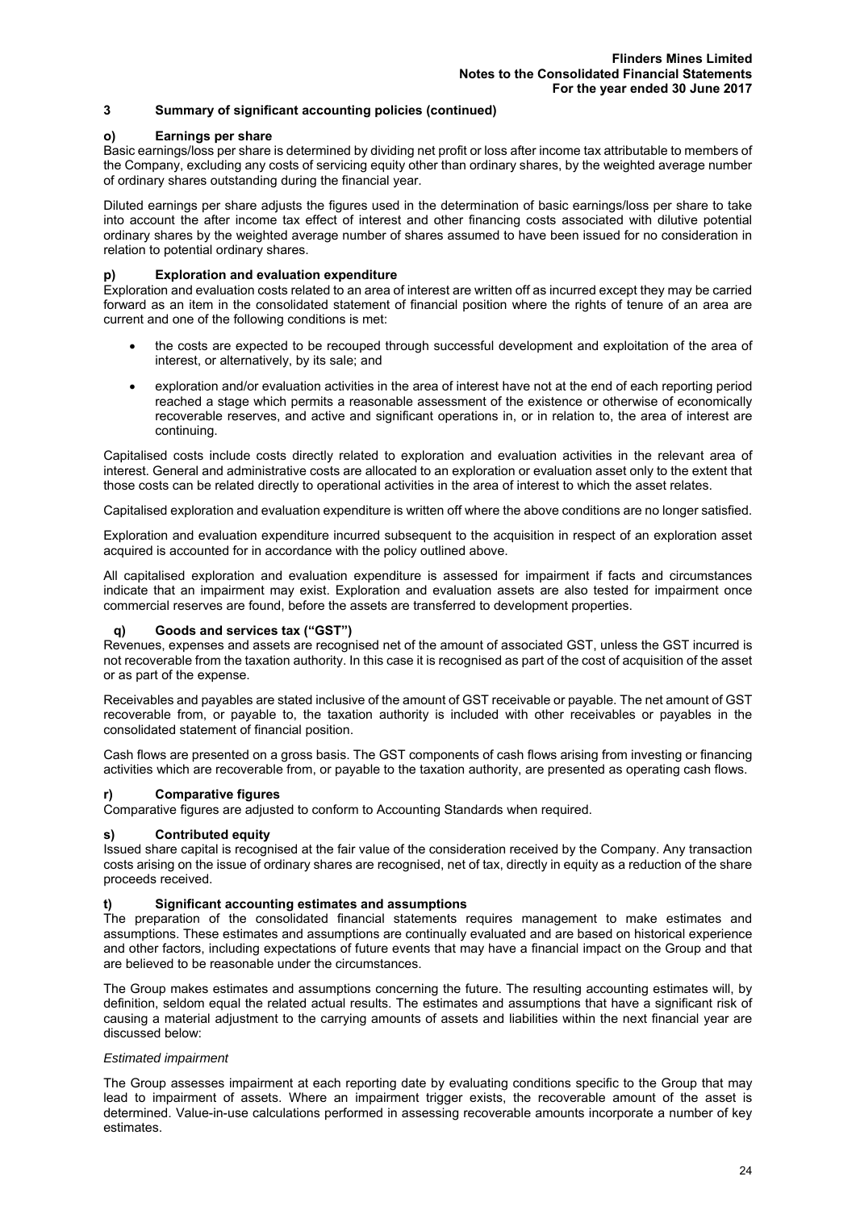## 3 Summary of significant accounting policies (continued)

### o) Earnings per share

Basic earnings/loss per share is determined by dividing net profit or loss after income tax attributable to members of the Company, excluding any costs of servicing equity other than ordinary shares, by the weighted average number of ordinary shares outstanding during the financial year.

Diluted earnings per share adjusts the figures used in the determination of basic earnings/loss per share to take into account the after income tax effect of interest and other financing costs associated with dilutive potential ordinary shares by the weighted average number of shares assumed to have been issued for no consideration in relation to potential ordinary shares.

### p) Exploration and evaluation expenditure

Exploration and evaluation costs related to an area of interest are written off as incurred except they may be carried forward as an item in the consolidated statement of financial position where the rights of tenure of an area are current and one of the following conditions is met:

- the costs are expected to be recouped through successful development and exploitation of the area of interest, or alternatively, by its sale; and
- exploration and/or evaluation activities in the area of interest have not at the end of each reporting period reached a stage which permits a reasonable assessment of the existence or otherwise of economically recoverable reserves, and active and significant operations in, or in relation to, the area of interest are continuing.

Capitalised costs include costs directly related to exploration and evaluation activities in the relevant area of interest. General and administrative costs are allocated to an exploration or evaluation asset only to the extent that those costs can be related directly to operational activities in the area of interest to which the asset relates.

Capitalised exploration and evaluation expenditure is written off where the above conditions are no longer satisfied.

Exploration and evaluation expenditure incurred subsequent to the acquisition in respect of an exploration asset acquired is accounted for in accordance with the policy outlined above.

All capitalised exploration and evaluation expenditure is assessed for impairment if facts and circumstances indicate that an impairment may exist. Exploration and evaluation assets are also tested for impairment once commercial reserves are found, before the assets are transferred to development properties.

### q) Goods and services tax ("GST")

Revenues, expenses and assets are recognised net of the amount of associated GST, unless the GST incurred is not recoverable from the taxation authority. In this case it is recognised as part of the cost of acquisition of the asset or as part of the expense.

Receivables and payables are stated inclusive of the amount of GST receivable or payable. The net amount of GST recoverable from, or payable to, the taxation authority is included with other receivables or payables in the consolidated statement of financial position.

Cash flows are presented on a gross basis. The GST components of cash flows arising from investing or financing activities which are recoverable from, or payable to the taxation authority, are presented as operating cash flows.

### r) Comparative figures

Comparative figures are adjusted to conform to Accounting Standards when required.

### s) Contributed equity

Issued share capital is recognised at the fair value of the consideration received by the Company. Any transaction costs arising on the issue of ordinary shares are recognised, net of tax, directly in equity as a reduction of the share proceeds received.

### t) Significant accounting estimates and assumptions

The preparation of the consolidated financial statements requires management to make estimates and assumptions. These estimates and assumptions are continually evaluated and are based on historical experience and other factors, including expectations of future events that may have a financial impact on the Group and that are believed to be reasonable under the circumstances.

The Group makes estimates and assumptions concerning the future. The resulting accounting estimates will, by definition, seldom equal the related actual results. The estimates and assumptions that have a significant risk of causing a material adjustment to the carrying amounts of assets and liabilities within the next financial year are discussed below:

*Estimated impairment*

The Group assesses impairment at each reporting date by evaluating conditions specific to the Group that may lead to impairment of assets. Where an impairment trigger exists, the recoverable amount of the asset is determined. Value-in-use calculations performed in assessing recoverable amounts incorporate a number of key estimates.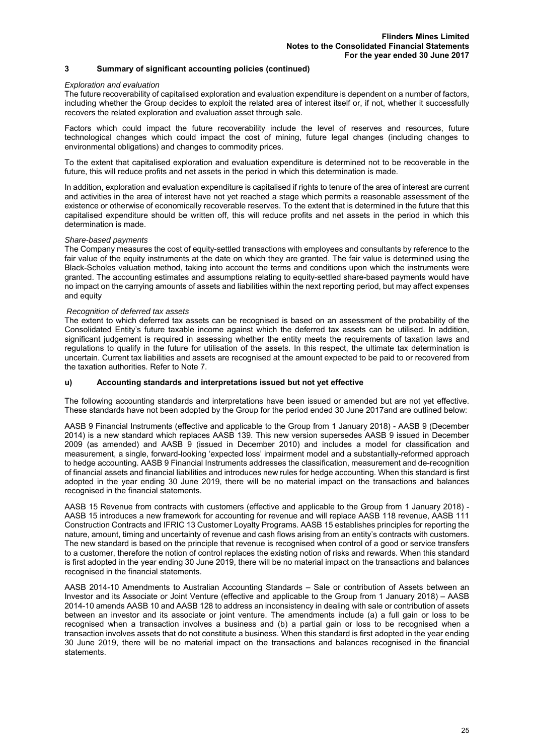## 3 Summary of significant accounting policies (continued)

*Exploration and evaluation*

The future recoverability of capitalised exploration and evaluation expenditure is dependent on a number of factors, including whether the Group decides to exploit the related area of interest itself or, if not, whether it successfully recovers the related exploration and evaluation asset through sale.

Factors which could impact the future recoverability include the level of reserves and resources, future technological changes which could impact the cost of mining, future legal changes (including changes to environmental obligations) and changes to commodity prices.

To the extent that capitalised exploration and evaluation expenditure is determined not to be recoverable in the future, this will reduce profits and net assets in the period in which this determination is made.

In addition, exploration and evaluation expenditure is capitalised if rights to tenure of the area of interest are current and activities in the area of interest have not yet reached a stage which permits a reasonable assessment of the existence or otherwise of economically recoverable reserves. To the extent that is determined in the future that this capitalised expenditure should be written off, this will reduce profits and net assets in the period in which this determination is made.

*Share-based payments*

The Company measures the cost of equity-settled transactions with employees and consultants by reference to the fair value of the equity instruments at the date on which they are granted. The fair value is determined using the Black-Scholes valuation method, taking into account the terms and conditions upon which the instruments were granted. The accounting estimates and assumptions relating to equity-settled share-based payments would have no impact on the carrying amounts of assets and liabilities within the next reporting period, but may affect expenses and equity

*Recognition of deferred tax assets*

The extent to which deferred tax assets can be recognised is based on an assessment of the probability of the Consolidated Entity's future taxable income against which the deferred tax assets can be utilised. In addition, significant judgement is required in assessing whether the entity meets the requirements of taxation laws and regulations to qualify in the future for utilisation of the assets. In this respect, the ultimate tax determination is uncertain. Current tax liabilities and assets are recognised at the amount expected to be paid to or recovered from the taxation authorities. Refer to Note 7.

### u) Accounting standards and interpretations issued but not yet effective

The following accounting standards and interpretations have been issued or amended but are not yet effective. These standards have not been adopted by the Group for the period ended 30 June 2017and are outlined below:

AASB 9 Financial Instruments (effective and applicable to the Group from 1 January 2018) - AASB 9 (December 2014) is a new standard which replaces AASB 139. This new version supersedes AASB 9 issued in December 2009 (as amended) and AASB 9 (issued in December 2010) and includes a model for classification and measurement, a single, forward-looking 'expected loss' impairment model and a substantially-reformed approach to hedge accounting. AASB 9 Financial Instruments addresses the classification, measurement and de-recognition of financial assets and financial liabilities and introduces new rules for hedge accounting. When this standard is first adopted in the year ending 30 June 2019, there will be no material impact on the transactions and balances recognised in the financial statements.

AASB 15 Revenue from contracts with customers (effective and applicable to the Group from 1 January 2018) - AASB 15 introduces a new framework for accounting for revenue and will replace AASB 118 revenue, AASB 111 Construction Contracts and IFRIC 13 Customer Loyalty Programs. AASB 15 establishes principles for reporting the nature, amount, timing and uncertainty of revenue and cash flows arising from an entity's contracts with customers. The new standard is based on the principle that revenue is recognised when control of a good or service transfers to a customer, therefore the notion of control replaces the existing notion of risks and rewards. When this standard is first adopted in the year ending 30 June 2019, there will be no material impact on the transactions and balances recognised in the financial statements.

AASB 2014-10 Amendments to Australian Accounting Standards – Sale or contribution of Assets between an Investor and its Associate or Joint Venture (effective and applicable to the Group from 1 January 2018) – AASB 2014-10 amends AASB 10 and AASB 128 to address an inconsistency in dealing with sale or contribution of assets between an investor and its associate or joint venture. The amendments include (a) a full gain or loss to be recognised when a transaction involves a business and (b) a partial gain or loss to be recognised when a transaction involves assets that do not constitute a business. When this standard is first adopted in the year ending 30 June 2019, there will be no material impact on the transactions and balances recognised in the financial statements.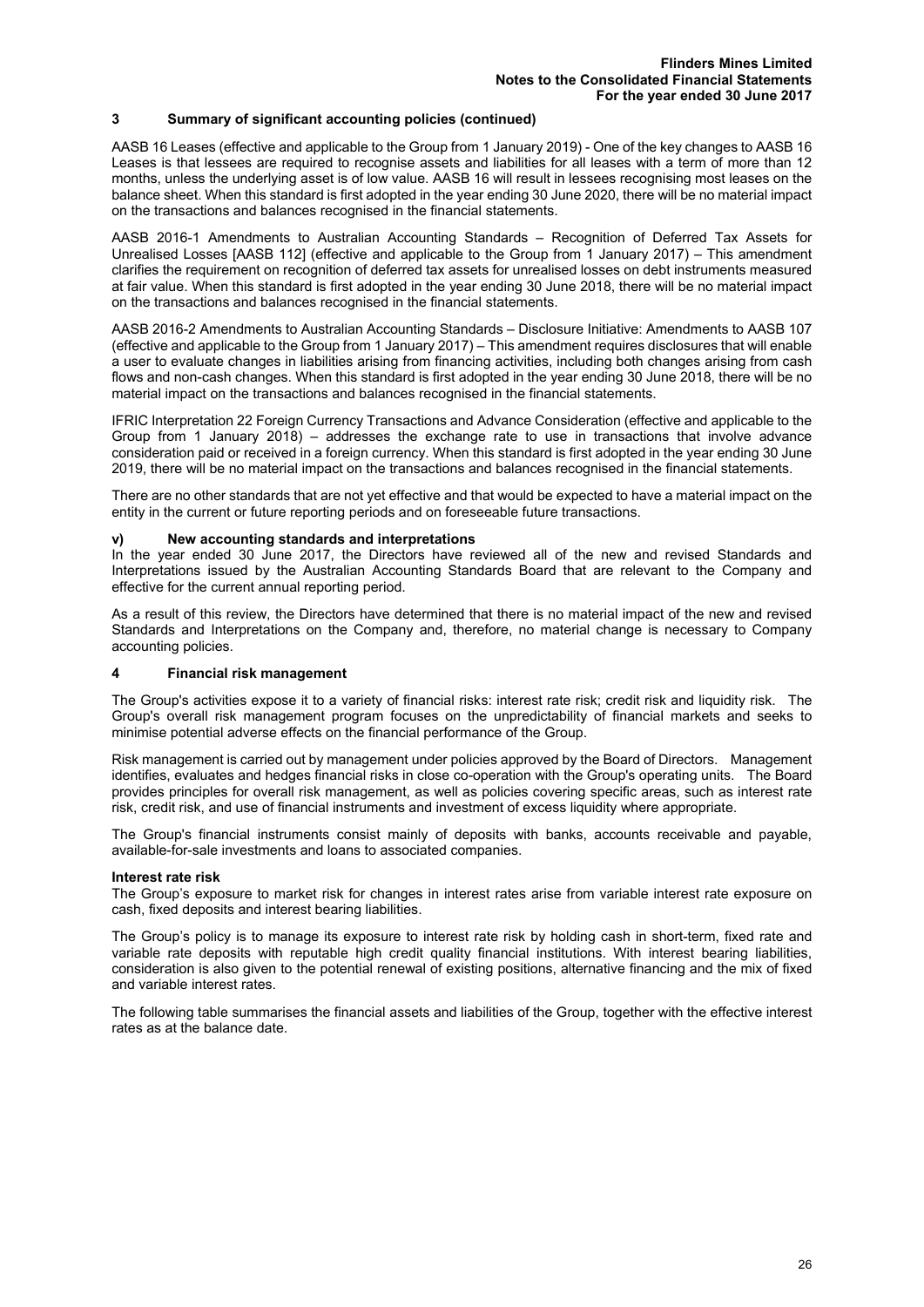## 3 Summary of significant accounting policies (continued)

AASB 16 Leases (effective and applicable to the Group from 1 January 2019) - One of the key changes to AASB 16 Leases is that lessees are required to recognise assets and liabilities for all leases with a term of more than 12 months, unless the underlying asset is of low value. AASB 16 will result in lessees recognising most leases on the balance sheet. When this standard is first adopted in the year ending 30 June 2020, there will be no material impact on the transactions and balances recognised in the financial statements.

AASB 2016-1 Amendments to Australian Accounting Standards – Recognition of Deferred Tax Assets for Unrealised Losses [AASB 112] (effective and applicable to the Group from 1 January 2017) – This amendment clarifies the requirement on recognition of deferred tax assets for unrealised losses on debt instruments measured at fair value. When this standard is first adopted in the year ending 30 June 2018, there will be no material impact on the transactions and balances recognised in the financial statements.

AASB 2016-2 Amendments to Australian Accounting Standards – Disclosure Initiative: Amendments to AASB 107 (effective and applicable to the Group from 1 January 2017) – This amendment requires disclosures that will enable a user to evaluate changes in liabilities arising from financing activities, including both changes arising from cash flows and non-cash changes. When this standard is first adopted in the year ending 30 June 2018, there will be no material impact on the transactions and balances recognised in the financial statements.

IFRIC Interpretation 22 Foreign Currency Transactions and Advance Consideration (effective and applicable to the Group from 1 January 2018) – addresses the exchange rate to use in transactions that involve advance consideration paid or received in a foreign currency. When this standard is first adopted in the year ending 30 June 2019, there will be no material impact on the transactions and balances recognised in the financial statements.

There are no other standards that are not yet effective and that would be expected to have a material impact on the entity in the current or future reporting periods and on foreseeable future transactions.

### v) New accounting standards and interpretations

In the year ended 30 June 2017, the Directors have reviewed all of the new and revised Standards and Interpretations issued by the Australian Accounting Standards Board that are relevant to the Company and effective for the current annual reporting period.

As a result of this review, the Directors have determined that there is no material impact of the new and revised Standards and Interpretations on the Company and, therefore, no material change is necessary to Company accounting policies.

## 4 Financial risk management

The Group's activities expose it to a variety of financial risks: interest rate risk; credit risk and liquidity risk. The Group's overall risk management program focuses on the unpredictability of financial markets and seeks to minimise potential adverse effects on the financial performance of the Group.

Risk management is carried out by management under policies approved by the Board of Directors. Management identifies, evaluates and hedges financial risks in close co-operation with the Group's operating units. The Board provides principles for overall risk management, as well as policies covering specific areas, such as interest rate risk, credit risk, and use of financial instruments and investment of excess liquidity where appropriate.

The Group's financial instruments consist mainly of deposits with banks, accounts receivable and payable, available-for-sale investments and loans to associated companies.

**Interest rate risk**

The Group's exposure to market risk for changes in interest rates arise from variable interest rate exposure on cash, fixed deposits and interest bearing liabilities.

The Group's policy is to manage its exposure to interest rate risk by holding cash in short-term, fixed rate and variable rate deposits with reputable high credit quality financial institutions. With interest bearing liabilities, consideration is also given to the potential renewal of existing positions, alternative financing and the mix of fixed and variable interest rates.

The following table summarises the financial assets and liabilities of the Group, together with the effective interest rates as at the balance date.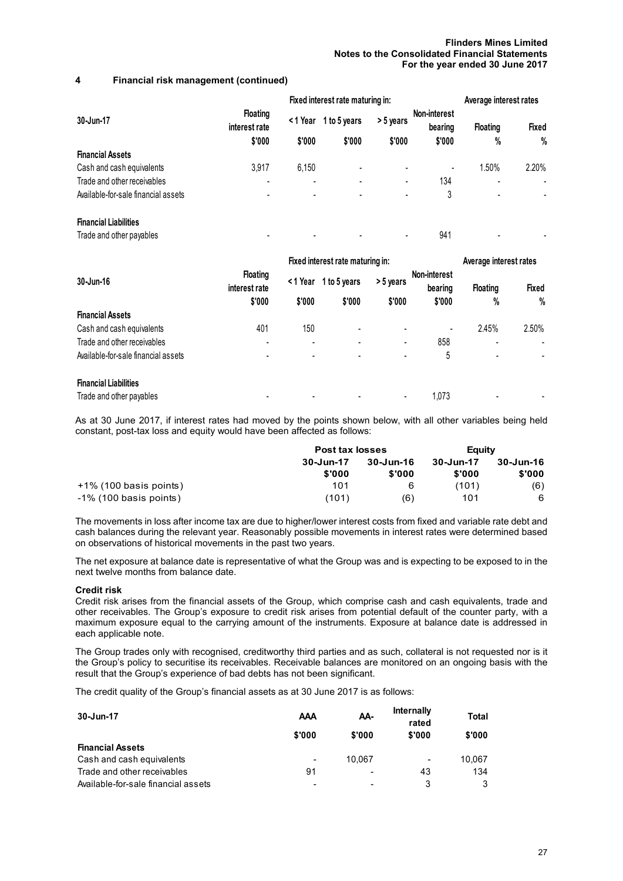## 4 Financial risk management (continued)

| 30-Jun-17 | Floating interest rate | Fixed interest rate maturing in: < 1 Year | 1 to 5 years | > 5 years | Non-interest bearing | Average interest rates Floating | Fixed |
|---|---|---|---|---|---|---|---|
| | \$'000 | \$'000 | \$'000 | \$'000 | \$'000 | % | % |
| **Financial Assets** | | | | | | | |
| Cash and cash equivalents | 3,917 | 6,150 | - | - | - | 1.50% | 2.20% |
| Trade and other receivables | - | - | - | - | 134 | - | - |
| Available-for-sale financial assets | - | - | - | - | 3 | - | - |
| **Financial Liabilities** | | | | | | | |
| Trade and other payables | - | - | - | - | 941 | - | - |

| 30-Jun-16 | Floating interest rate | Fixed interest rate maturing in: < 1 Year | 1 to 5 years | > 5 years | Non-interest bearing | Average interest rates Floating | Fixed |
|---|---|---|---|---|---|---|---|
| | \$'000 | \$'000 | \$'000 | \$'000 | \$'000 | % | % |
| **Financial Assets** | | | | | | | |
| Cash and cash equivalents | 401 | 150 | - | - | - | 2.45% | 2.50% |
| Trade and other receivables | - | - | - | - | 858 | - | - |
| Available-for-sale financial assets | - | - | - | - | 5 | - | - |
| **Financial Liabilities** | | | | | | | |
| Trade and other payables | - | - | - | - | 1,073 | - | - |

As at 30 June 2017, if interest rates had moved by the points shown below, with all other variables being held constant, post-tax loss and equity would have been affected as follows:

| | Post tax losses 30-Jun-17 | 30-Jun-16 | Equity 30-Jun-17 | 30-Jun-16 |
|---|---|---|---|---|
| | \$'000 | \$'000 | \$'000 | \$'000 |
| +1% (100 basis points) | 101 | 6 | (101) | (6) |
| -1% (100 basis points) | (101) | (6) | 101 | 6 |

The movements in loss after income tax are due to higher/lower interest costs from fixed and variable rate debt and cash balances during the relevant year. Reasonably possible movements in interest rates were determined based on observations of historical movements in the past two years.

The net exposure at balance date is representative of what the Group was and is expecting to be exposed to in the next twelve months from balance date.

### Credit risk

Credit risk arises from the financial assets of the Group, which comprise cash and cash equivalents, trade and other receivables. The Group's exposure to credit risk arises from potential default of the counter party, with a maximum exposure equal to the carrying amount of the instruments. Exposure at balance date is addressed in each applicable note.

The Group trades only with recognised, creditworthy third parties and as such, collateral is not requested nor is it the Group's policy to securitise its receivables. Receivable balances are monitored on an ongoing basis with the result that the Group's experience of bad debts has not been significant.

The credit quality of the Group's financial assets as at 30 June 2017 is as follows:

| 30-Jun-17 | AAA | AA- | Internally rated | Total |
|---|---|---|---|---|
| | \$'000 | \$'000 | \$'000 | \$'000 |
| **Financial Assets** | | | | |
| Cash and cash equivalents | - | 10,067 | - | 10,067 |
| Trade and other receivables | 91 | - | 43 | 134 |
| Available-for-sale financial assets | - | - | 3 | 3 |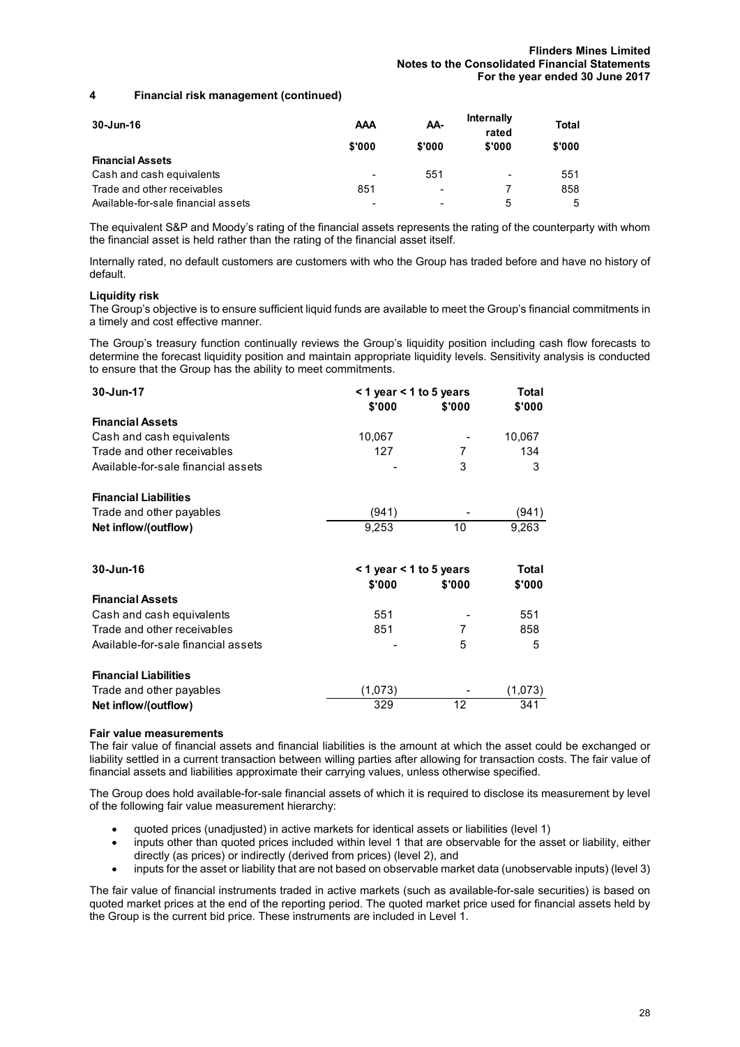## 4 Financial risk management (continued)

| 30-Jun-16 | AAA | AA- | Internally rated | Total |
|---|---|---|---|---|
| | \$'000 | \$'000 | \$'000 | \$'000 |
| **Financial Assets** | | | | |
| Cash and cash equivalents | - | 551 | - | 551 |
| Trade and other receivables | 851 | - | 7 | 858 |
| Available-for-sale financial assets | - | - | 5 | 5 |

The equivalent S&P and Moody's rating of the financial assets represents the rating of the counterparty with whom the financial asset is held rather than the rating of the financial asset itself.

Internally rated, no default customers are customers with who the Group has traded before and have no history of default.

**Liquidity risk**

The Group's objective is to ensure sufficient liquid funds are available to meet the Group's financial commitments in a timely and cost effective manner.

The Group's treasury function continually reviews the Group's liquidity position including cash flow forecasts to determine the forecast liquidity position and maintain appropriate liquidity levels. Sensitivity analysis is conducted to ensure that the Group has the ability to meet commitments.

| 30-Jun-17 | < 1 year | < 1 to 5 years | Total |
|---|---|---|---|
| | \$'000 | \$'000 | \$'000 |
| **Financial Assets** | | | |
| Cash and cash equivalents | 10,067 | - | 10,067 |
| Trade and other receivables | 127 | 7 | 134 |
| Available-for-sale financial assets | - | 3 | 3 |
| **Financial Liabilities** | | | |
| Trade and other payables | (941) | - | (941) |
| **Net inflow/(outflow)** | 9,253 | 10 | 9,263 |

| 30-Jun-16 | < 1 year | < 1 to 5 years | Total |
|---|---|---|---|
| | \$'000 | \$'000 | \$'000 |
| **Financial Assets** | | | |
| Cash and cash equivalents | 551 | - | 551 |
| Trade and other receivables | 851 | 7 | 858 |
| Available-for-sale financial assets | - | 5 | 5 |
| **Financial Liabilities** | | | |
| Trade and other payables | (1,073) | - | (1,073) |
| **Net inflow/(outflow)** | 329 | 12 | 341 |

**Fair value measurements**

The fair value of financial assets and financial liabilities is the amount at which the asset could be exchanged or liability settled in a current transaction between willing parties after allowing for transaction costs. The fair value of financial assets and liabilities approximate their carrying values, unless otherwise specified.

The Group does hold available-for-sale financial assets of which it is required to disclose its measurement by level of the following fair value measurement hierarchy:

- quoted prices (unadjusted) in active markets for identical assets or liabilities (level 1)
- inputs other than quoted prices included within level 1 that are observable for the asset or liability, either directly (as prices) or indirectly (derived from prices) (level 2), and
- inputs for the asset or liability that are not based on observable market data (unobservable inputs) (level 3)

The fair value of financial instruments traded in active markets (such as available-for-sale securities) is based on quoted market prices at the end of the reporting period. The quoted market price used for financial assets held by the Group is the current bid price. These instruments are included in Level 1.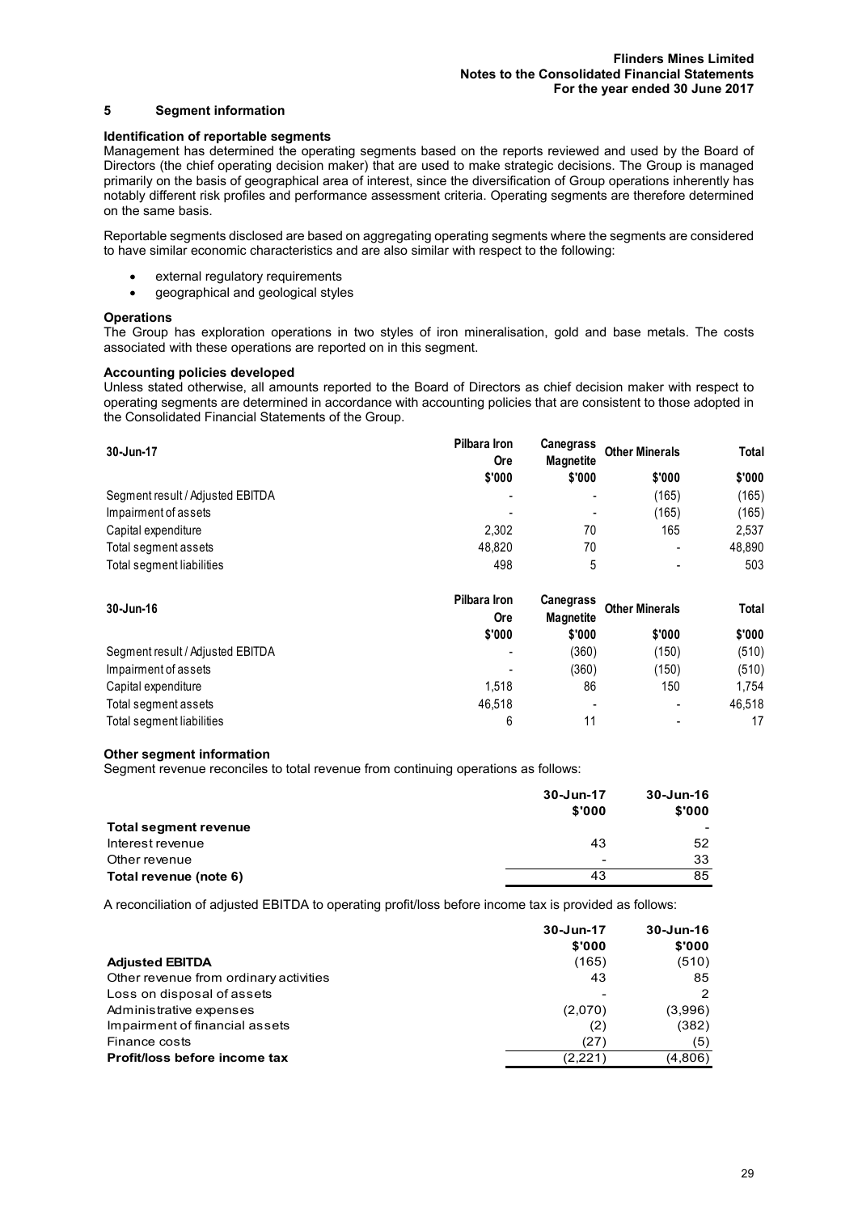## 5 Segment information

**Identification of reportable segments**

Management has determined the operating segments based on the reports reviewed and used by the Board of Directors (the chief operating decision maker) that are used to make strategic decisions. The Group is managed primarily on the basis of geographical area of interest, since the diversification of Group operations inherently has notably different risk profiles and performance assessment criteria. Operating segments are therefore determined on the same basis.

Reportable segments disclosed are based on aggregating operating segments where the segments are considered to have similar economic characteristics and are also similar with respect to the following:

- external regulatory requirements
- geographical and geological styles

**Operations**

The Group has exploration operations in two styles of iron mineralisation, gold and base metals. The costs associated with these operations are reported on in this segment.

**Accounting policies developed**

Unless stated otherwise, all amounts reported to the Board of Directors as chief decision maker with respect to operating segments are determined in accordance with accounting policies that are consistent to those adopted in the Consolidated Financial Statements of the Group.

| 30-Jun-17 | Pilbara Iron Ore | Canegrass Magnetite | Other Minerals | Total |
|---|---|---|---|---|
| | $'000 | $'000 | $'000 | $'000 |
| Segment result / Adjusted EBITDA | - | - | (165) | (165) |
| Impairment of assets | - | - | (165) | (165) |
| Capital expenditure | 2,302 | 70 | 165 | 2,537 |
| Total segment assets | 48,820 | 70 | - | 48,890 |
| Total segment liabilities | 498 | 5 | - | 503 |

| 30-Jun-16 | Pilbara Iron Ore | Canegrass Magnetite | Other Minerals | Total |
|---|---|---|---|---|
| | $'000 | $'000 | $'000 | $'000 |
| Segment result / Adjusted EBITDA | - | (360) | (150) | (510) |
| Impairment of assets | - | (360) | (150) | (510) |
| Capital expenditure | 1,518 | 86 | 150 | 1,754 |
| Total segment assets | 46,518 | - | - | 46,518 |
| Total segment liabilities | 6 | 11 | - | 17 |

**Other segment information**

Segment revenue reconciles to total revenue from continuing operations as follows:

| | 30-Jun-17 | 30-Jun-16 |
|---|---|---|
| | $'000 | $'000 |
| **Total segment revenue** | | - |
| Interest revenue | 43 | 52 |
| Other revenue | - | 33 |
| **Total revenue (note 6)** | 43 | 85 |

A reconciliation of adjusted EBITDA to operating profit/loss before income tax is provided as follows:

| | 30-Jun-17 | 30-Jun-16 |
|---|---|---|
| | $'000 | $'000 |
| **Adjusted EBITDA** | (165) | (510) |
| Other revenue from ordinary activities | 43 | 85 |
| Loss on disposal of assets | - | 2 |
| Administrative expenses | (2,070) | (3,996) |
| Impairment of financial assets | (2) | (382) |
| Finance costs | (27) | (5) |
| **Profit/loss before income tax** | (2,221) | (4,806) |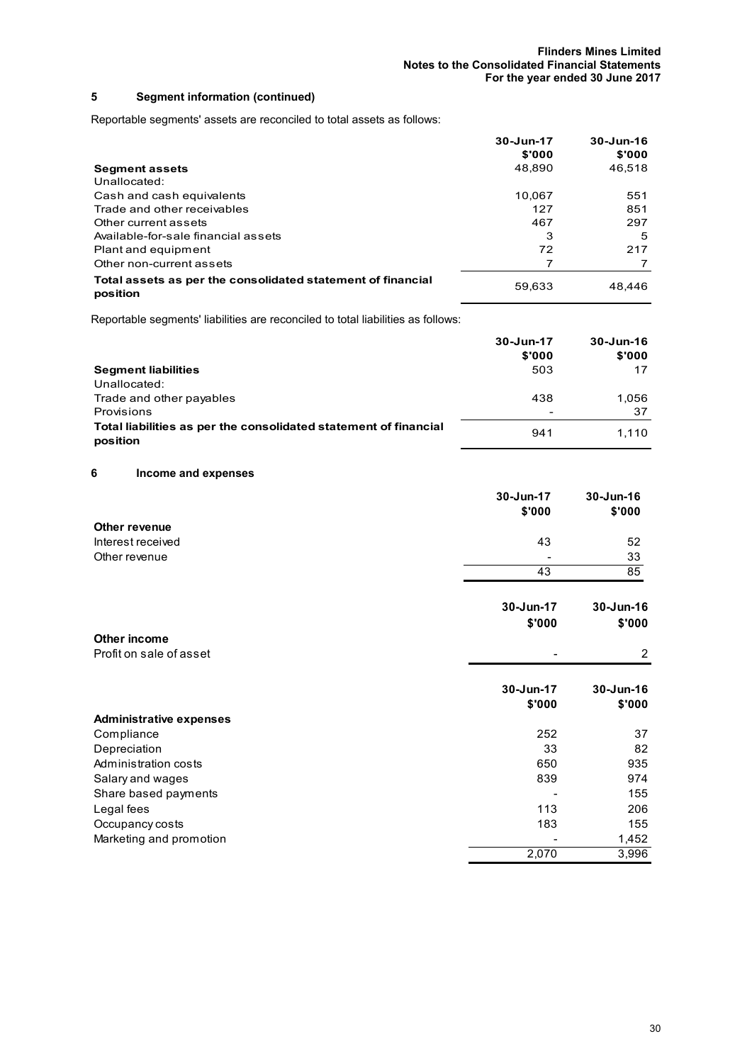## 5 Segment information (continued)

Reportable segments' assets are reconciled to total assets as follows:

| | 30-Jun-17 $'000 | 30-Jun-16 $'000 |
|---|---|---|
| **Segment assets** | 48,890 | 46,518 |
| Unallocated: | | |
| Cash and cash equivalents | 10,067 | 551 |
| Trade and other receivables | 127 | 851 |
| Other current assets | 467 | 297 |
| Available-for-sale financial assets | 3 | 5 |
| Plant and equipment | 72 | 217 |
| Other non-current assets | 7 | 7 |
| **Total assets as per the consolidated statement of financial position** | 59,633 | 48,446 |

Reportable segments' liabilities are reconciled to total liabilities as follows:

| | 30-Jun-17 $'000 | 30-Jun-16 $'000 |
|---|---|---|
| **Segment liabilities** | 503 | 17 |
| Unallocated: | | |
| Trade and other payables | 438 | 1,056 |
| Provisions | - | 37 |
| **Total liabilities as per the consolidated statement of financial position** | 941 | 1,110 |

## 6 Income and expenses

| | 30-Jun-17 $'000 | 30-Jun-16 $'000 |
|---|---|---|
| **Other revenue** | | |
| Interest received | 43 | 52 |
| Other revenue | - | 33 |
| | 43 | 85 |

| | 30-Jun-17 $'000 | 30-Jun-16 $'000 |
|---|---|---|
| **Other income** | | |
| Profit on sale of asset | - | 2 |

| | 30-Jun-17 $'000 | 30-Jun-16 $'000 |
|---|---|---|
| **Administrative expenses** | | |
| Compliance | 252 | 37 |
| Depreciation | 33 | 82 |
| Administration costs | 650 | 935 |
| Salary and wages | 839 | 974 |
| Share based payments | - | 155 |
| Legal fees | 113 | 206 |
| Occupancy costs | 183 | 155 |
| Marketing and promotion | - | 1,452 |
| | 2,070 | 3,996 |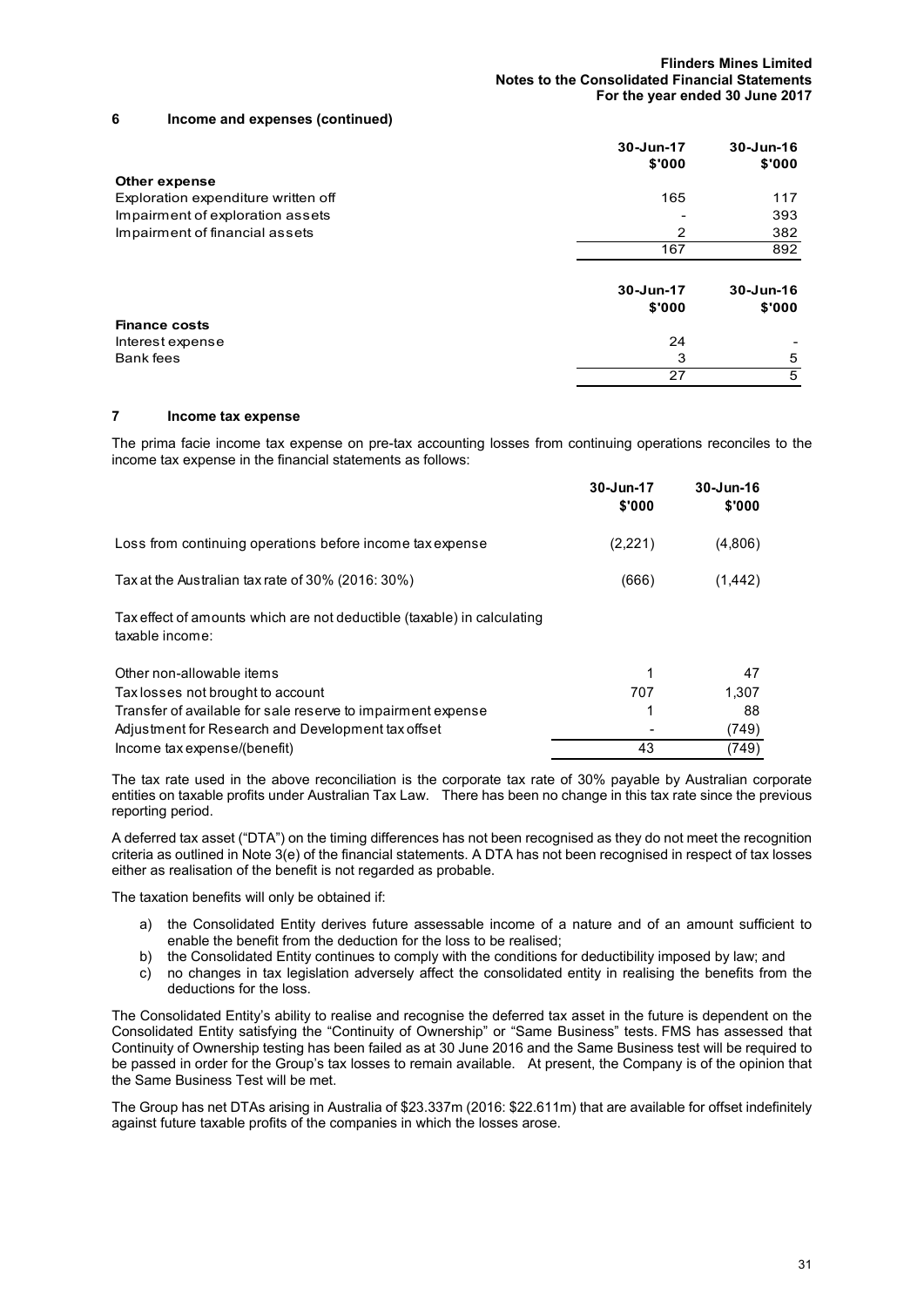## 6 Income and expenses (continued)

| | 30-Jun-17 $'000 | 30-Jun-16 $'000 |
|---|---|---|
| **Other expense** | | |
| Exploration expenditure written off | 165 | 117 |
| Impairment of exploration assets | - | 393 |
| Impairment of financial assets | 2 | 382 |
| | 167 | 892 |

| | 30-Jun-17 $'000 | 30-Jun-16 $'000 |
|---|---|---|
| **Finance costs** | | |
| Interest expense | 24 | - |
| Bank fees | 3 | 5 |
| | 27 | 5 |

## 7 Income tax expense

The prima facie income tax expense on pre-tax accounting losses from continuing operations reconciles to the income tax expense in the financial statements as follows:

| | 30-Jun-17 $'000 | 30-Jun-16 $'000 |
|---|---|---|
| Loss from continuing operations before income tax expense | (2,221) | (4,806) |
| Tax at the Australian tax rate of 30% (2016: 30%) | (666) | (1,442) |
| Tax effect of amounts which are not deductible (taxable) in calculating taxable income: | | |
| Other non-allowable items | 1 | 47 |
| Tax losses not brought to account | 707 | 1,307 |
| Transfer of available for sale reserve to impairment expense | 1 | 88 |
| Adjustment for Research and Development tax offset | - | (749) |
| Income tax expense/(benefit) | 43 | (749) |

The tax rate used in the above reconciliation is the corporate tax rate of 30% payable by Australian corporate entities on taxable profits under Australian Tax Law. There has been no change in this tax rate since the previous reporting period.

A deferred tax asset ("DTA") on the timing differences has not been recognised as they do not meet the recognition criteria as outlined in Note 3(e) of the financial statements. A DTA has not been recognised in respect of tax losses either as realisation of the benefit is not regarded as probable.

The taxation benefits will only be obtained if:

a) the Consolidated Entity derives future assessable income of a nature and of an amount sufficient to enable the benefit from the deduction for the loss to be realised;
b) the Consolidated Entity continues to comply with the conditions for deductibility imposed by law; and
c) no changes in tax legislation adversely affect the consolidated entity in realising the benefits from the deductions for the loss.

The Consolidated Entity's ability to realise and recognise the deferred tax asset in the future is dependent on the Consolidated Entity satisfying the "Continuity of Ownership" or "Same Business" tests. FMS has assessed that Continuity of Ownership testing has been failed as at 30 June 2016 and the Same Business test will be required to be passed in order for the Group's tax losses to remain available. At present, the Company is of the opinion that the Same Business Test will be met.

The Group has net DTAs arising in Australia of $23.337m (2016: $22.611m) that are available for offset indefinitely against future taxable profits of the companies in which the losses arose.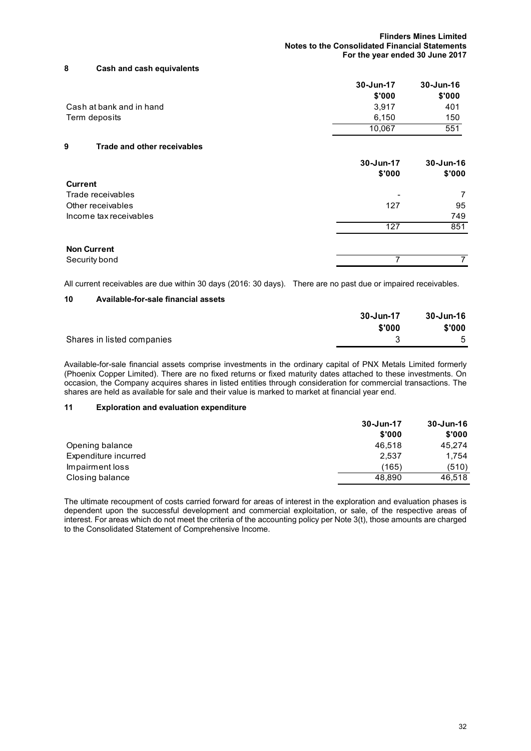## 8 Cash and cash equivalents

| | 30-Jun-17 | 30-Jun-16 |
|---|---|---|
| | $'000 | $'000 |
| Cash at bank and in hand | 3,917 | 401 |
| Term deposits | 6,150 | 150 |
| | 10,067 | 551 |

## 9 Trade and other receivables

| | 30-Jun-17 | 30-Jun-16 |
|---|---|---|
| | $'000 | $'000 |
| **Current** | | |
| Trade receivables | - | 7 |
| Other receivables | 127 | 95 |
| Income tax receivables | | 749 |
| | 127 | 851 |
| **Non Current** | | |
| Security bond | 7 | 7 |

All current receivables are due within 30 days (2016: 30 days). There are no past due or impaired receivables.

## 10 Available-for-sale financial assets

| | 30-Jun-17 | 30-Jun-16 |
|---|---|---|
| | $'000 | $'000 |
| Shares in listed companies | 3 | 5 |

Available-for-sale financial assets comprise investments in the ordinary capital of PNX Metals Limited formerly (Phoenix Copper Limited). There are no fixed returns or fixed maturity dates attached to these investments. On occasion, the Company acquires shares in listed entities through consideration for commercial transactions. The shares are held as available for sale and their value is marked to market at financial year end.

## 11 Exploration and evaluation expenditure

| | 30-Jun-17 | 30-Jun-16 |
|---|---|---|
| | $'000 | $'000 |
| Opening balance | 46,518 | 45,274 |
| Expenditure incurred | 2,537 | 1,754 |
| Impairment loss | (165) | (510) |
| Closing balance | 48,890 | 46,518 |

The ultimate recoupment of costs carried forward for areas of interest in the exploration and evaluation phases is dependent upon the successful development and commercial exploitation, or sale, of the respective areas of interest. For areas which do not meet the criteria of the accounting policy per Note 3(t), those amounts are charged to the Consolidated Statement of Comprehensive Income.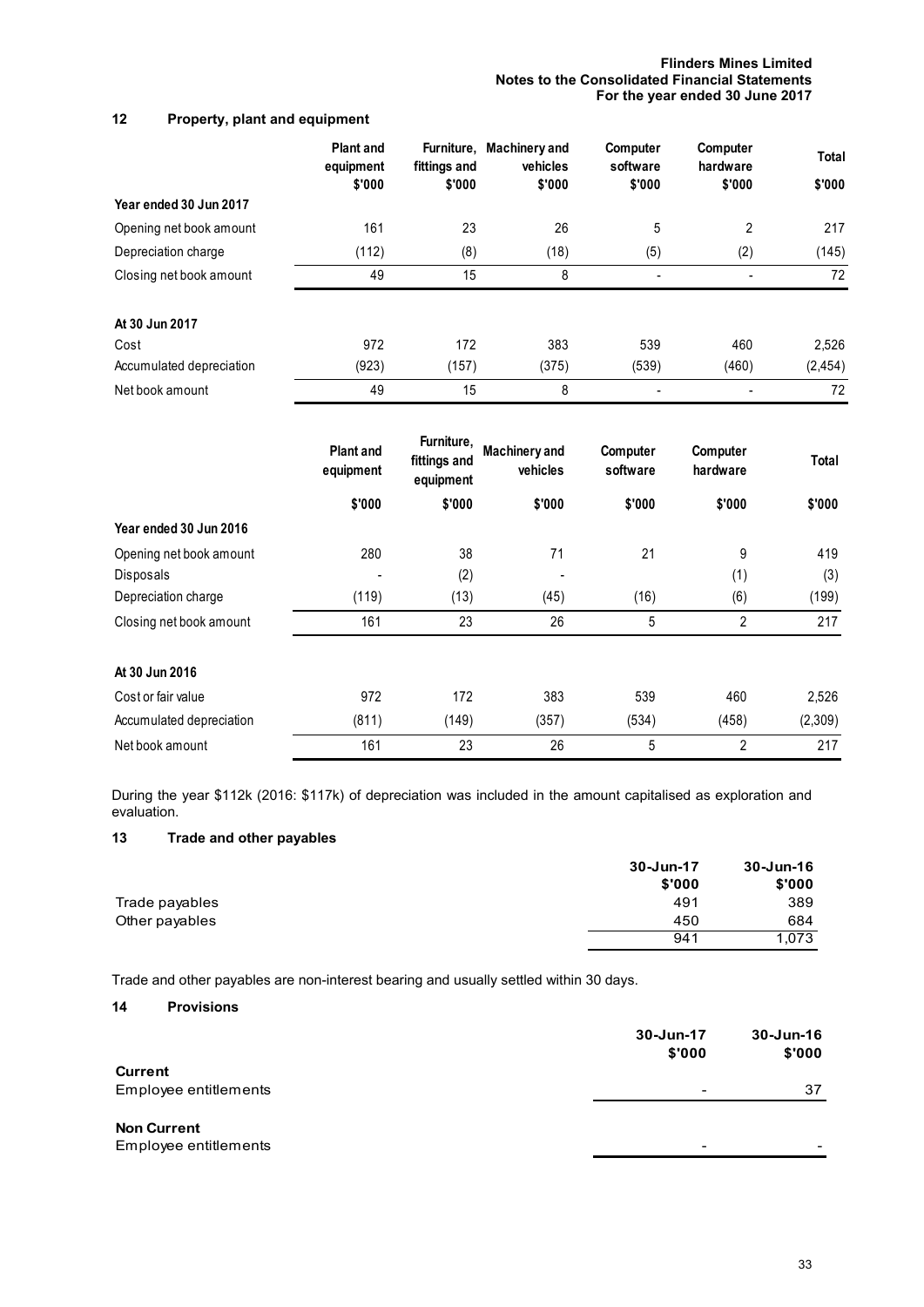## 12 Property, plant and equipment

| | Plant and equipment | Furniture, fittings and | Machinery and vehicles | Computer software | Computer hardware | Total |
|---|---|---|---|---|---|---|
| | $'000 | $'000 | $'000 | $'000 | $'000 | $'000 |
| **Year ended 30 Jun 2017** | | | | | | |
| Opening net book amount | 161 | 23 | 26 | 5 | 2 | 217 |
| Depreciation charge | (112) | (8) | (18) | (5) | (2) | (145) |
| Closing net book amount | 49 | 15 | 8 | - | - | 72 |
| **At 30 Jun 2017** | | | | | | |
| Cost | 972 | 172 | 383 | 539 | 460 | 2,526 |
| Accumulated depreciation | (923) | (157) | (375) | (539) | (460) | (2,454) |
| Net book amount | 49 | 15 | 8 | - | - | 72 |

| | Plant and equipment | Furniture, fittings and equipment | Machinery and vehicles | Computer software | Computer hardware | Total |
|---|---|---|---|---|---|---|
| | $'000 | $'000 | $'000 | $'000 | $'000 | $'000 |
| **Year ended 30 Jun 2016** | | | | | | |
| Opening net book amount | 280 | 38 | 71 | 21 | 9 | 419 |
| Disposals | - | (2) | - | | (1) | (3) |
| Depreciation charge | (119) | (13) | (45) | (16) | (6) | (199) |
| Closing net book amount | 161 | 23 | 26 | 5 | 2 | 217 |
| **At 30 Jun 2016** | | | | | | |
| Cost or fair value | 972 | 172 | 383 | 539 | 460 | 2,526 |
| Accumulated depreciation | (811) | (149) | (357) | (534) | (458) | (2,309) |
| Net book amount | 161 | 23 | 26 | 5 | 2 | 217 |

During the year $112k (2016: $117k) of depreciation was included in the amount capitalised as exploration and evaluation.

## 13 Trade and other payables

| | 30-Jun-17 | 30-Jun-16 |
|---|---|---|
| | $'000 | $'000 |
| Trade payables | 491 | 389 |
| Other payables | 450 | 684 |
| | 941 | 1,073 |

Trade and other payables are non-interest bearing and usually settled within 30 days.

## 14 Provisions

| | 30-Jun-17 | 30-Jun-16 |
|---|---|---|
| | $'000 | $'000 |
| **Current** | | |
| Employee entitlements | - | 37 |
| **Non Current** | | |
| Employee entitlements | - | - |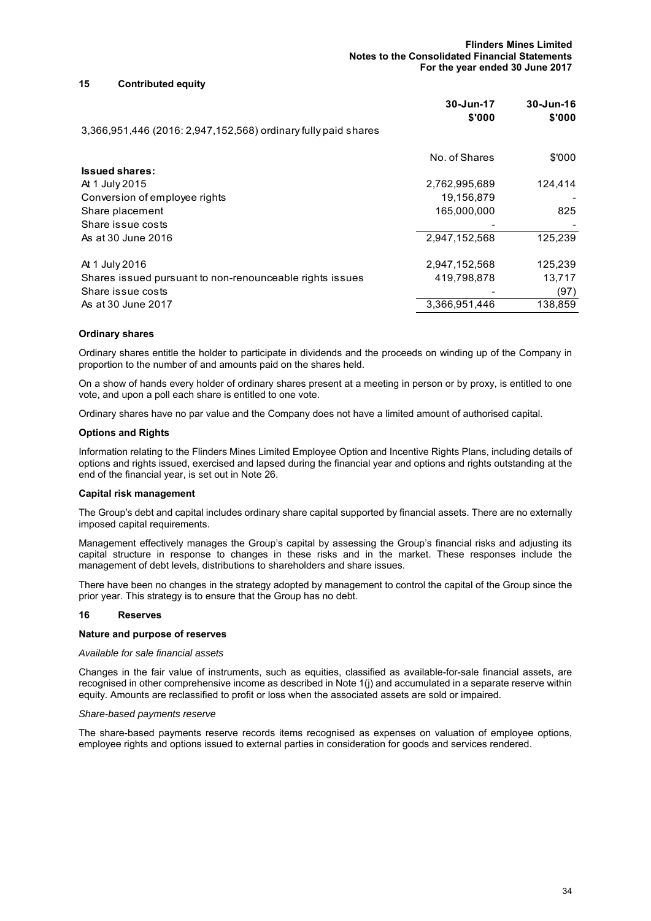## 15 Contributed equity

| | 30-Jun-17 \$'000 | 30-Jun-16 \$'000 |
|---|---|---|
| 3,366,951,446 (2016: 2,947,152,568) ordinary fully paid shares | | |

| | No. of Shares | \$'000 |
|---|---|---|
| **Issued shares:** | | |
| At 1 July 2015 | 2,762,995,689 | 124,414 |
| Conversion of employee rights | 19,156,879 | - |
| Share placement | 165,000,000 | 825 |
| Share issue costs | - | - |
| As at 30 June 2016 | 2,947,152,568 | 125,239 |
| | | |
| At 1 July 2016 | 2,947,152,568 | 125,239 |
| Shares issued pursuant to non-renounceable rights issues | 419,798,878 | 13,717 |
| Share issue costs | - | (97) |
| As at 30 June 2017 | 3,366,951,446 | 138,859 |

### Ordinary shares

Ordinary shares entitle the holder to participate in dividends and the proceeds on winding up of the Company in proportion to the number of and amounts paid on the shares held.

On a show of hands every holder of ordinary shares present at a meeting in person or by proxy, is entitled to one vote, and upon a poll each share is entitled to one vote.

Ordinary shares have no par value and the Company does not have a limited amount of authorised capital.

### Options and Rights

Information relating to the Flinders Mines Limited Employee Option and Incentive Rights Plans, including details of options and rights issued, exercised and lapsed during the financial year and options and rights outstanding at the end of the financial year, is set out in Note 26.

### Capital risk management

The Group's debt and capital includes ordinary share capital supported by financial assets. There are no externally imposed capital requirements.

Management effectively manages the Group's capital by assessing the Group's financial risks and adjusting its capital structure in response to changes in these risks and in the market. These responses include the management of debt levels, distributions to shareholders and share issues.

There have been no changes in the strategy adopted by management to control the capital of the Group since the prior year. This strategy is to ensure that the Group has no debt.

## 16 Reserves

### Nature and purpose of reserves

*Available for sale financial assets*

Changes in the fair value of instruments, such as equities, classified as available-for-sale financial assets, are recognised in other comprehensive income as described in Note 1(j) and accumulated in a separate reserve within equity. Amounts are reclassified to profit or loss when the associated assets are sold or impaired.

*Share-based payments reserve*

The share-based payments reserve records items recognised as expenses on valuation of employee options, employee rights and options issued to external parties in consideration for goods and services rendered.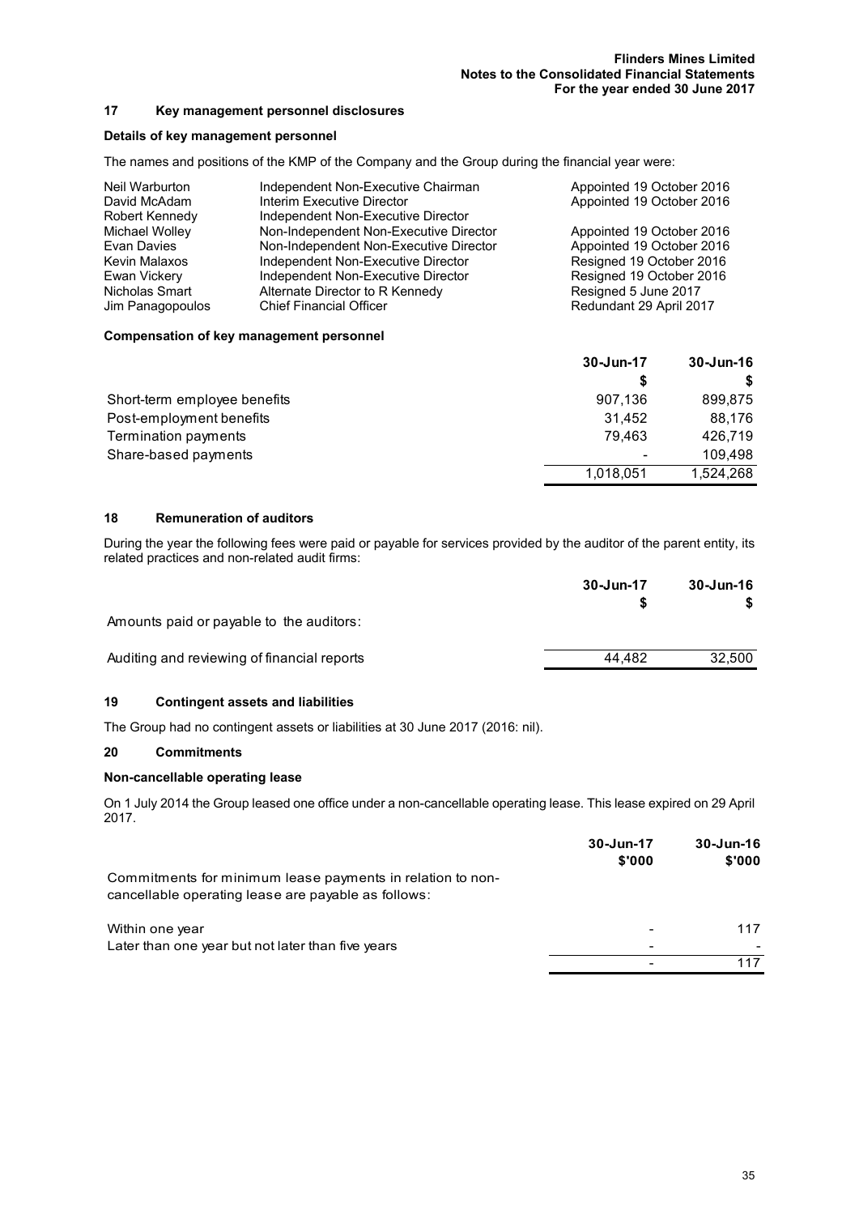## 17 Key management personnel disclosures

### Details of key management personnel

The names and positions of the KMP of the Company and the Group during the financial year were:

| | | |
|---|---|---|
| Neil Warburton | Independent Non-Executive Chairman | Appointed 19 October 2016 |
| David McAdam | Interim Executive Director | Appointed 19 October 2016 |
| Robert Kennedy | Independent Non-Executive Director | |
| Michael Wolley | Non-Independent Non-Executive Director | Appointed 19 October 2016 |
| Evan Davies | Non-Independent Non-Executive Director | Appointed 19 October 2016 |
| Kevin Malaxos | Independent Non-Executive Director | Resigned 19 October 2016 |
| Ewan Vickery | Independent Non-Executive Director | Resigned 19 October 2016 |
| Nicholas Smart | Alternate Director to R Kennedy | Resigned 5 June 2017 |
| Jim Panagopoulos | Chief Financial Officer | Redundant 29 April 2017 |

### Compensation of key management personnel

| | 30-Jun-17 | 30-Jun-16 |
|---|---|---|
| | $ | $ |
| Short-term employee benefits | 907,136 | 899,875 |
| Post-employment benefits | 31,452 | 88,176 |
| Termination payments | 79,463 | 426,719 |
| Share-based payments | - | 109,498 |
| | 1,018,051 | 1,524,268 |

## 18 Remuneration of auditors

During the year the following fees were paid or payable for services provided by the auditor of the parent entity, its related practices and non-related audit firms:

| | 30-Jun-17 | 30-Jun-16 |
|---|---|---|
| | $ | $ |
| Amounts paid or payable to the auditors: | | |
| Auditing and reviewing of financial reports | 44,482 | 32,500 |

## 19 Contingent assets and liabilities

The Group had no contingent assets or liabilities at 30 June 2017 (2016: nil).

## 20 Commitments

### Non-cancellable operating lease

On 1 July 2014 the Group leased one office under a non-cancellable operating lease. This lease expired on 29 April 2017.

| | 30-Jun-17 | 30-Jun-16 |
|---|---|---|
| | $'000 | $'000 |
| Commitments for minimum lease payments in relation to non-cancellable operating lease are payable as follows: | | |
| Within one year | - | 117 |
| Later than one year but not later than five years | - | - |
| | - | 117 |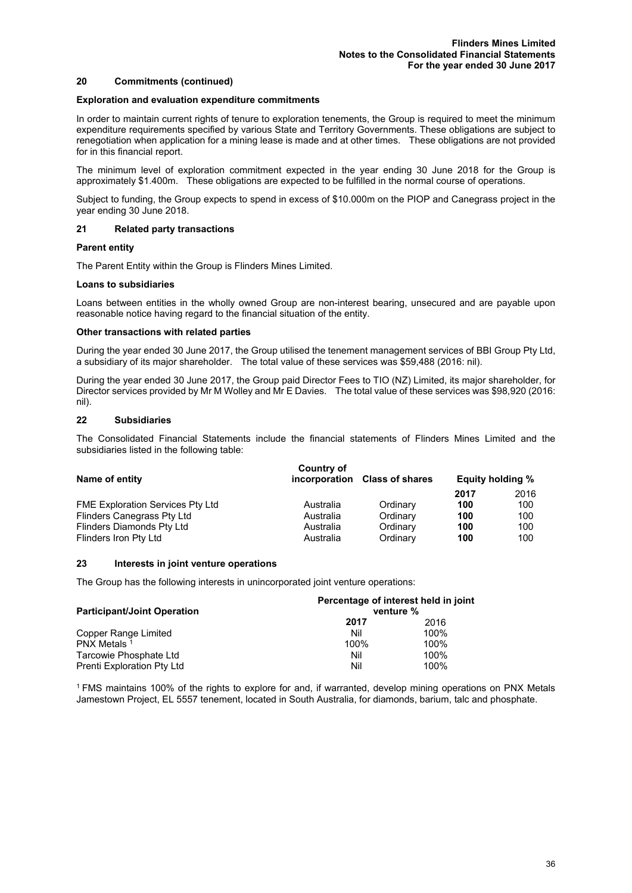## 20 Commitments (continued)

### Exploration and evaluation expenditure commitments

In order to maintain current rights of tenure to exploration tenements, the Group is required to meet the minimum expenditure requirements specified by various State and Territory Governments. These obligations are subject to renegotiation when application for a mining lease is made and at other times. These obligations are not provided for in this financial report.

The minimum level of exploration commitment expected in the year ending 30 June 2018 for the Group is approximately $1.400m. These obligations are expected to be fulfilled in the normal course of operations.

Subject to funding, the Group expects to spend in excess of $10.000m on the PIOP and Canegrass project in the year ending 30 June 2018.

## 21 Related party transactions

### Parent entity

The Parent Entity within the Group is Flinders Mines Limited.

### Loans to subsidiaries

Loans between entities in the wholly owned Group are non-interest bearing, unsecured and are payable upon reasonable notice having regard to the financial situation of the entity.

### Other transactions with related parties

During the year ended 30 June 2017, the Group utilised the tenement management services of BBI Group Pty Ltd, a subsidiary of its major shareholder. The total value of these services was $59,488 (2016: nil).

During the year ended 30 June 2017, the Group paid Director Fees to TIO (NZ) Limited, its major shareholder, for Director services provided by Mr M Wolley and Mr E Davies. The total value of these services was $98,920 (2016: nil).

## 22 Subsidiaries

The Consolidated Financial Statements include the financial statements of Flinders Mines Limited and the subsidiaries listed in the following table:

| Name of entity | Country of incorporation | Class of shares | Equity holding % | |
|---|---|---|---|---|
| | | | **2017** | 2016 |
| FME Exploration Services Pty Ltd | Australia | Ordinary | **100** | 100 |
| Flinders Canegrass Pty Ltd | Australia | Ordinary | **100** | 100 |
| Flinders Diamonds Pty Ltd | Australia | Ordinary | **100** | 100 |
| Flinders Iron Pty Ltd | Australia | Ordinary | **100** | 100 |

## 23 Interests in joint venture operations

The Group has the following interests in unincorporated joint venture operations:

| Participant/Joint Operation | Percentage of interest held in joint venture % | |
|---|---|---|
| | **2017** | 2016 |
| Copper Range Limited | Nil | 100% |
| PNX Metals [1] | 100% | 100% |
| Tarcowie Phosphate Ltd | Nil | 100% |
| Prenti Exploration Pty Ltd | Nil | 100% |

[1] FMS maintains 100% of the rights to explore for and, if warranted, develop mining operations on PNX Metals Jamestown Project, EL 5557 tenement, located in South Australia, for diamonds, barium, talc and phosphate.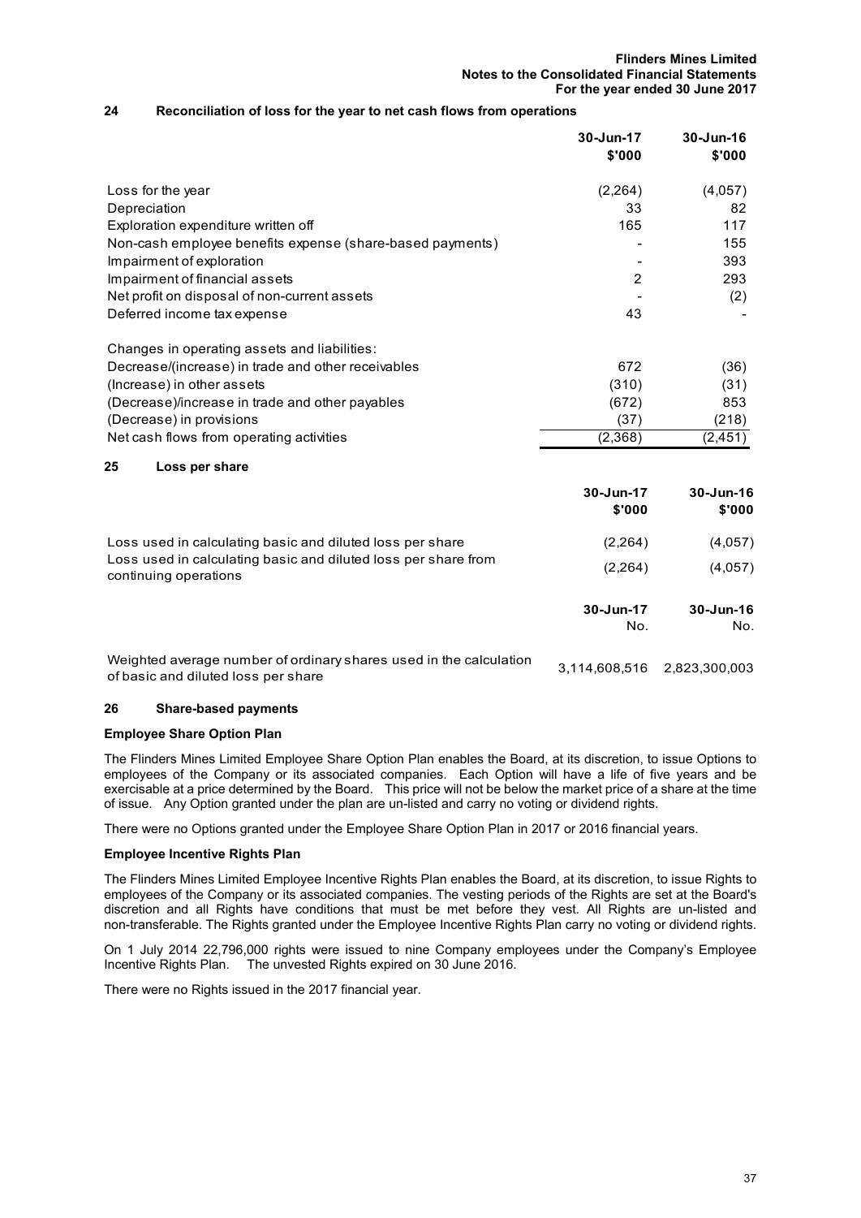## 24 Reconciliation of loss for the year to net cash flows from operations

| | 30-Jun-17 $'000 | 30-Jun-16 $'000 |
|---|---|---|
| Loss for the year | (2,264) | (4,057) |
| Depreciation | 33 | 82 |
| Exploration expenditure written off | 165 | 117 |
| Non-cash employee benefits expense (share-based payments) | - | 155 |
| Impairment of exploration | - | 393 |
| Impairment of financial assets | 2 | 293 |
| Net profit on disposal of non-current assets | - | (2) |
| Deferred income tax expense | 43 | - |
| Changes in operating assets and liabilities: | | |
| Decrease/(increase) in trade and other receivables | 672 | (36) |
| (Increase) in other assets | (310) | (31) |
| (Decrease)/increase in trade and other payables | (672) | 853 |
| (Decrease) in provisions | (37) | (218) |
| Net cash flows from operating activities | (2,368) | (2,451) |

## 25 Loss per share

| | 30-Jun-17 $'000 | 30-Jun-16 $'000 |
|---|---|---|
| Loss used in calculating basic and diluted loss per share | (2,264) | (4,057) |
| Loss used in calculating basic and diluted loss per share from continuing operations | (2,264) | (4,057) |

| | 30-Jun-17 No. | 30-Jun-16 No. |
|---|---|---|
| Weighted average number of ordinary shares used in the calculation of basic and diluted loss per share | 3,114,608,516 | 2,823,300,003 |

## 26 Share-based payments

**Employee Share Option Plan**

The Flinders Mines Limited Employee Share Option Plan enables the Board, at its discretion, to issue Options to employees of the Company or its associated companies. Each Option will have a life of five years and be exercisable at a price determined by the Board. This price will not be below the market price of a share at the time of issue. Any Option granted under the plan are un-listed and carry no voting or dividend rights.

There were no Options granted under the Employee Share Option Plan in 2017 or 2016 financial years.

**Employee Incentive Rights Plan**

The Flinders Mines Limited Employee Incentive Rights Plan enables the Board, at its discretion, to issue Rights to employees of the Company or its associated companies. The vesting periods of the Rights are set at the Board's discretion and all Rights have conditions that must be met before they vest. All Rights are un-listed and non-transferable. The Rights granted under the Employee Incentive Rights Plan carry no voting or dividend rights.

On 1 July 2014 22,796,000 rights were issued to nine Company employees under the Company's Employee Incentive Rights Plan. The unvested Rights expired on 30 June 2016.

There were no Rights issued in the 2017 financial year.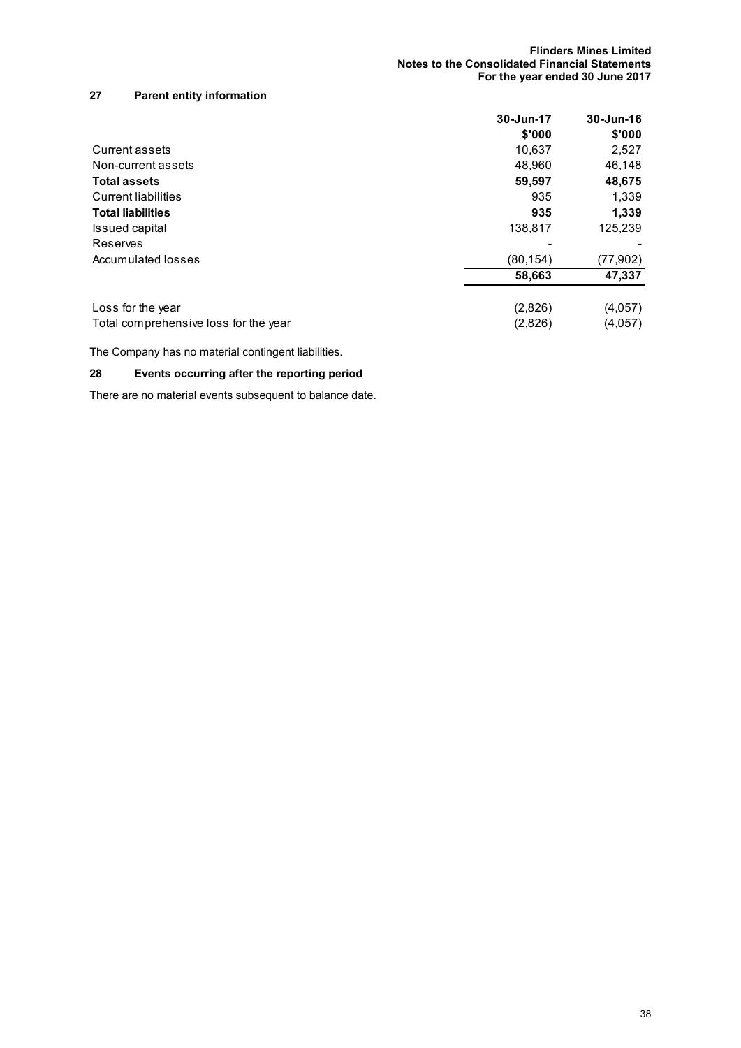## 27 Parent entity information

| | 30-Jun-17 | 30-Jun-16 |
|---|---|---|
| | $'000 | $'000 |
| Current assets | 10,637 | 2,527 |
| Non-current assets | 48,960 | 46,148 |
| **Total assets** | **59,597** | **48,675** |
| Current liabilities | 935 | 1,339 |
| **Total liabilities** | **935** | **1,339** |
| Issued capital | 138,817 | 125,239 |
| Reserves | - | - |
| Accumulated losses | (80,154) | (77,902) |
| | **58,663** | **47,337** |
| | | |
| Loss for the year | (2,826) | (4,057) |
| Total comprehensive loss for the year | (2,826) | (4,057) |

The Company has no material contingent liabilities.

## 28 Events occurring after the reporting period

There are no material events subsequent to balance date.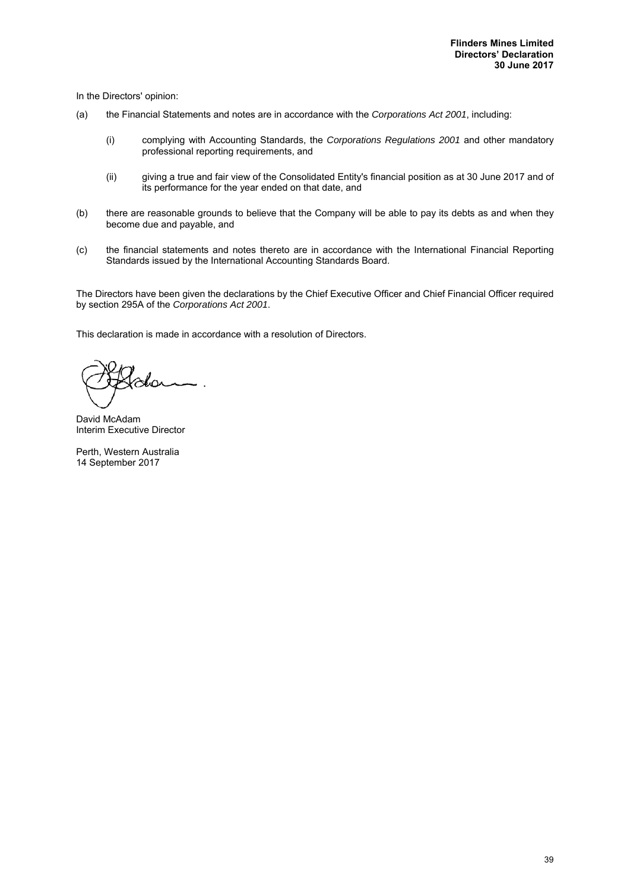# Flinders Mines Limited
## Directors' Declaration
### 30 June 2017

In the Directors' opinion:

(a) the Financial Statements and notes are in accordance with the *Corporations Act 2001*, including:

   (i) complying with Accounting Standards, the *Corporations Regulations 2001* and other mandatory professional reporting requirements, and

   (ii) giving a true and fair view of the Consolidated Entity's financial position as at 30 June 2017 and of its performance for the year ended on that date, and

(b) there are reasonable grounds to believe that the Company will be able to pay its debts as and when they become due and payable, and

(c) the financial statements and notes thereto are in accordance with the International Financial Reporting Standards issued by the International Accounting Standards Board.

The Directors have been given the declarations by the Chief Executive Officer and Chief Financial Officer required by section 295A of the *Corporations Act 2001*.

This declaration is made in accordance with a resolution of Directors.

David McAdam
Interim Executive Director

Perth, Western Australia
14 September 2017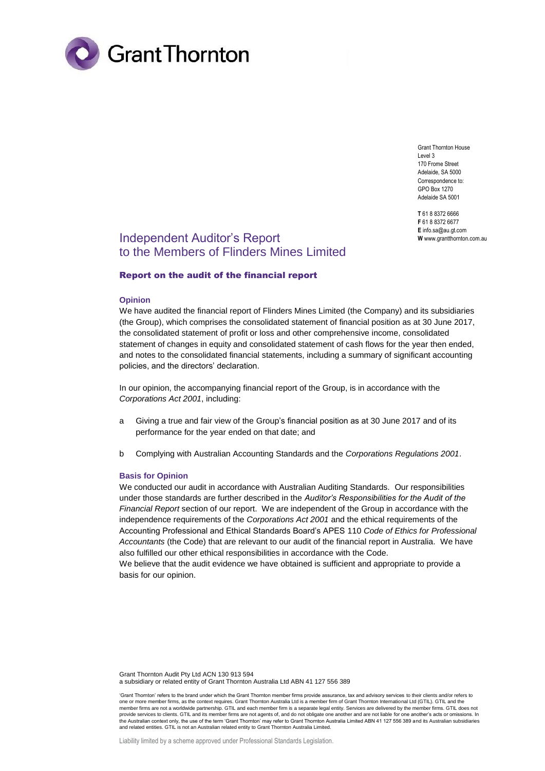Grant Thornton House
Level 3
170 Frome Street
Adelaide, SA 5000
Correspondence to:
GPO Box 1270
Adelaide SA 5001

**T** 61 8 8372 6666
**F** 61 8 8372 6677
**E** info.sa@au.gt.com
**W** www.grantthornton.com.au

# Independent Auditor's Report to the Members of Flinders Mines Limited

## Report on the audit of the financial report

### Opinion

We have audited the financial report of Flinders Mines Limited (the Company) and its subsidiaries (the Group), which comprises the consolidated statement of financial position as at 30 June 2017, the consolidated statement of profit or loss and other comprehensive income, consolidated statement of changes in equity and consolidated statement of cash flows for the year then ended, and notes to the consolidated financial statements, including a summary of significant accounting policies, and the directors' declaration.

In our opinion, the accompanying financial report of the Group, is in accordance with the *Corporations Act 2001*, including:

a Giving a true and fair view of the Group's financial position as at 30 June 2017 and of its performance for the year ended on that date; and

b Complying with Australian Accounting Standards and the *Corporations Regulations 2001*.

### Basis for Opinion

We conducted our audit in accordance with Australian Auditing Standards. Our responsibilities under those standards are further described in the *Auditor's Responsibilities for the Audit of the Financial Report* section of our report. We are independent of the Group in accordance with the independence requirements of the *Corporations Act 2001* and the ethical requirements of the Accounting Professional and Ethical Standards Board's APES 110 *Code of Ethics for Professional Accountants* (the Code) that are relevant to our audit of the financial report in Australia. We have also fulfilled our other ethical responsibilities in accordance with the Code.

We believe that the audit evidence we have obtained is sufficient and appropriate to provide a basis for our opinion.

Grant Thornton Audit Pty Ltd ACN 130 913 594
a subsidiary or related entity of Grant Thornton Australia Ltd ABN 41 127 556 389

'Grant Thornton' refers to the brand under which the Grant Thornton member firms provide assurance, tax and advisory services to their clients and/or refers to one or more member firms, as the context requires. Grant Thornton Australia Ltd is a member firm of Grant Thornton International Ltd (GTIL). GTIL and the member firms are not a worldwide partnership. GTIL and each member firm is a separate legal entity. Services are delivered by the member firms. GTIL does not provide services to clients. GTIL and its member firms are not agents of, and do not obligate one another and are not liable for one another's acts or omissions. In the Australian context only, the use of the term 'Grant Thornton' may refer to Grant Thornton Australia Limited ABN 41 127 556 389 and its Australian subsidiaries and related entities. GTIL is not an Australian related entity to Grant Thornton Australia Limited.

Liability limited by a scheme approved under Professional Standards Legislation.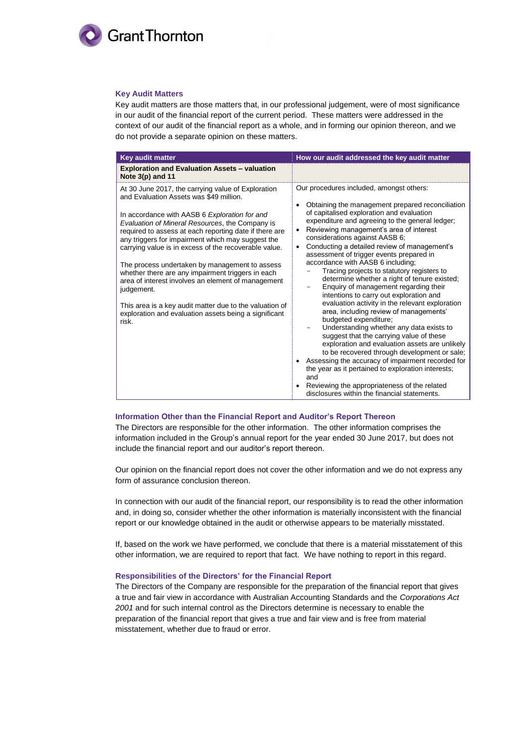### Key Audit Matters

Key audit matters are those matters that, in our professional judgement, were of most significance in our audit of the financial report of the current period. These matters were addressed in the context of our audit of the financial report as a whole, and in forming our opinion thereon, and we do not provide a separate opinion on these matters.

| Key audit matter | How our audit addressed the key audit matter |
|---|---|
| **Exploration and Evaluation Assets – valuation Note 3(p) and 11** | |
| At 30 June 2017, the carrying value of Exploration and Evaluation Assets was $49 million.<br><br>In accordance with AASB 6 *Exploration for and Evaluation of Mineral Resources*, the Company is required to assess at each reporting date if there are any triggers for impairment which may suggest the carrying value is in excess of the recoverable value.<br><br>The process undertaken by management to assess whether there are any impairment triggers in each area of interest involves an element of management judgement.<br><br>This area is a key audit matter due to the valuation of exploration and evaluation assets being a significant risk. | Our procedures included, amongst others:<br><br>• Obtaining the management prepared reconciliation of capitalised exploration and evaluation expenditure and agreeing to the general ledger;<br>• Reviewing management's area of interest considerations against AASB 6;<br>• Conducting a detailed review of management's assessment of trigger events prepared in accordance with AASB 6 including;<br>&nbsp;&nbsp;– Tracing projects to statutory registers to determine whether a right of tenure existed;<br>&nbsp;&nbsp;– Enquiry of management regarding their intentions to carry out exploration and evaluation activity in the relevant exploration area, including review of managements' budgeted expenditure;<br>&nbsp;&nbsp;– Understanding whether any data exists to suggest that the carrying value of these exploration and evaluation assets are unlikely to be recovered through development or sale;<br>• Assessing the accuracy of impairment recorded for the year as it pertained to exploration interests; and<br>• Reviewing the appropriateness of the related disclosures within the financial statements. |

### Information Other than the Financial Report and Auditor's Report Thereon

The Directors are responsible for the other information. The other information comprises the information included in the Group's annual report for the year ended 30 June 2017, but does not include the financial report and our auditor's report thereon.

Our opinion on the financial report does not cover the other information and we do not express any form of assurance conclusion thereon.

In connection with our audit of the financial report, our responsibility is to read the other information and, in doing so, consider whether the other information is materially inconsistent with the financial report or our knowledge obtained in the audit or otherwise appears to be materially misstated.

If, based on the work we have performed, we conclude that there is a material misstatement of this other information, we are required to report that fact. We have nothing to report in this regard.

### Responsibilities of the Directors' for the Financial Report

The Directors of the Company are responsible for the preparation of the financial report that gives a true and fair view in accordance with Australian Accounting Standards and the *Corporations Act 2001* and for such internal control as the Directors determine is necessary to enable the preparation of the financial report that gives a true and fair view and is free from material misstatement, whether due to fraud or error.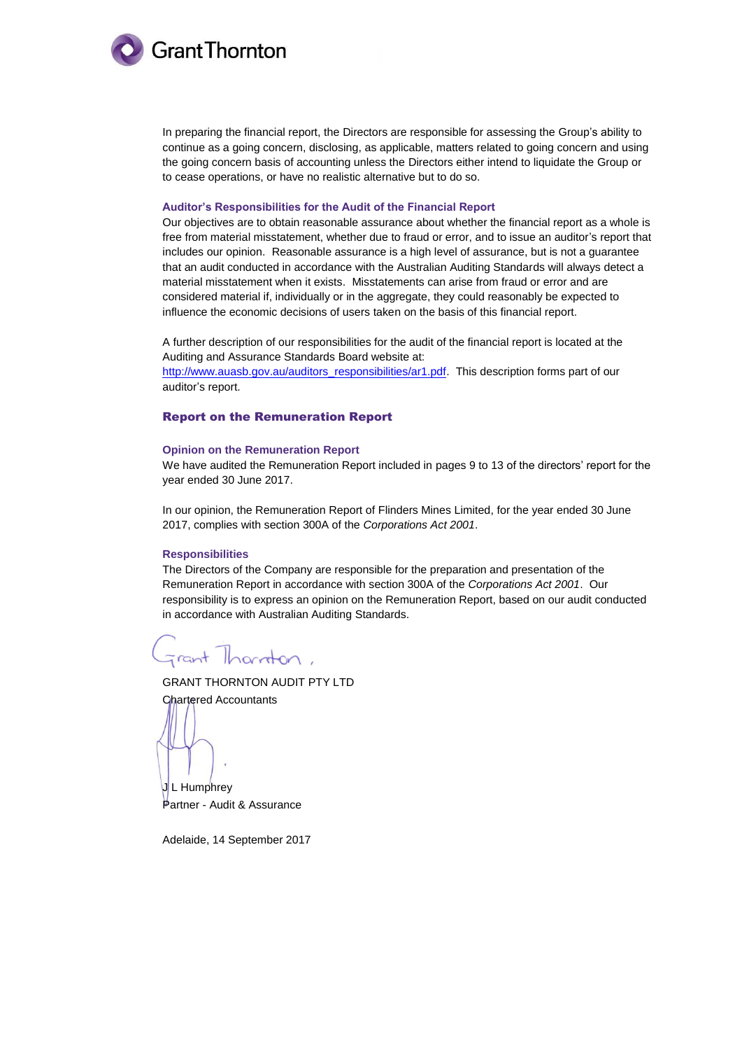In preparing the financial report, the Directors are responsible for assessing the Group's ability to continue as a going concern, disclosing, as applicable, matters related to going concern and using the going concern basis of accounting unless the Directors either intend to liquidate the Group or to cease operations, or have no realistic alternative but to do so.

### Auditor's Responsibilities for the Audit of the Financial Report

Our objectives are to obtain reasonable assurance about whether the financial report as a whole is free from material misstatement, whether due to fraud or error, and to issue an auditor's report that includes our opinion. Reasonable assurance is a high level of assurance, but is not a guarantee that an audit conducted in accordance with the Australian Auditing Standards will always detect a material misstatement when it exists. Misstatements can arise from fraud or error and are considered material if, individually or in the aggregate, they could reasonably be expected to influence the economic decisions of users taken on the basis of this financial report.

A further description of our responsibilities for the audit of the financial report is located at the Auditing and Assurance Standards Board website at: http://www.auasb.gov.au/auditors_responsibilities/ar1.pdf. This description forms part of our auditor's report.

## Report on the Remuneration Report

### Opinion on the Remuneration Report

We have audited the Remuneration Report included in pages 9 to 13 of the directors' report for the year ended 30 June 2017.

In our opinion, the Remuneration Report of Flinders Mines Limited, for the year ended 30 June 2017, complies with section 300A of the *Corporations Act 2001*.

### Responsibilities

The Directors of the Company are responsible for the preparation and presentation of the Remuneration Report in accordance with section 300A of the *Corporations Act 2001*. Our responsibility is to express an opinion on the Remuneration Report, based on our audit conducted in accordance with Australian Auditing Standards.

Grant Thornton

GRANT THORNTON AUDIT PTY LTD
Chartered Accountants

J L Humphrey
Partner - Audit & Assurance

Adelaide, 14 September 2017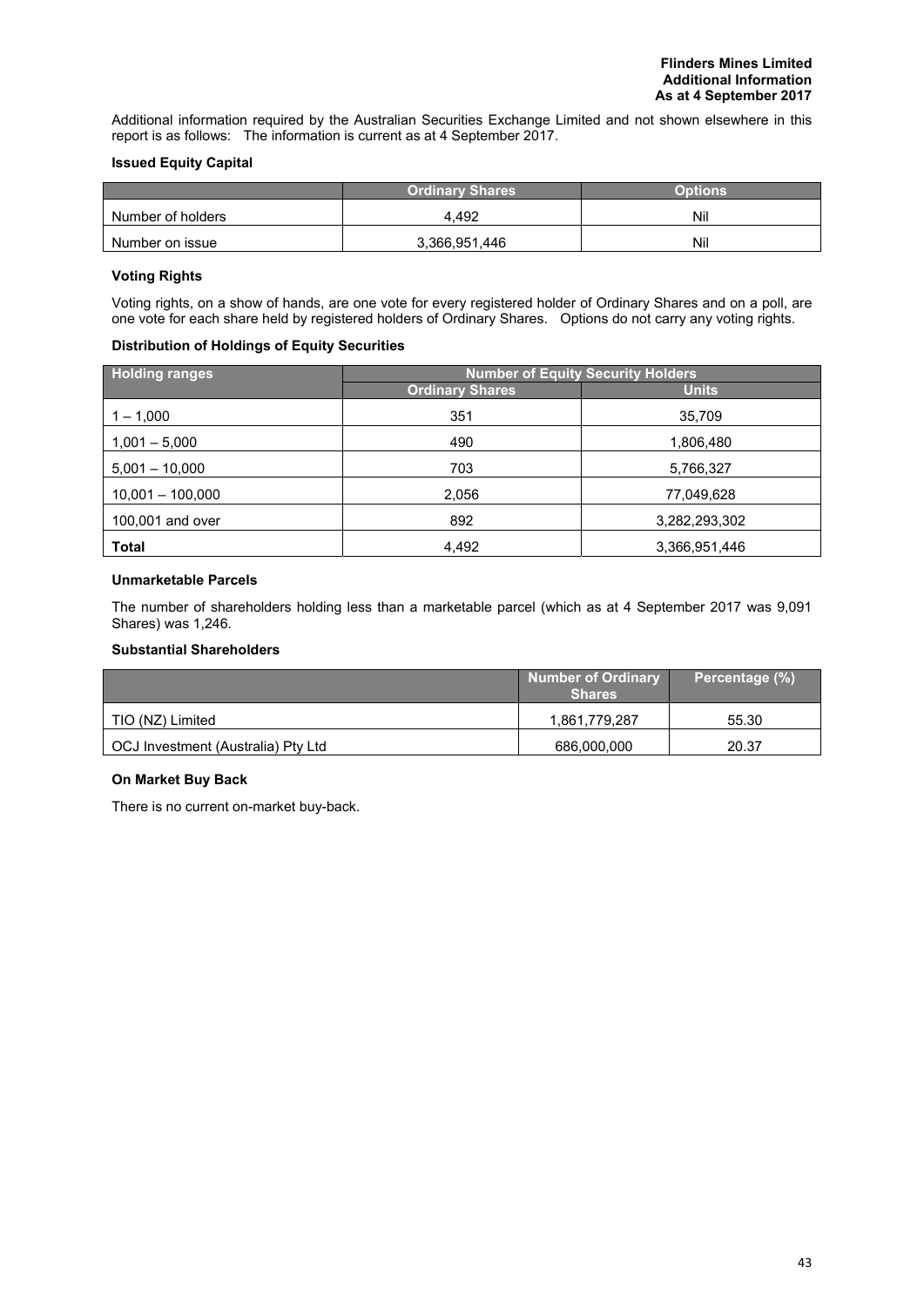**Flinders Mines Limited**
**Additional Information**
**As at 4 September 2017**

Additional information required by the Australian Securities Exchange Limited and not shown elsewhere in this report is as follows: The information is current as at 4 September 2017.

### Issued Equity Capital

| | Ordinary Shares | Options |
|---|---|---|
| Number of holders | 4,492 | Nil |
| Number on issue | 3,366,951,446 | Nil |

### Voting Rights

Voting rights, on a show of hands, are one vote for every registered holder of Ordinary Shares and on a poll, are one vote for each share held by registered holders of Ordinary Shares. Options do not carry any voting rights.

### Distribution of Holdings of Equity Securities

| Holding ranges | Number of Equity Security Holders | |
|---|---|---|
| | Ordinary Shares | Units |
| 1 – 1,000 | 351 | 35,709 |
| 1,001 – 5,000 | 490 | 1,806,480 |
| 5,001 – 10,000 | 703 | 5,766,327 |
| 10,001 – 100,000 | 2,056 | 77,049,628 |
| 100,001 and over | 892 | 3,282,293,302 |
| **Total** | 4,492 | 3,366,951,446 |

### Unmarketable Parcels

The number of shareholders holding less than a marketable parcel (which as at 4 September 2017 was 9,091 Shares) was 1,246.

### Substantial Shareholders

| | Number of Ordinary Shares | Percentage (%) |
|---|---|---|
| TIO (NZ) Limited | 1,861,779,287 | 55.30 |
| OCJ Investment (Australia) Pty Ltd | 686,000,000 | 20.37 |

### On Market Buy Back

There is no current on-market buy-back.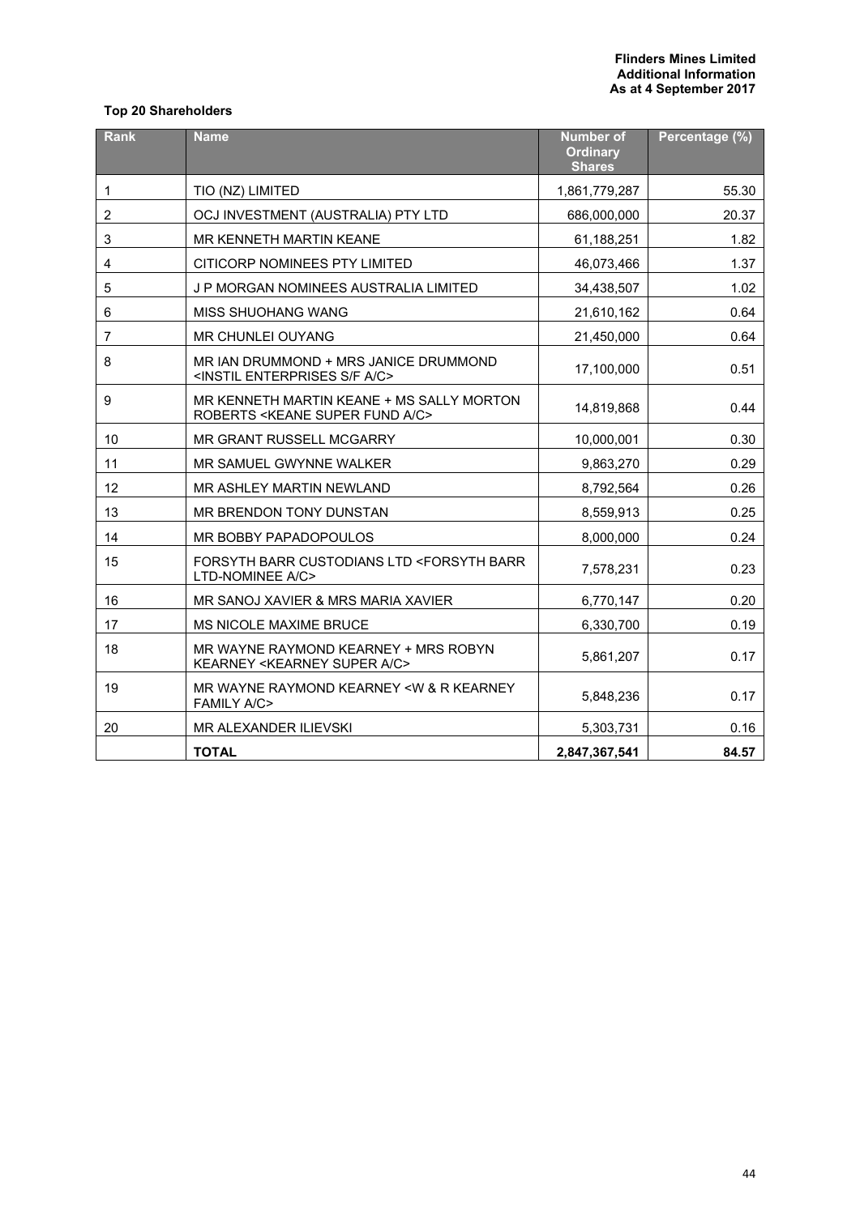**Flinders Mines Limited**
**Additional Information**
**As at 4 September 2017**

### Top 20 Shareholders

| Rank | Name | Number of Ordinary Shares | Percentage (%) |
|---|---|---|---|
| 1 | TIO (NZ) LIMITED | 1,861,779,287 | 55.30 |
| 2 | OCJ INVESTMENT (AUSTRALIA) PTY LTD | 686,000,000 | 20.37 |
| 3 | MR KENNETH MARTIN KEANE | 61,188,251 | 1.82 |
| 4 | CITICORP NOMINEES PTY LIMITED | 46,073,466 | 1.37 |
| 5 | J P MORGAN NOMINEES AUSTRALIA LIMITED | 34,438,507 | 1.02 |
| 6 | MISS SHUOHANG WANG | 21,610,162 | 0.64 |
| 7 | MR CHUNLEI OUYANG | 21,450,000 | 0.64 |
| 8 | MR IAN DRUMMOND + MRS JANICE DRUMMOND <INSTIL ENTERPRISES S/F A/C> | 17,100,000 | 0.51 |
| 9 | MR KENNETH MARTIN KEANE + MS SALLY MORTON ROBERTS <KEANE SUPER FUND A/C> | 14,819,868 | 0.44 |
| 10 | MR GRANT RUSSELL MCGARRY | 10,000,001 | 0.30 |
| 11 | MR SAMUEL GWYNNE WALKER | 9,863,270 | 0.29 |
| 12 | MR ASHLEY MARTIN NEWLAND | 8,792,564 | 0.26 |
| 13 | MR BRENDON TONY DUNSTAN | 8,559,913 | 0.25 |
| 14 | MR BOBBY PAPADOPOULOS | 8,000,000 | 0.24 |
| 15 | FORSYTH BARR CUSTODIANS LTD <FORSYTH BARR LTD-NOMINEE A/C> | 7,578,231 | 0.23 |
| 16 | MR SANOJ XAVIER & MRS MARIA XAVIER | 6,770,147 | 0.20 |
| 17 | MS NICOLE MAXIME BRUCE | 6,330,700 | 0.19 |
| 18 | MR WAYNE RAYMOND KEARNEY + MRS ROBYN KEARNEY <KEARNEY SUPER A/C> | 5,861,207 | 0.17 |
| 19 | MR WAYNE RAYMOND KEARNEY <W & R KEARNEY FAMILY A/C> | 5,848,236 | 0.17 |
| 20 | MR ALEXANDER ILIEVSKI | 5,303,731 | 0.16 |
| | **TOTAL** | **2,847,367,541** | **84.57** |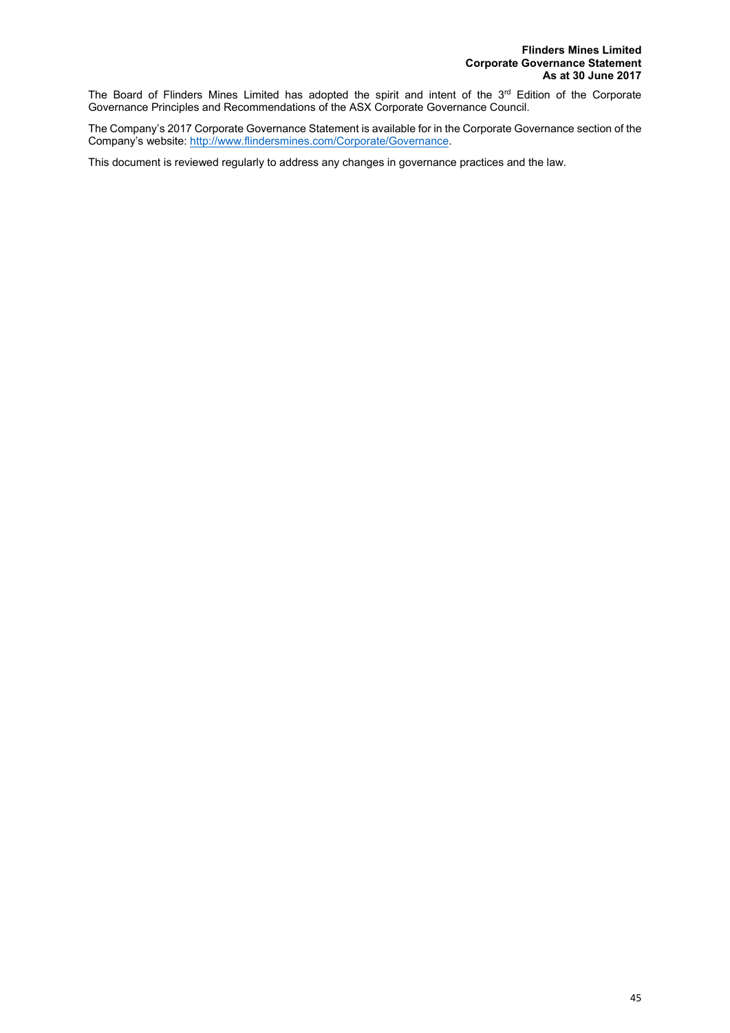**Flinders Mines Limited**
**Corporate Governance Statement**
**As at 30 June 2017**

The Board of Flinders Mines Limited has adopted the spirit and intent of the 3rd Edition of the Corporate Governance Principles and Recommendations of the ASX Corporate Governance Council.

The Company's 2017 Corporate Governance Statement is available for in the Corporate Governance section of the Company's website: http://www.flindersmines.com/Corporate/Governance.

This document is reviewed regularly to address any changes in governance practices and the law.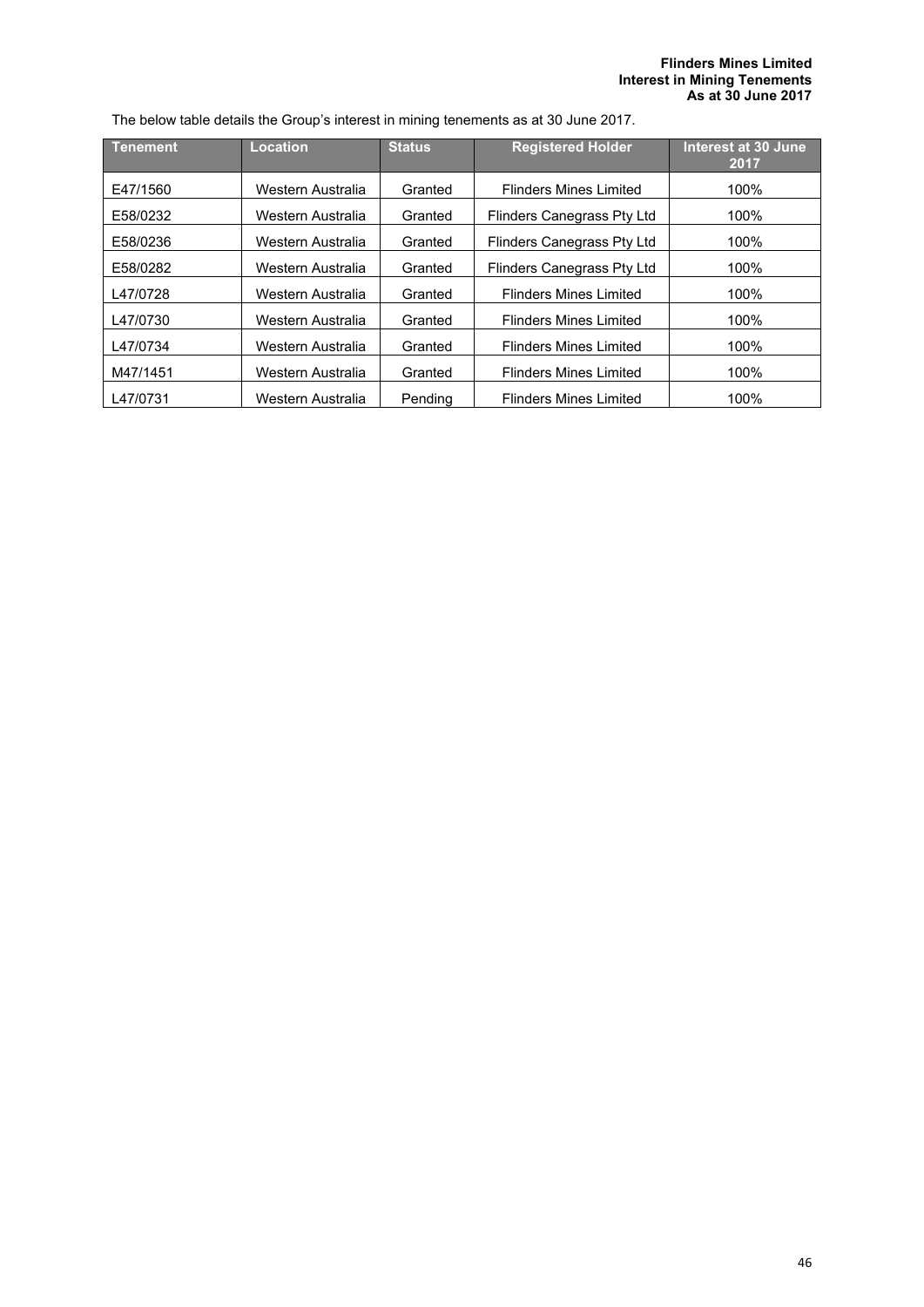The below table details the Group's interest in mining tenements as at 30 June 2017.

| Tenement | Location | Status | Registered Holder | Interest at 30 June 2017 |
| --- | --- | --- | --- | --- |
| E47/1560 | Western Australia | Granted | Flinders Mines Limited | 100% |
| E58/0232 | Western Australia | Granted | Flinders Canegrass Pty Ltd | 100% |
| E58/0236 | Western Australia | Granted | Flinders Canegrass Pty Ltd | 100% |
| E58/0282 | Western Australia | Granted | Flinders Canegrass Pty Ltd | 100% |
| L47/0728 | Western Australia | Granted | Flinders Mines Limited | 100% |
| L47/0730 | Western Australia | Granted | Flinders Mines Limited | 100% |
| L47/0734 | Western Australia | Granted | Flinders Mines Limited | 100% |
| M47/1451 | Western Australia | Granted | Flinders Mines Limited | 100% |
| L47/0731 | Western Australia | Pending | Flinders Mines Limited | 100% |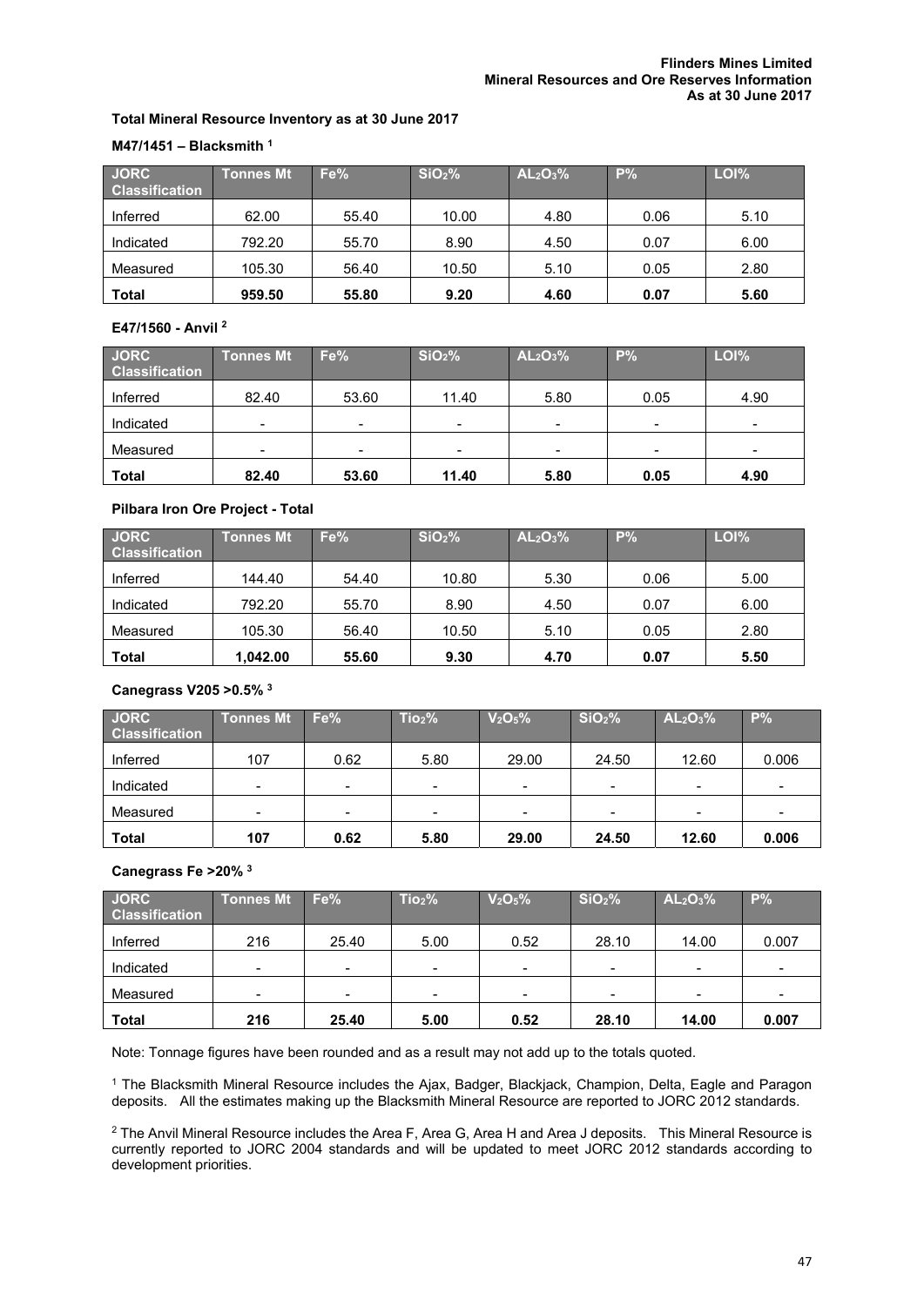**Flinders Mines Limited**
**Mineral Resources and Ore Reserves Information**
**As at 30 June 2017**

**Total Mineral Resource Inventory as at 30 June 2017**

**M47/1451 – Blacksmith [1]**

| JORC Classification | Tonnes Mt | Fe% | $SiO_2$% | $AL_2O_3$% | P% | LOI% |
|---|---|---|---|---|---|---|
| Inferred | 62.00 | 55.40 | 10.00 | 4.80 | 0.06 | 5.10 |
| Indicated | 792.20 | 55.70 | 8.90 | 4.50 | 0.07 | 6.00 |
| Measured | 105.30 | 56.40 | 10.50 | 5.10 | 0.05 | 2.80 |
| **Total** | **959.50** | **55.80** | **9.20** | **4.60** | **0.07** | **5.60** |

**E47/1560 - Anvil [2]**

| JORC Classification | Tonnes Mt | Fe% | $SiO_2$% | $AL_2O_3$% | P% | LOI% |
|---|---|---|---|---|---|---|
| Inferred | 82.40 | 53.60 | 11.40 | 5.80 | 0.05 | 4.90 |
| Indicated | - | - | - | - | - | - |
| Measured | - | - | - | - | - | - |
| **Total** | **82.40** | **53.60** | **11.40** | **5.80** | **0.05** | **4.90** |

**Pilbara Iron Ore Project - Total**

| JORC Classification | Tonnes Mt | Fe% | $SiO_2$% | $AL_2O_3$% | P% | LOI% |
|---|---|---|---|---|---|---|
| Inferred | 144.40 | 54.40 | 10.80 | 5.30 | 0.06 | 5.00 |
| Indicated | 792.20 | 55.70 | 8.90 | 4.50 | 0.07 | 6.00 |
| Measured | 105.30 | 56.40 | 10.50 | 5.10 | 0.05 | 2.80 |
| **Total** | **1,042.00** | **55.60** | **9.30** | **4.70** | **0.07** | **5.50** |

**Canegrass V205 >0.5% [3]**

| JORC Classification | Tonnes Mt | Fe% | $TiO_2$% | $V_2O_5$% | $SiO_2$% | $AL_2O_3$% | P% |
|---|---|---|---|---|---|---|---|
| Inferred | 107 | 0.62 | 5.80 | 29.00 | 24.50 | 12.60 | 0.006 |
| Indicated | - | - | - | - | - | - | - |
| Measured | - | - | - | - | - | - | - |
| **Total** | **107** | **0.62** | **5.80** | **29.00** | **24.50** | **12.60** | **0.006** |

**Canegrass Fe >20% [3]**

| JORC Classification | Tonnes Mt | Fe% | $TiO_2$% | $V_2O_5$% | $SiO_2$% | $AL_2O_3$% | P% |
|---|---|---|---|---|---|---|---|
| Inferred | 216 | 25.40 | 5.00 | 0.52 | 28.10 | 14.00 | 0.007 |
| Indicated | - | - | - | - | - | - | - |
| Measured | - | - | - | - | - | - | - |
| **Total** | **216** | **25.40** | **5.00** | **0.52** | **28.10** | **14.00** | **0.007** |

Note: Tonnage figures have been rounded and as a result may not add up to the totals quoted.

[1] The Blacksmith Mineral Resource includes the Ajax, Badger, Blackjack, Champion, Delta, Eagle and Paragon deposits. All the estimates making up the Blacksmith Mineral Resource are reported to JORC 2012 standards.

[2] The Anvil Mineral Resource includes the Area F, Area G, Area H and Area J deposits. This Mineral Resource is currently reported to JORC 2004 standards and will be updated to meet JORC 2012 standards according to development priorities.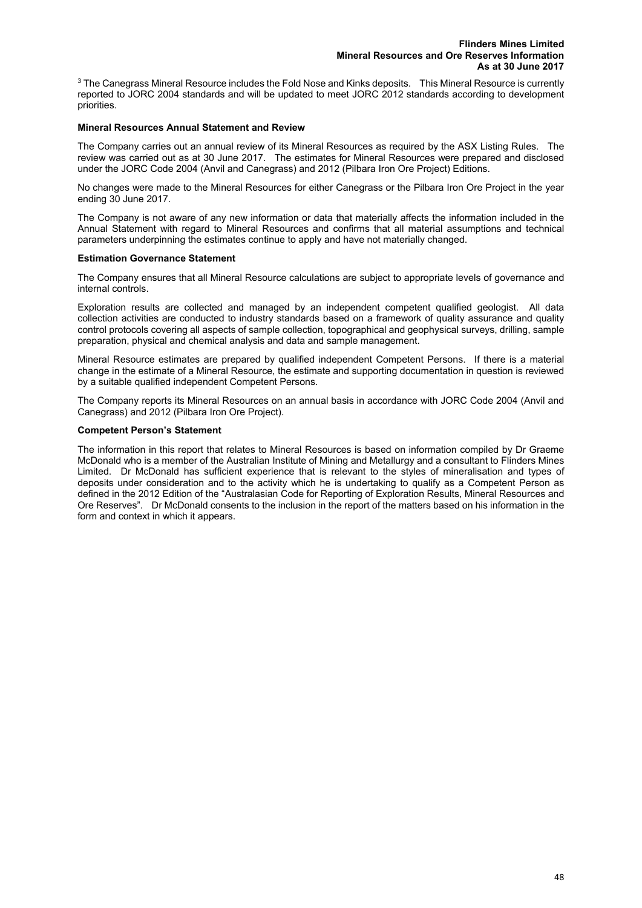[3] The Canegrass Mineral Resource includes the Fold Nose and Kinks deposits. This Mineral Resource is currently reported to JORC 2004 standards and will be updated to meet JORC 2012 standards according to development priorities.

**Mineral Resources Annual Statement and Review**

The Company carries out an annual review of its Mineral Resources as required by the ASX Listing Rules. The review was carried out as at 30 June 2017. The estimates for Mineral Resources were prepared and disclosed under the JORC Code 2004 (Anvil and Canegrass) and 2012 (Pilbara Iron Ore Project) Editions.

No changes were made to the Mineral Resources for either Canegrass or the Pilbara Iron Ore Project in the year ending 30 June 2017.

The Company is not aware of any new information or data that materially affects the information included in the Annual Statement with regard to Mineral Resources and confirms that all material assumptions and technical parameters underpinning the estimates continue to apply and have not materially changed.

**Estimation Governance Statement**

The Company ensures that all Mineral Resource calculations are subject to appropriate levels of governance and internal controls.

Exploration results are collected and managed by an independent competent qualified geologist. All data collection activities are conducted to industry standards based on a framework of quality assurance and quality control protocols covering all aspects of sample collection, topographical and geophysical surveys, drilling, sample preparation, physical and chemical analysis and data and sample management.

Mineral Resource estimates are prepared by qualified independent Competent Persons. If there is a material change in the estimate of a Mineral Resource, the estimate and supporting documentation in question is reviewed by a suitable qualified independent Competent Persons.

The Company reports its Mineral Resources on an annual basis in accordance with JORC Code 2004 (Anvil and Canegrass) and 2012 (Pilbara Iron Ore Project).

**Competent Person's Statement**

The information in this report that relates to Mineral Resources is based on information compiled by Dr Graeme McDonald who is a member of the Australian Institute of Mining and Metallurgy and a consultant to Flinders Mines Limited. Dr McDonald has sufficient experience that is relevant to the styles of mineralisation and types of deposits under consideration and to the activity which he is undertaking to qualify as a Competent Person as defined in the 2012 Edition of the "Australasian Code for Reporting of Exploration Results, Mineral Resources and Ore Reserves". Dr McDonald consents to the inclusion in the report of the matters based on his information in the form and context in which it appears.